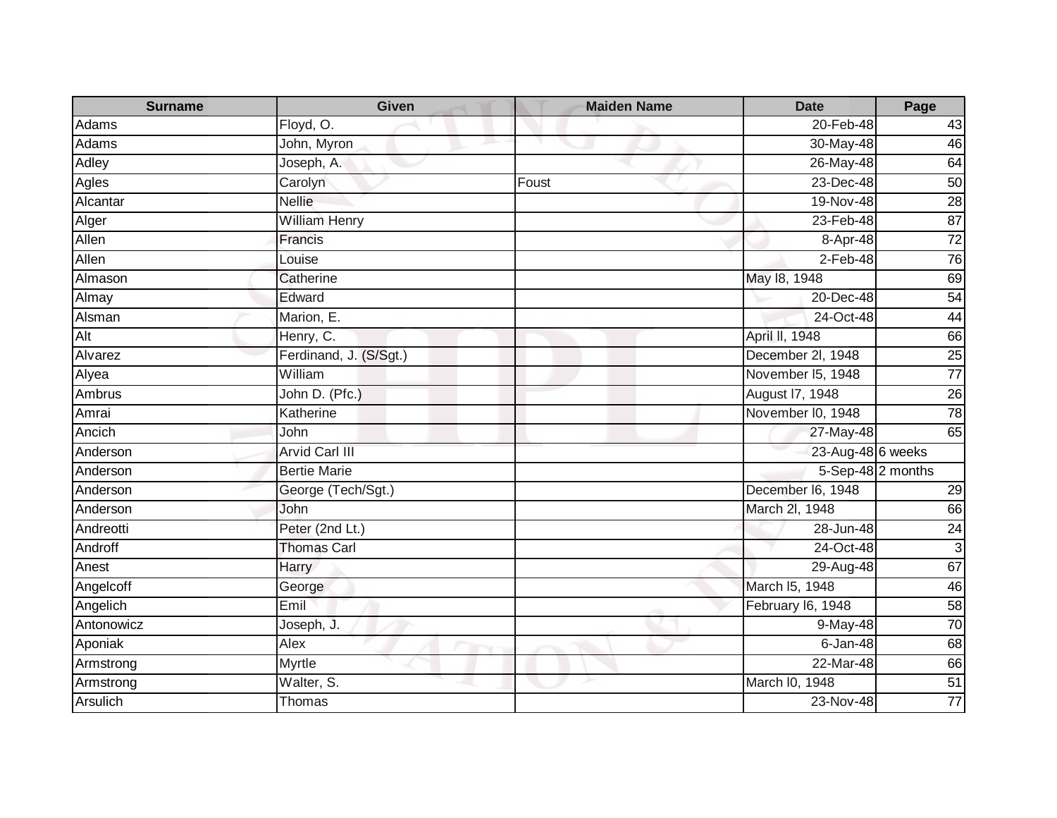| Surname | Given | Maiden Name | Date | Page |
|---|---|---|---|---|
| Adams | Floyd, O. | | 20-Feb-48 | 43 |
| Adams | John, Myron | | 30-May-48 | 46 |
| Adley | Joseph, A. | | 26-May-48 | 64 |
| Agles | Carolyn | Foust | 23-Dec-48 | 50 |
| Alcantar | Nellie | | 19-Nov-48 | 28 |
| Alger | William Henry | | 23-Feb-48 | 87 |
| Allen | Francis | | 8-Apr-48 | 72 |
| Allen | Louise | | 2-Feb-48 | 76 |
| Almason | Catherine | | May l8, 1948 | 69 |
| Almay | Edward | | 20-Dec-48 | 54 |
| Alsman | Marion, E. | | 24-Oct-48 | 44 |
| Alt | Henry, C. | | April Il, 1948 | 66 |
| Alvarez | Ferdinand, J. (S/Sgt.) | | December 2l, 1948 | 25 |
| Alyea | William | | November l5, 1948 | 77 |
| Ambrus | John D. (Pfc.) | | August l7, 1948 | 26 |
| Amrai | Katherine | | November l0, 1948 | 78 |
| Ancich | John | | 27-May-48 | 65 |
| Anderson | Arvid Carl III | | 23-Aug-48 | 6 weeks |
| Anderson | Bertie Marie | | 5-Sep-48 | 2 months |
| Anderson | George (Tech/Sgt.) | | December l6, 1948 | 29 |
| Anderson | John | | March 2l, 1948 | 66 |
| Andreotti | Peter (2nd Lt.) | | 28-Jun-48 | 24 |
| Androff | Thomas Carl | | 24-Oct-48 | 3 |
| Anest | Harry | | 29-Aug-48 | 67 |
| Angelcoff | George | | March l5, 1948 | 46 |
| Angelich | Emil | | February l6, 1948 | 58 |
| Antonowicz | Joseph, J. | | 9-May-48 | 70 |
| Aponiak | Alex | | 6-Jan-48 | 68 |
| Armstrong | Myrtle | | 22-Mar-48 | 66 |
| Armstrong | Walter, S. | | March l0, 1948 | 51 |
| Arsulich | Thomas | | 23-Nov-48 | 77 |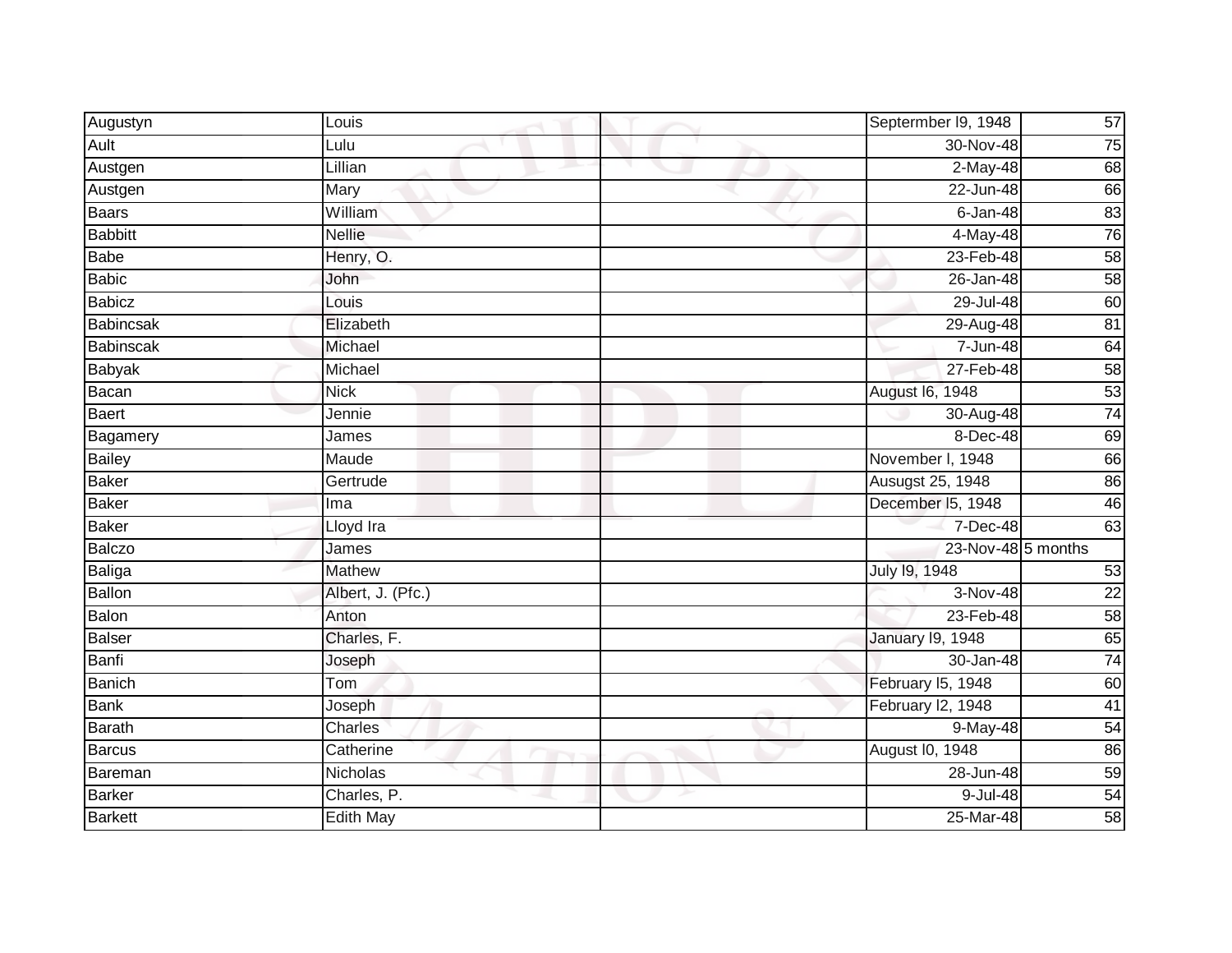| | | | | |
|---|---|---|---|---|
| Augustyn | Louis | | Septermber l9, 1948 | 57 |
| Ault | Lulu | | 30-Nov-48 | 75 |
| Austgen | Lillian | | 2-May-48 | 68 |
| Austgen | Mary | | 22-Jun-48 | 66 |
| Baars | William | | 6-Jan-48 | 83 |
| Babbitt | Nellie | | 4-May-48 | 76 |
| Babe | Henry, O. | | 23-Feb-48 | 58 |
| Babic | John | | 26-Jan-48 | 58 |
| Babicz | Louis | | 29-Jul-48 | 60 |
| Babincsak | Elizabeth | | 29-Aug-48 | 81 |
| Babinscak | Michael | | 7-Jun-48 | 64 |
| Babyak | Michael | | 27-Feb-48 | 58 |
| Bacan | Nick | | August l6, 1948 | 53 |
| Baert | Jennie | | 30-Aug-48 | 74 |
| Bagamery | James | | 8-Dec-48 | 69 |
| Bailey | Maude | | November l, 1948 | 66 |
| Baker | Gertrude | | Ausugst 25, 1948 | 86 |
| Baker | Ima | | December l5, 1948 | 46 |
| Baker | Lloyd Ira | | 7-Dec-48 | 63 |
| Balczo | James | | 23-Nov-48 | 5 months |
| Baliga | Mathew | | July l9, 1948 | 53 |
| Ballon | Albert, J. (Pfc.) | | 3-Nov-48 | 22 |
| Balon | Anton | | 23-Feb-48 | 58 |
| Balser | Charles, F. | | January l9, 1948 | 65 |
| Banfi | Joseph | | 30-Jan-48 | 74 |
| Banich | Tom | | February l5, 1948 | 60 |
| Bank | Joseph | | February l2, 1948 | 41 |
| Barath | Charles | | 9-May-48 | 54 |
| Barcus | Catherine | | August l0, 1948 | 86 |
| Bareman | Nicholas | | 28-Jun-48 | 59 |
| Barker | Charles, P. | | 9-Jul-48 | 54 |
| Barkett | Edith May | | 25-Mar-48 | 58 |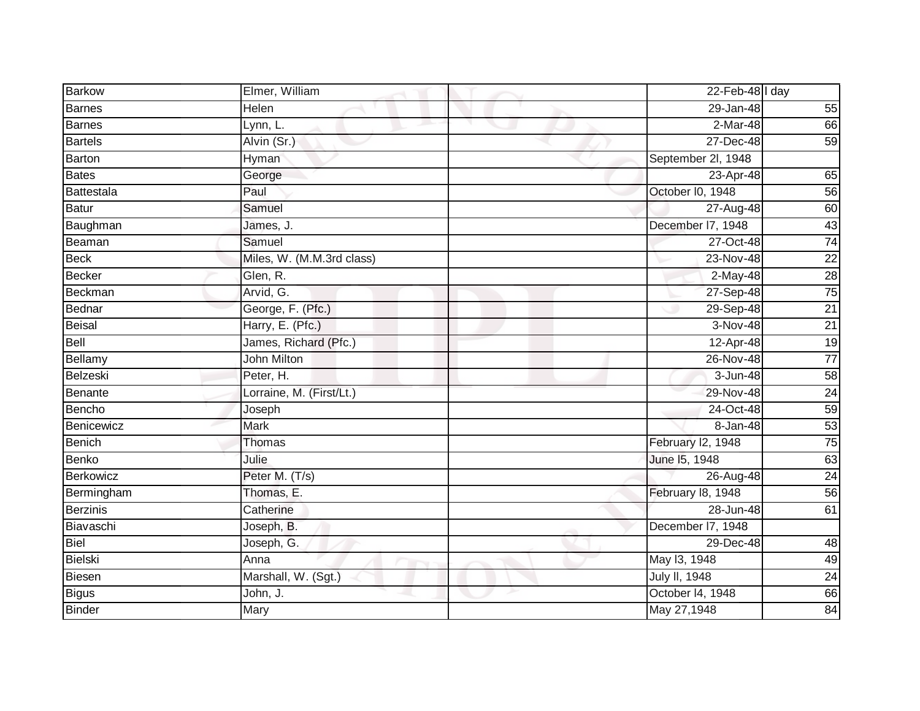| Barkow | Elmer, William | | 22-Feb-48 | l day |
|---|---|---|---|---|
| Barnes | Helen | | 29-Jan-48 | 55 |
| Barnes | Lynn, L. | | 2-Mar-48 | 66 |
| Bartels | Alvin (Sr.) | | 27-Dec-48 | 59 |
| Barton | Hyman | | September 2l, 1948 | |
| Bates | George | | 23-Apr-48 | 65 |
| Battestala | Paul | | October l0, 1948 | 56 |
| Batur | Samuel | | 27-Aug-48 | 60 |
| Baughman | James, J. | | December l7, 1948 | 43 |
| Beaman | Samuel | | 27-Oct-48 | 74 |
| Beck | Miles, W. (M.M.3rd class) | | 23-Nov-48 | 22 |
| Becker | Glen, R. | | 2-May-48 | 28 |
| Beckman | Arvid, G. | | 27-Sep-48 | 75 |
| Bednar | George, F. (Pfc.) | | 29-Sep-48 | 21 |
| Beisal | Harry, E. (Pfc.) | | 3-Nov-48 | 21 |
| Bell | James, Richard (Pfc.) | | 12-Apr-48 | 19 |
| Bellamy | John Milton | | 26-Nov-48 | 77 |
| Belzeski | Peter, H. | | 3-Jun-48 | 58 |
| Benante | Lorraine, M. (First/Lt.) | | 29-Nov-48 | 24 |
| Bencho | Joseph | | 24-Oct-48 | 59 |
| Benicewicz | Mark | | 8-Jan-48 | 53 |
| Benich | Thomas | | February l2, 1948 | 75 |
| Benko | Julie | | June l5, 1948 | 63 |
| Berkowicz | Peter M. (T/s) | | 26-Aug-48 | 24 |
| Bermingham | Thomas, E. | | February l8, 1948 | 56 |
| Berzinis | Catherine | | 28-Jun-48 | 61 |
| Biavaschi | Joseph, B. | | December l7, 1948 | |
| Biel | Joseph, G. | | 29-Dec-48 | 48 |
| Bielski | Anna | | May l3, 1948 | 49 |
| Biesen | Marshall, W. (Sgt.) | | July ll, 1948 | 24 |
| Bigus | John, J. | | October l4, 1948 | 66 |
| Binder | Mary | | May 27,1948 | 84 |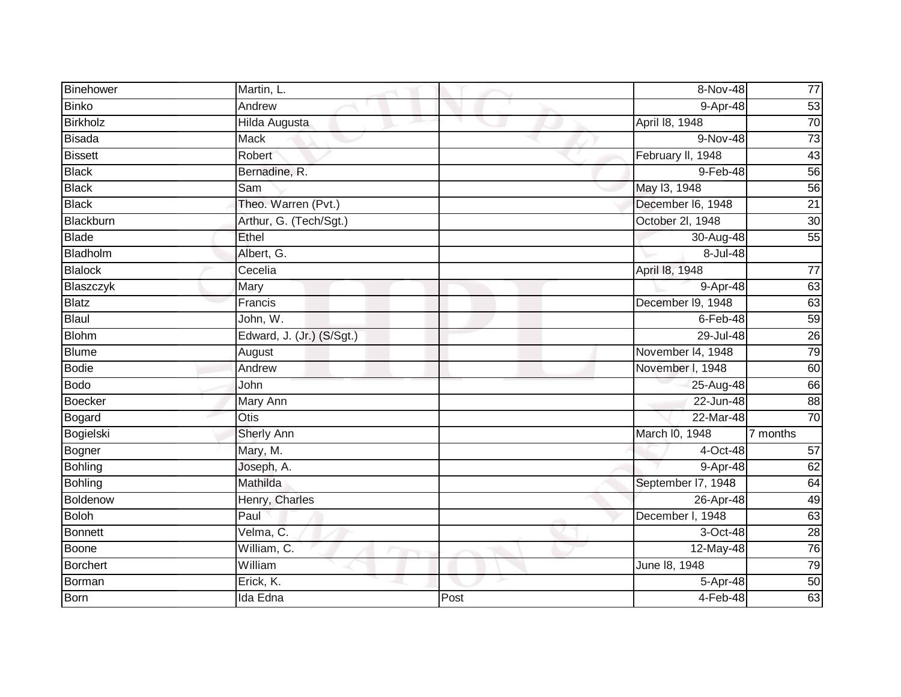| | | | | |
|---|---|---|---|---|
| Binehower | Martin, L. | | 8-Nov-48 | 77 |
| Binko | Andrew | | 9-Apr-48 | 53 |
| Birkholz | Hilda Augusta | | April l8, 1948 | 70 |
| Bisada | Mack | | 9-Nov-48 | 73 |
| Bissett | Robert | | February ll, 1948 | 43 |
| Black | Bernadine, R. | | 9-Feb-48 | 56 |
| Black | Sam | | May l3, 1948 | 56 |
| Black | Theo. Warren (Pvt.) | | December l6, 1948 | 21 |
| Blackburn | Arthur, G. (Tech/Sgt.) | | October 2l, 1948 | 30 |
| Blade | Ethel | | 30-Aug-48 | 55 |
| Bladholm | Albert, G. | | 8-Jul-48 | |
| Blalock | Cecelia | | April l8, 1948 | 77 |
| Blaszczyk | Mary | | 9-Apr-48 | 63 |
| Blatz | Francis | | December l9, 1948 | 63 |
| Blaul | John, W. | | 6-Feb-48 | 59 |
| Blohm | Edward, J. (Jr.) (S/Sgt.) | | 29-Jul-48 | 26 |
| Blume | August | | November l4, 1948 | 79 |
| Bodie | Andrew | | November l, 1948 | 60 |
| Bodo | John | | 25-Aug-48 | 66 |
| Boecker | Mary Ann | | 22-Jun-48 | 88 |
| Bogard | Otis | | 22-Mar-48 | 70 |
| Bogielski | Sherly Ann | | March l0, 1948 | 7 months |
| Bogner | Mary, M. | | 4-Oct-48 | 57 |
| Bohling | Joseph, A. | | 9-Apr-48 | 62 |
| Bohling | Mathilda | | September l7, 1948 | 64 |
| Boldenow | Henry, Charles | | 26-Apr-48 | 49 |
| Boloh | Paul | | December l, 1948 | 63 |
| Bonnett | Velma, C. | | 3-Oct-48 | 28 |
| Boone | William, C. | | 12-May-48 | 76 |
| Borchert | William | | June l8, 1948 | 79 |
| Borman | Erick, K. | | 5-Apr-48 | 50 |
| Born | Ida Edna | Post | 4-Feb-48 | 63 |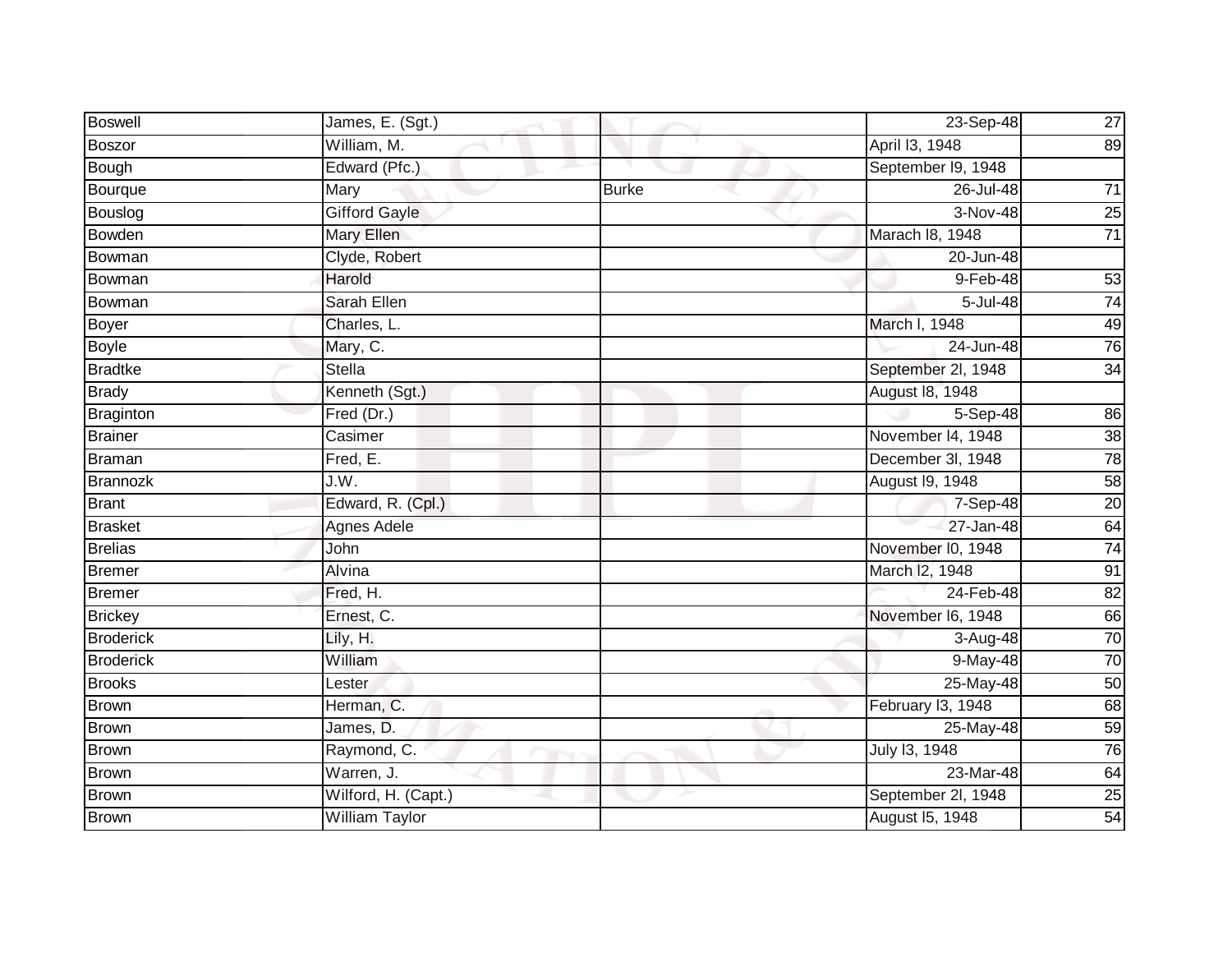| Boswell | James, E. (Sgt.) | | 23-Sep-48 | 27 |
|---|---|---|---|---|
| Boszor | William, M. | | April l3, 1948 | 89 |
| Bough | Edward (Pfc.) | | September l9, 1948 | |
| Bourque | Mary | Burke | 26-Jul-48 | 71 |
| Bouslog | Gifford Gayle | | 3-Nov-48 | 25 |
| Bowden | Mary Ellen | | Marach l8, 1948 | 71 |
| Bowman | Clyde, Robert | | 20-Jun-48 | |
| Bowman | Harold | | 9-Feb-48 | 53 |
| Bowman | Sarah Ellen | | 5-Jul-48 | 74 |
| Boyer | Charles, L. | | March l, 1948 | 49 |
| Boyle | Mary, C. | | 24-Jun-48 | 76 |
| Bradtke | Stella | | September 2l, 1948 | 34 |
| Brady | Kenneth (Sgt.) | | August l8, 1948 | |
| Braginton | Fred (Dr.) | | 5-Sep-48 | 86 |
| Brainer | Casimer | | November l4, 1948 | 38 |
| Braman | Fred, E. | | December 3l, 1948 | 78 |
| Brannozk | J.W. | | August l9, 1948 | 58 |
| Brant | Edward, R. (Cpl.) | | 7-Sep-48 | 20 |
| Brasket | Agnes Adele | | 27-Jan-48 | 64 |
| Brelias | John | | November l0, 1948 | 74 |
| Bremer | Alvina | | March l2, 1948 | 91 |
| Bremer | Fred, H. | | 24-Feb-48 | 82 |
| Brickey | Ernest, C. | | November l6, 1948 | 66 |
| Broderick | Lily, H. | | 3-Aug-48 | 70 |
| Broderick | William | | 9-May-48 | 70 |
| Brooks | Lester | | 25-May-48 | 50 |
| Brown | Herman, C. | | February l3, 1948 | 68 |
| Brown | James, D. | | 25-May-48 | 59 |
| Brown | Raymond, C. | | July l3, 1948 | 76 |
| Brown | Warren, J. | | 23-Mar-48 | 64 |
| Brown | Wilford, H. (Capt.) | | September 2l, 1948 | 25 |
| Brown | William Taylor | | August l5, 1948 | 54 |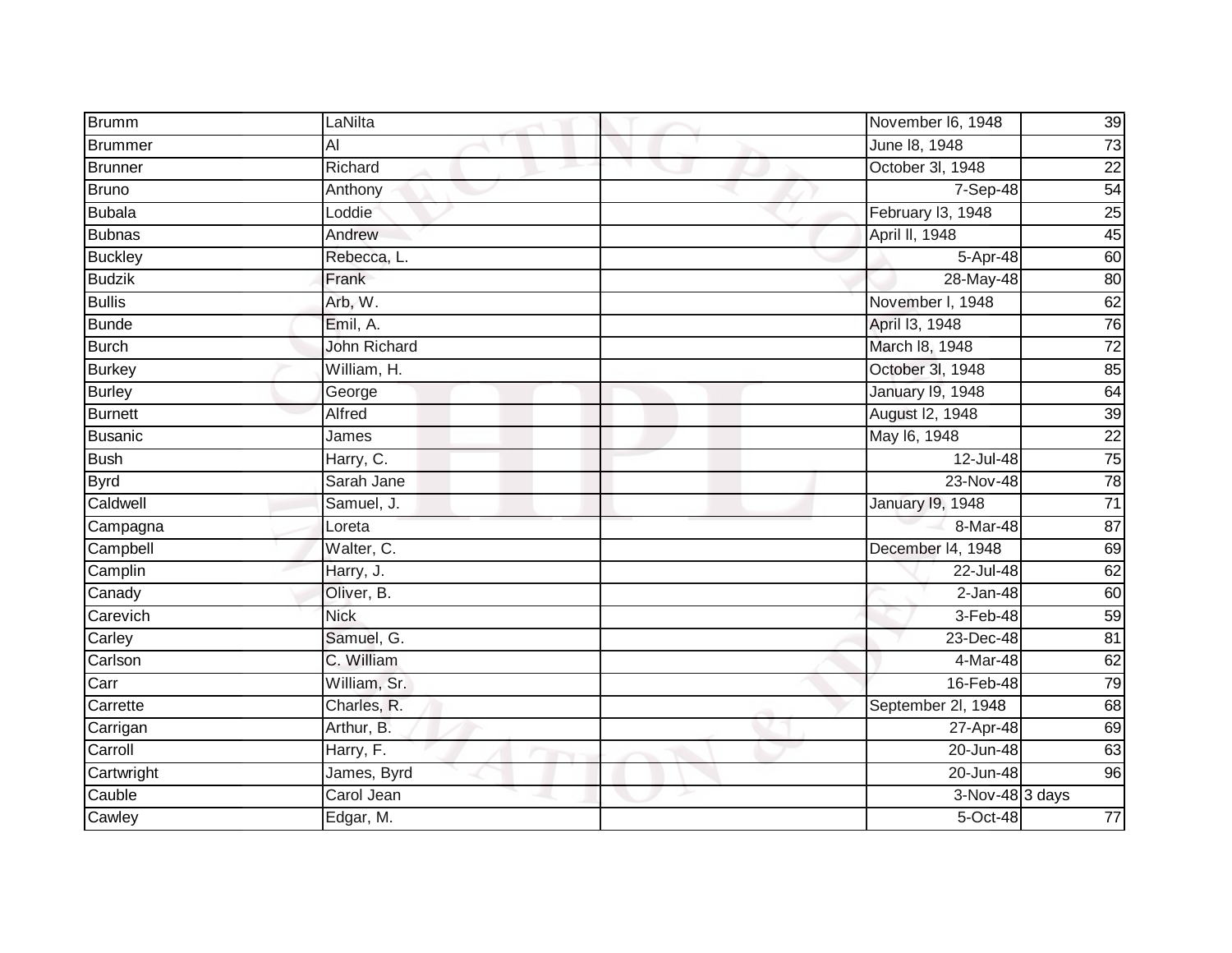| Brumm | LaNilta | | November l6, 1948 | 39 |
|---|---|---|---|---|
| Brummer | Al | | June l8, 1948 | 73 |
| Brunner | Richard | | October 3l, 1948 | 22 |
| Bruno | Anthony | | 7-Sep-48 | 54 |
| Bubala | Loddie | | February l3, 1948 | 25 |
| Bubnas | Andrew | | April ll, 1948 | 45 |
| Buckley | Rebecca, L. | | 5-Apr-48 | 60 |
| Budzik | Frank | | 28-May-48 | 80 |
| Bullis | Arb, W. | | November l, 1948 | 62 |
| Bunde | Emil, A. | | April l3, 1948 | 76 |
| Burch | John Richard | | March l8, 1948 | 72 |
| Burkey | William, H. | | October 3l, 1948 | 85 |
| Burley | George | | January l9, 1948 | 64 |
| Burnett | Alfred | | August l2, 1948 | 39 |
| Busanic | James | | May l6, 1948 | 22 |
| Bush | Harry, C. | | 12-Jul-48 | 75 |
| Byrd | Sarah Jane | | 23-Nov-48 | 78 |
| Caldwell | Samuel, J. | | January l9, 1948 | 71 |
| Campagna | Loreta | | 8-Mar-48 | 87 |
| Campbell | Walter, C. | | December l4, 1948 | 69 |
| Camplin | Harry, J. | | 22-Jul-48 | 62 |
| Canady | Oliver, B. | | 2-Jan-48 | 60 |
| Carevich | Nick | | 3-Feb-48 | 59 |
| Carley | Samuel, G. | | 23-Dec-48 | 81 |
| Carlson | C. William | | 4-Mar-48 | 62 |
| Carr | William, Sr. | | 16-Feb-48 | 79 |
| Carrette | Charles, R. | | September 2l, 1948 | 68 |
| Carrigan | Arthur, B. | | 27-Apr-48 | 69 |
| Carroll | Harry, F. | | 20-Jun-48 | 63 |
| Cartwright | James, Byrd | | 20-Jun-48 | 96 |
| Cauble | Carol Jean | | 3-Nov-48 | 3 days |
| Cawley | Edgar, M. | | 5-Oct-48 | 77 |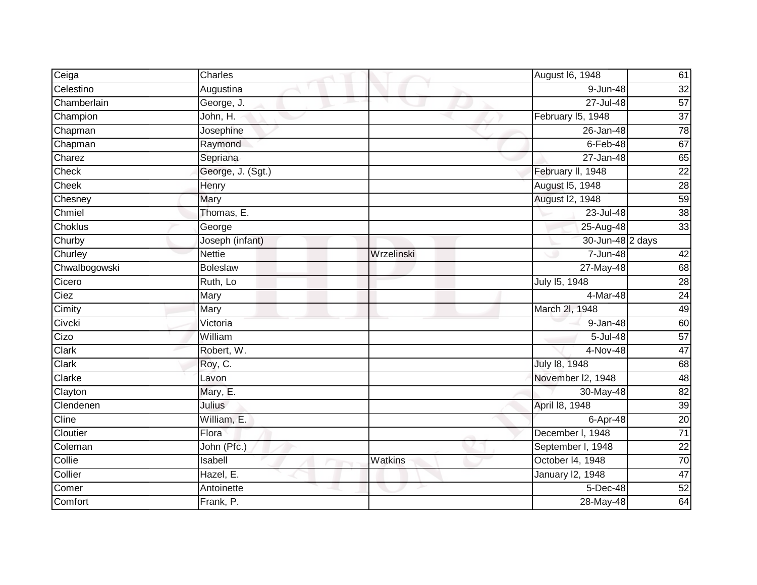| | | | | |
|---|---|---|---|---|
| Ceiga | Charles | | August l6, 1948 | 61 |
| Celestino | Augustina | | 9-Jun-48 | 32 |
| Chamberlain | George, J. | | 27-Jul-48 | 57 |
| Champion | John, H. | | February l5, 1948 | 37 |
| Chapman | Josephine | | 26-Jan-48 | 78 |
| Chapman | Raymond | | 6-Feb-48 | 67 |
| Charez | Sepriana | | 27-Jan-48 | 65 |
| Check | George, J. (Sgt.) | | February ll, 1948 | 22 |
| Cheek | Henry | | August l5, 1948 | 28 |
| Chesney | Mary | | August l2, 1948 | 59 |
| Chmiel | Thomas, E. | | 23-Jul-48 | 38 |
| Choklus | George | | 25-Aug-48 | 33 |
| Churby | Joseph (infant) | | 30-Jun-48 | 2 days |
| Churley | Nettie | Wrzelinski | 7-Jun-48 | 42 |
| Chwalbogowski | Boleslaw | | 27-May-48 | 68 |
| Cicero | Ruth, Lo | | July l5, 1948 | 28 |
| Ciez | Mary | | 4-Mar-48 | 24 |
| Cimity | Mary | | March 2l, 1948 | 49 |
| Civcki | Victoria | | 9-Jan-48 | 60 |
| Cizo | William | | 5-Jul-48 | 57 |
| Clark | Robert, W. | | 4-Nov-48 | 47 |
| Clark | Roy, C. | | July l8, 1948 | 68 |
| Clarke | Lavon | | November l2, 1948 | 48 |
| Clayton | Mary, E. | | 30-May-48 | 82 |
| Clendenen | Julius | | April l8, 1948 | 39 |
| Cline | William, E. | | 6-Apr-48 | 20 |
| Cloutier | Flora | | December l, 1948 | 71 |
| Coleman | John (Pfc.) | | September l, 1948 | 22 |
| Collie | Isabell | Watkins | October l4, 1948 | 70 |
| Collier | Hazel, E. | | January l2, 1948 | 47 |
| Comer | Antoinette | | 5-Dec-48 | 52 |
| Comfort | Frank, P. | | 28-May-48 | 64 |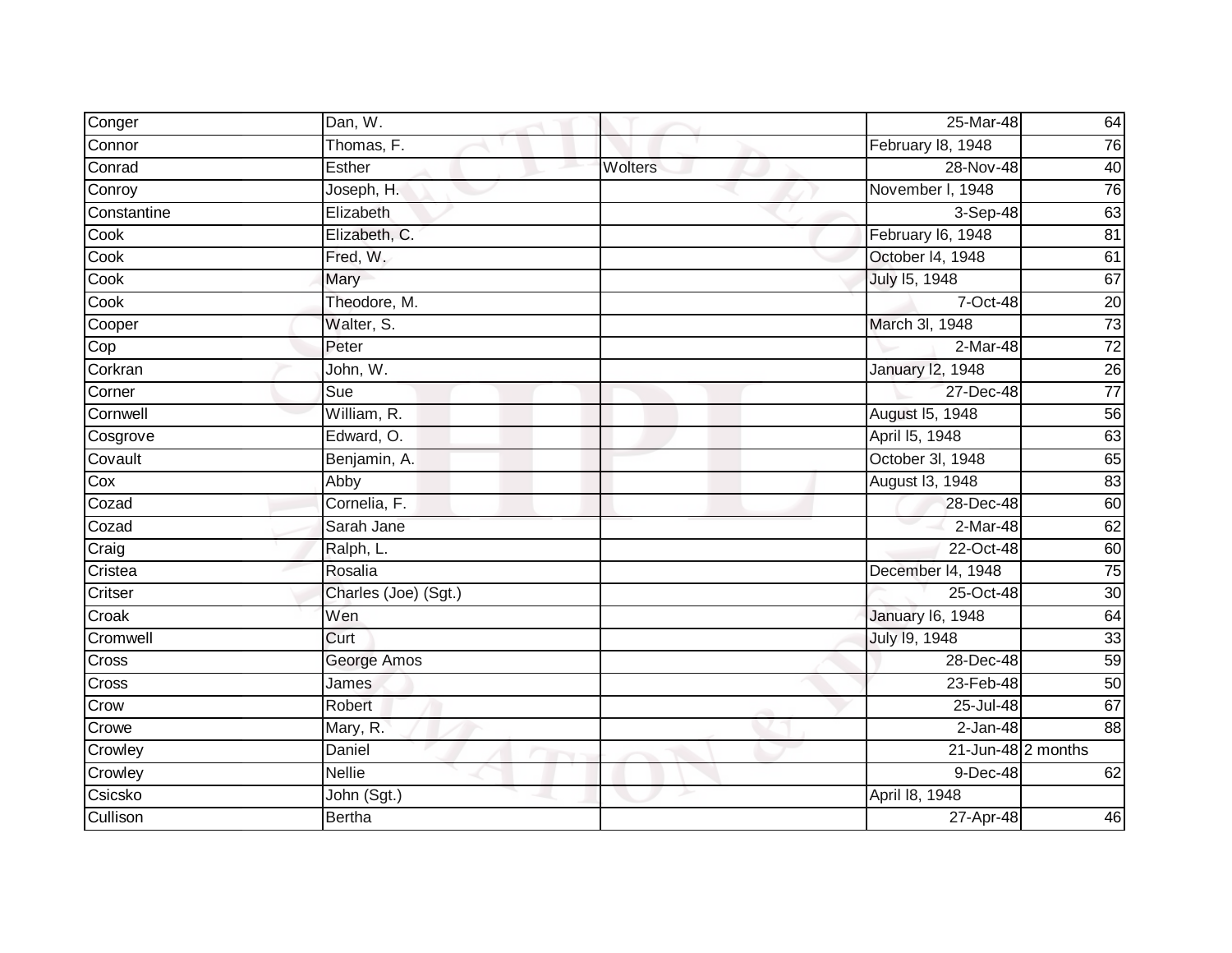| | | | | |
|---|---|---|---|---|
| Conger | Dan, W. | | 25-Mar-48 | 64 |
| Connor | Thomas, F. | | February l8, 1948 | 76 |
| Conrad | Esther | Wolters | 28-Nov-48 | 40 |
| Conroy | Joseph, H. | | November l, 1948 | 76 |
| Constantine | Elizabeth | | 3-Sep-48 | 63 |
| Cook | Elizabeth, C. | | February l6, 1948 | 81 |
| Cook | Fred, W. | | October l4, 1948 | 61 |
| Cook | Mary | | July l5, 1948 | 67 |
| Cook | Theodore, M. | | 7-Oct-48 | 20 |
| Cooper | Walter, S. | | March 3l, 1948 | 73 |
| Cop | Peter | | 2-Mar-48 | 72 |
| Corkran | John, W. | | January l2, 1948 | 26 |
| Corner | Sue | | 27-Dec-48 | 77 |
| Cornwell | William, R. | | August l5, 1948 | 56 |
| Cosgrove | Edward, O. | | April l5, 1948 | 63 |
| Covault | Benjamin, A. | | October 3l, 1948 | 65 |
| Cox | Abby | | August l3, 1948 | 83 |
| Cozad | Cornelia, F. | | 28-Dec-48 | 60 |
| Cozad | Sarah Jane | | 2-Mar-48 | 62 |
| Craig | Ralph, L. | | 22-Oct-48 | 60 |
| Cristea | Rosalia | | December l4, 1948 | 75 |
| Critser | Charles (Joe) (Sgt.) | | 25-Oct-48 | 30 |
| Croak | Wen | | January l6, 1948 | 64 |
| Cromwell | Curt | | July l9, 1948 | 33 |
| Cross | George Amos | | 28-Dec-48 | 59 |
| Cross | James | | 23-Feb-48 | 50 |
| Crow | Robert | | 25-Jul-48 | 67 |
| Crowe | Mary, R. | | 2-Jan-48 | 88 |
| Crowley | Daniel | | 21-Jun-48 | 2 months |
| Crowley | Nellie | | 9-Dec-48 | 62 |
| Csicsko | John (Sgt.) | | April l8, 1948 | |
| Cullison | Bertha | | 27-Apr-48 | 46 |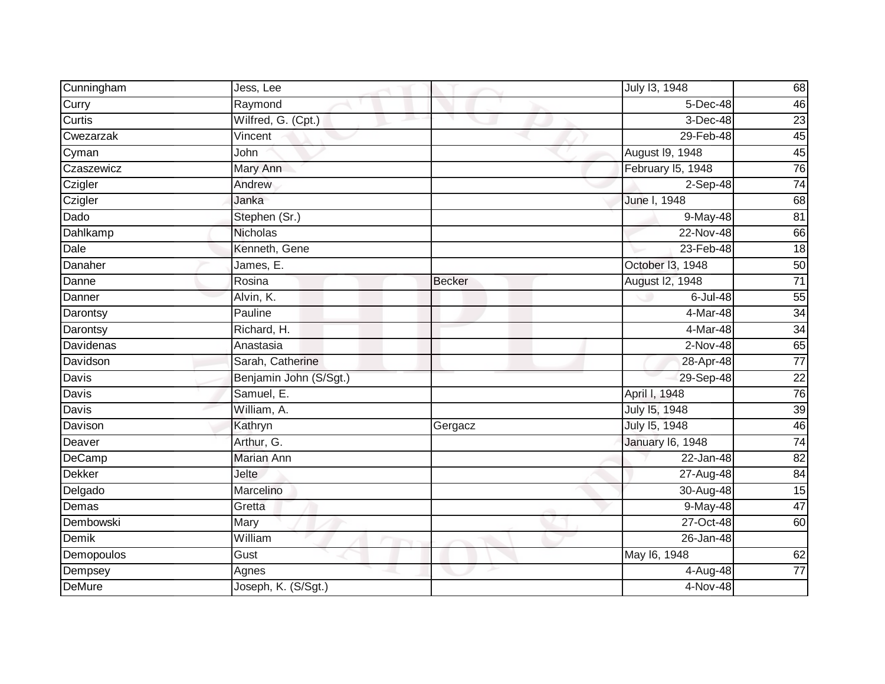| | | | | |
|---|---|---|---|---|
| Cunningham | Jess, Lee | | July l3, 1948 | 68 |
| Curry | Raymond | | 5-Dec-48 | 46 |
| Curtis | Wilfred, G. (Cpt.) | | 3-Dec-48 | 23 |
| Cwezarzak | Vincent | | 29-Feb-48 | 45 |
| Cyman | John | | August l9, 1948 | 45 |
| Czaszewicz | Mary Ann | | February l5, 1948 | 76 |
| Czigler | Andrew | | 2-Sep-48 | 74 |
| Czigler | Janka | | June l, 1948 | 68 |
| Dado | Stephen (Sr.) | | 9-May-48 | 81 |
| Dahlkamp | Nicholas | | 22-Nov-48 | 66 |
| Dale | Kenneth, Gene | | 23-Feb-48 | 18 |
| Danaher | James, E. | | October l3, 1948 | 50 |
| Danne | Rosina | Becker | August l2, 1948 | 71 |
| Danner | Alvin, K. | | 6-Jul-48 | 55 |
| Darontsy | Pauline | | 4-Mar-48 | 34 |
| Darontsy | Richard, H. | | 4-Mar-48 | 34 |
| Davidenas | Anastasia | | 2-Nov-48 | 65 |
| Davidson | Sarah, Catherine | | 28-Apr-48 | 77 |
| Davis | Benjamin John (S/Sgt.) | | 29-Sep-48 | 22 |
| Davis | Samuel, E. | | April l, 1948 | 76 |
| Davis | William, A. | | July l5, 1948 | 39 |
| Davison | Kathryn | Gergacz | July l5, 1948 | 46 |
| Deaver | Arthur, G. | | January l6, 1948 | 74 |
| DeCamp | Marian Ann | | 22-Jan-48 | 82 |
| Dekker | Jelte | | 27-Aug-48 | 84 |
| Delgado | Marcelino | | 30-Aug-48 | 15 |
| Demas | Gretta | | 9-May-48 | 47 |
| Dembowski | Mary | | 27-Oct-48 | 60 |
| Demik | William | | 26-Jan-48 | |
| Demopoulos | Gust | | May l6, 1948 | 62 |
| Dempsey | Agnes | | 4-Aug-48 | 77 |
| DeMure | Joseph, K. (S/Sgt.) | | 4-Nov-48 | |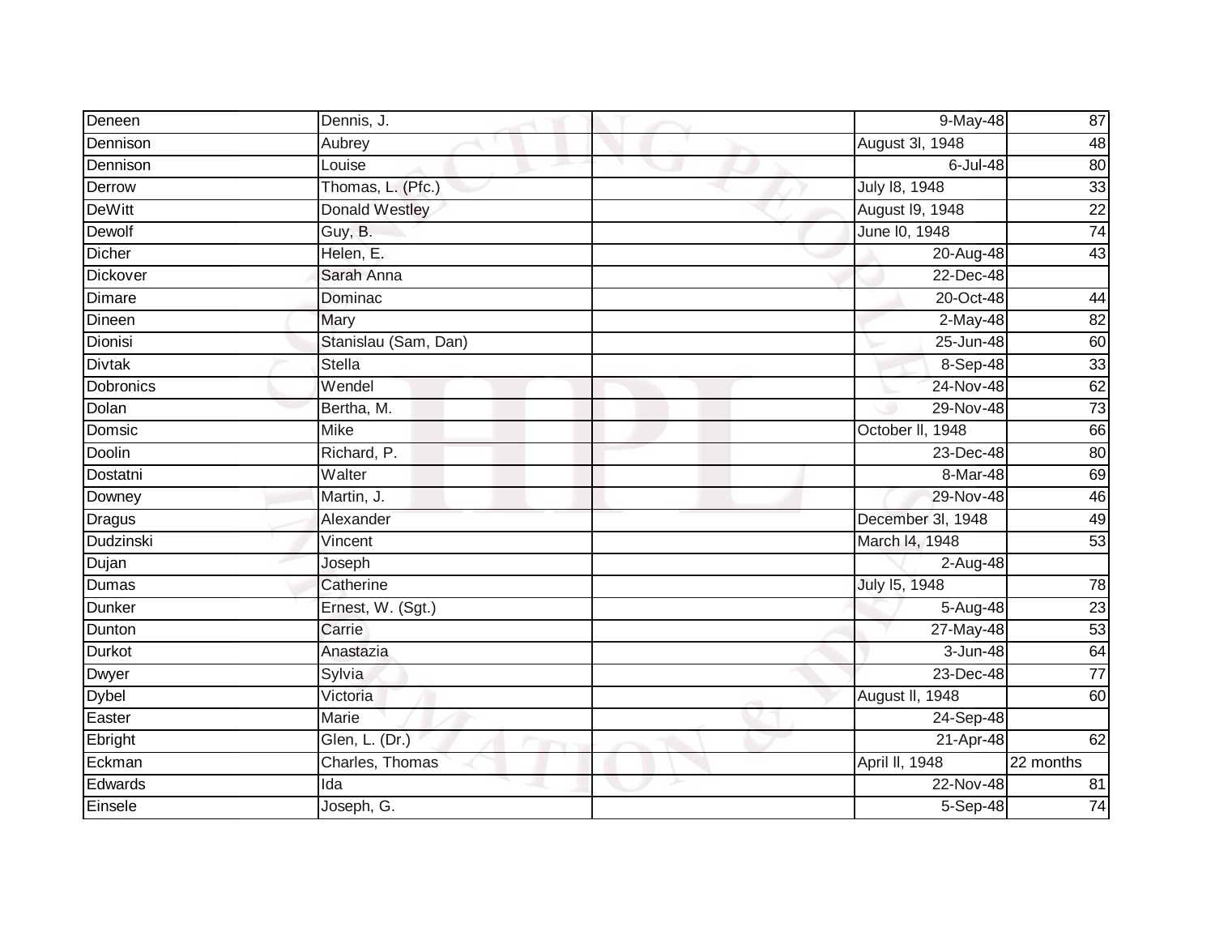| | | | | |
|---|---|---|---|---|
| Deneen | Dennis, J. | | 9-May-48 | 87 |
| Dennison | Aubrey | | August 3l, 1948 | 48 |
| Dennison | Louise | | 6-Jul-48 | 80 |
| Derrow | Thomas, L. (Pfc.) | | July l8, 1948 | 33 |
| DeWitt | Donald Westley | | August l9, 1948 | 22 |
| Dewolf | Guy, B. | | June l0, 1948 | 74 |
| Dicher | Helen, E. | | 20-Aug-48 | 43 |
| Dickover | Sarah Anna | | 22-Dec-48 | |
| Dimare | Dominac | | 20-Oct-48 | 44 |
| Dineen | Mary | | 2-May-48 | 82 |
| Dionisi | Stanislau (Sam, Dan) | | 25-Jun-48 | 60 |
| Divtak | Stella | | 8-Sep-48 | 33 |
| Dobronics | Wendel | | 24-Nov-48 | 62 |
| Dolan | Bertha, M. | | 29-Nov-48 | 73 |
| Domsic | Mike | | October ll, 1948 | 66 |
| Doolin | Richard, P. | | 23-Dec-48 | 80 |
| Dostatni | Walter | | 8-Mar-48 | 69 |
| Downey | Martin, J. | | 29-Nov-48 | 46 |
| Dragus | Alexander | | December 3l, 1948 | 49 |
| Dudzinski | Vincent | | March l4, 1948 | 53 |
| Dujan | Joseph | | 2-Aug-48 | |
| Dumas | Catherine | | July l5, 1948 | 78 |
| Dunker | Ernest, W. (Sgt.) | | 5-Aug-48 | 23 |
| Dunton | Carrie | | 27-May-48 | 53 |
| Durkot | Anastazia | | 3-Jun-48 | 64 |
| Dwyer | Sylvia | | 23-Dec-48 | 77 |
| Dybel | Victoria | | August ll, 1948 | 60 |
| Easter | Marie | | 24-Sep-48 | |
| Ebright | Glen, L. (Dr.) | | 21-Apr-48 | 62 |
| Eckman | Charles, Thomas | | April ll, 1948 | 22 months |
| Edwards | Ida | | 22-Nov-48 | 81 |
| Einsele | Joseph, G. | | 5-Sep-48 | 74 |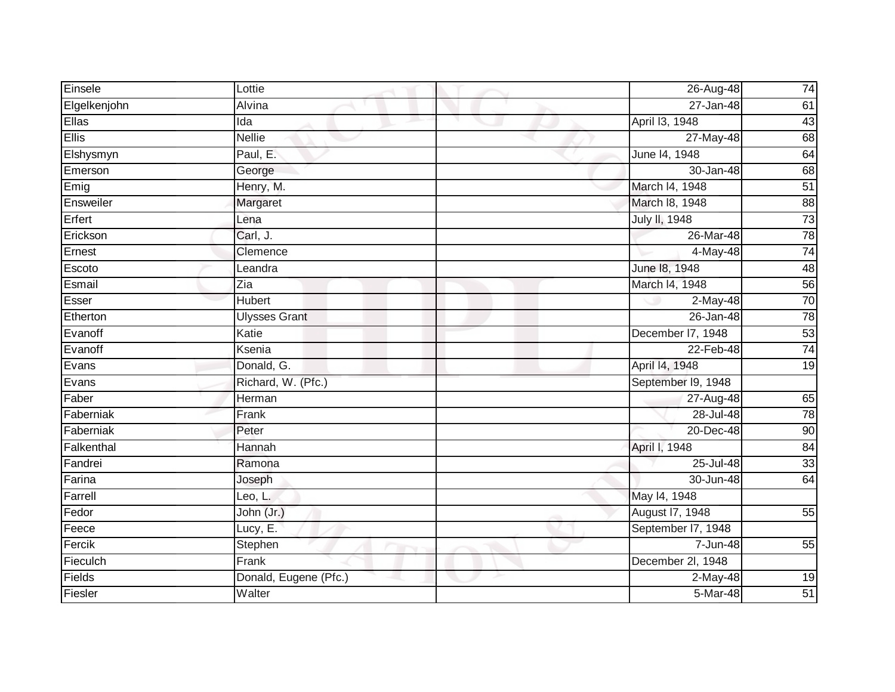| | | | | |
|---|---|---|---|---|
| Einsele | Lottie | | 26-Aug-48 | 74 |
| Elgelkenjohn | Alvina | | 27-Jan-48 | 61 |
| Ellas | Ida | | April l3, 1948 | 43 |
| Ellis | Nellie | | 27-May-48 | 68 |
| Elshysmyn | Paul, E. | | June l4, 1948 | 64 |
| Emerson | George | | 30-Jan-48 | 68 |
| Emig | Henry, M. | | March l4, 1948 | 51 |
| Ensweiler | Margaret | | March l8, 1948 | 88 |
| Erfert | Lena | | July ll, 1948 | 73 |
| Erickson | Carl, J. | | 26-Mar-48 | 78 |
| Ernest | Clemence | | 4-May-48 | 74 |
| Escoto | Leandra | | June l8, 1948 | 48 |
| Esmail | Zia | | March l4, 1948 | 56 |
| Esser | Hubert | | 2-May-48 | 70 |
| Etherton | Ulysses Grant | | 26-Jan-48 | 78 |
| Evanoff | Katie | | December l7, 1948 | 53 |
| Evanoff | Ksenia | | 22-Feb-48 | 74 |
| Evans | Donald, G. | | April l4, 1948 | 19 |
| Evans | Richard, W. (Pfc.) | | September l9, 1948 | |
| Faber | Herman | | 27-Aug-48 | 65 |
| Faberniak | Frank | | 28-Jul-48 | 78 |
| Faberniak | Peter | | 20-Dec-48 | 90 |
| Falkenthal | Hannah | | April l, 1948 | 84 |
| Fandrei | Ramona | | 25-Jul-48 | 33 |
| Farina | Joseph | | 30-Jun-48 | 64 |
| Farrell | Leo, L. | | May l4, 1948 | |
| Fedor | John (Jr.) | | August l7, 1948 | 55 |
| Feece | Lucy, E. | | September l7, 1948 | |
| Fercik | Stephen | | 7-Jun-48 | 55 |
| Fieculch | Frank | | December 2l, 1948 | |
| Fields | Donald, Eugene (Pfc.) | | 2-May-48 | 19 |
| Fiesler | Walter | | 5-Mar-48 | 51 |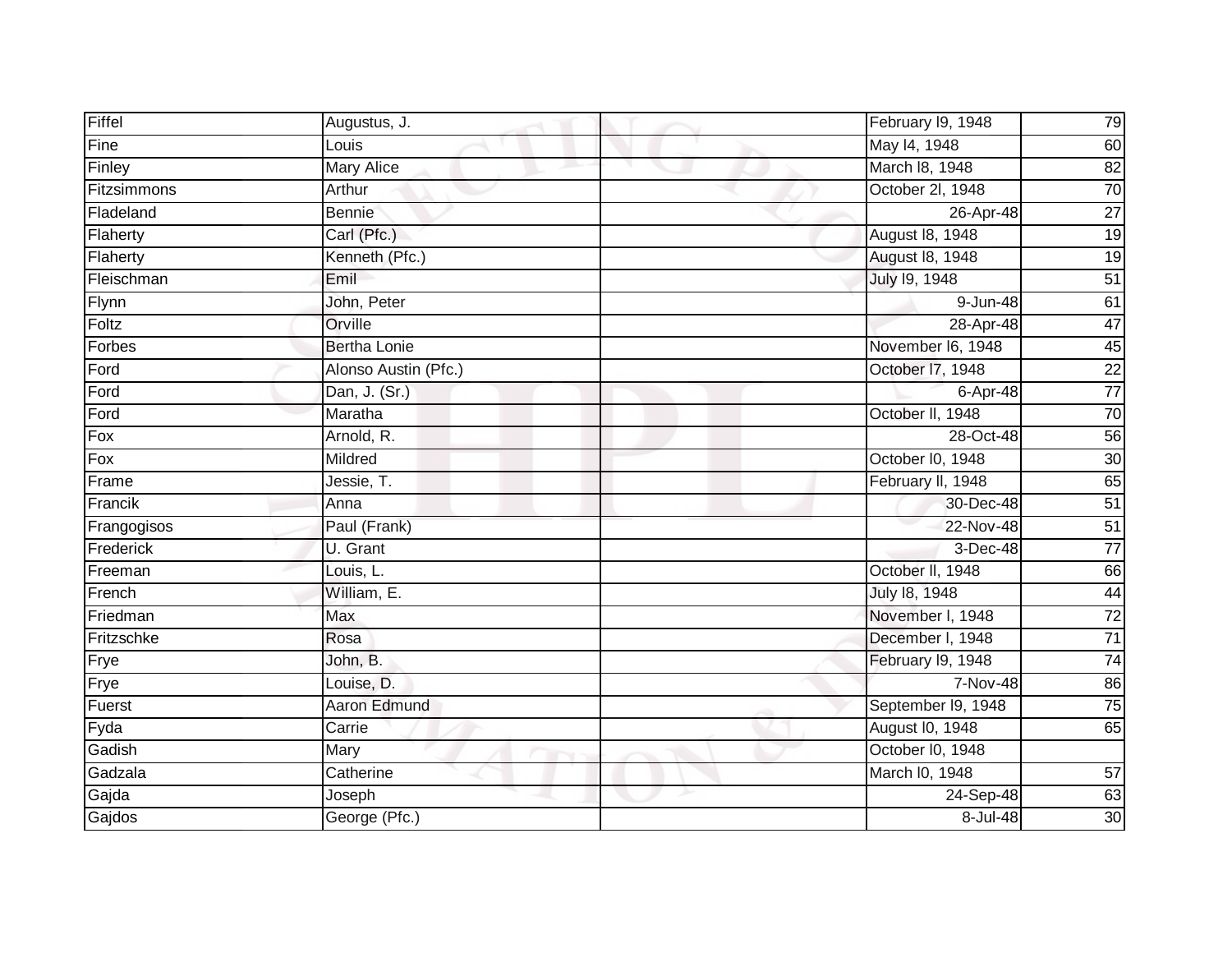| | | | | |
|---|---|---|---|---|
| Fiffel | Augustus, J. | | February l9, 1948 | 79 |
| Fine | Louis | | May l4, 1948 | 60 |
| Finley | Mary Alice | | March l8, 1948 | 82 |
| Fitzsimmons | Arthur | | October 2l, 1948 | 70 |
| Fladeland | Bennie | | 26-Apr-48 | 27 |
| Flaherty | Carl (Pfc.) | | August l8, 1948 | 19 |
| Flaherty | Kenneth (Pfc.) | | August l8, 1948 | 19 |
| Fleischman | Emil | | July l9, 1948 | 51 |
| Flynn | John, Peter | | 9-Jun-48 | 61 |
| Foltz | Orville | | 28-Apr-48 | 47 |
| Forbes | Bertha Lonie | | November l6, 1948 | 45 |
| Ford | Alonso Austin (Pfc.) | | October l7, 1948 | 22 |
| Ford | Dan, J. (Sr.) | | 6-Apr-48 | 77 |
| Ford | Maratha | | October ll, 1948 | 70 |
| Fox | Arnold, R. | | 28-Oct-48 | 56 |
| Fox | Mildred | | October l0, 1948 | 30 |
| Frame | Jessie, T. | | February ll, 1948 | 65 |
| Francik | Anna | | 30-Dec-48 | 51 |
| Frangogisos | Paul (Frank) | | 22-Nov-48 | 51 |
| Frederick | U. Grant | | 3-Dec-48 | 77 |
| Freeman | Louis, L. | | October ll, 1948 | 66 |
| French | William, E. | | July l8, 1948 | 44 |
| Friedman | Max | | November l, 1948 | 72 |
| Fritzschke | Rosa | | December l, 1948 | 71 |
| Frye | John, B. | | February l9, 1948 | 74 |
| Frye | Louise, D. | | 7-Nov-48 | 86 |
| Fuerst | Aaron Edmund | | September l9, 1948 | 75 |
| Fyda | Carrie | | August l0, 1948 | 65 |
| Gadish | Mary | | October l0, 1948 | |
| Gadzala | Catherine | | March l0, 1948 | 57 |
| Gajda | Joseph | | 24-Sep-48 | 63 |
| Gajdos | George (Pfc.) | | 8-Jul-48 | 30 |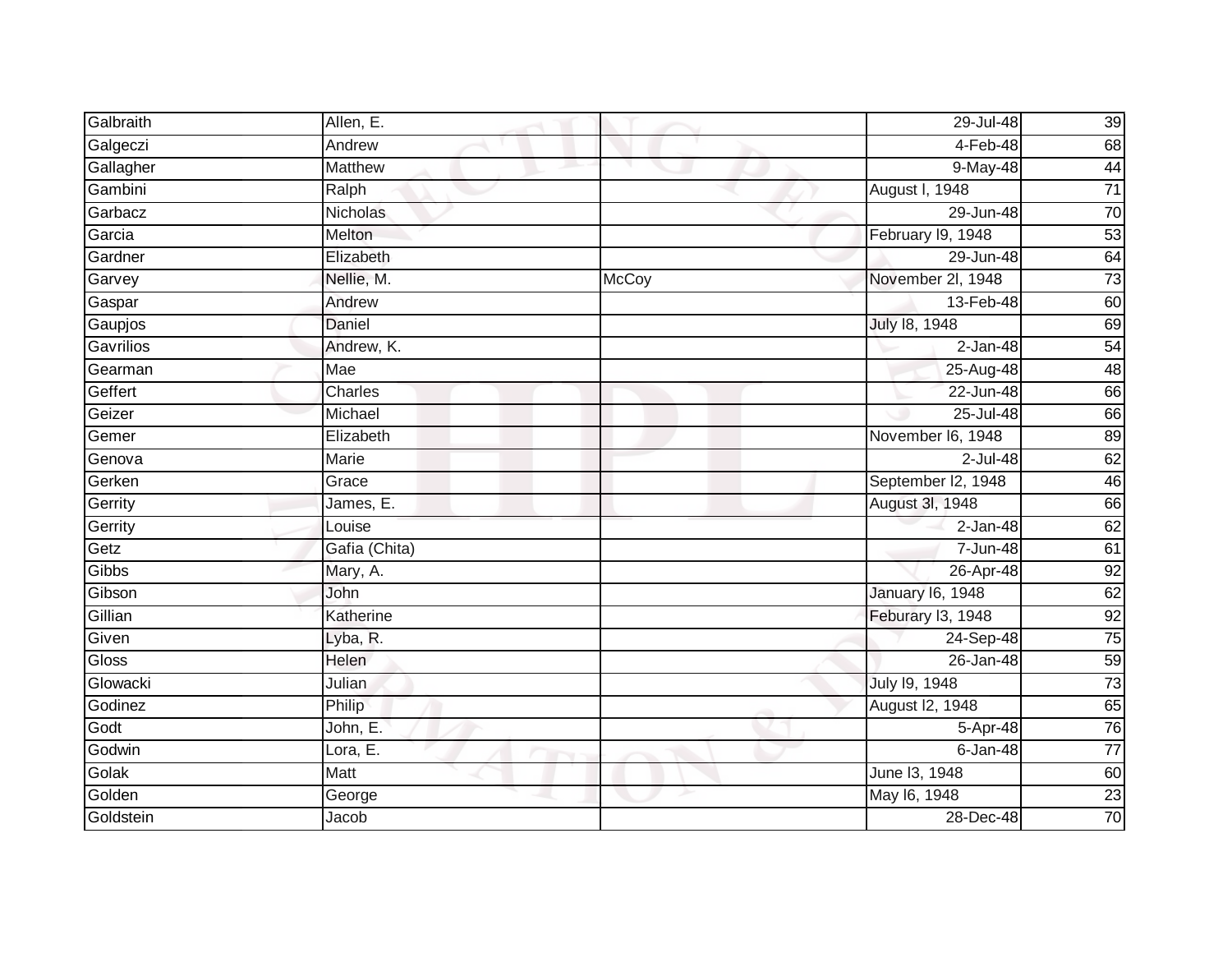| Galbraith | Allen, E. | | 29-Jul-48 | 39 |
|---|---|---|---|---|
| Galgeczi | Andrew | | 4-Feb-48 | 68 |
| Gallagher | Matthew | | 9-May-48 | 44 |
| Gambini | Ralph | | August l, 1948 | 71 |
| Garbacz | Nicholas | | 29-Jun-48 | 70 |
| Garcia | Melton | | February l9, 1948 | 53 |
| Gardner | Elizabeth | | 29-Jun-48 | 64 |
| Garvey | Nellie, M. | McCoy | November 2l, 1948 | 73 |
| Gaspar | Andrew | | 13-Feb-48 | 60 |
| Gaupjos | Daniel | | July l8, 1948 | 69 |
| Gavrilios | Andrew, K. | | 2-Jan-48 | 54 |
| Gearman | Mae | | 25-Aug-48 | 48 |
| Geffert | Charles | | 22-Jun-48 | 66 |
| Geizer | Michael | | 25-Jul-48 | 66 |
| Gemer | Elizabeth | | November l6, 1948 | 89 |
| Genova | Marie | | 2-Jul-48 | 62 |
| Gerken | Grace | | September l2, 1948 | 46 |
| Gerrity | James, E. | | August 3l, 1948 | 66 |
| Gerrity | Louise | | 2-Jan-48 | 62 |
| Getz | Gafia (Chita) | | 7-Jun-48 | 61 |
| Gibbs | Mary, A. | | 26-Apr-48 | 92 |
| Gibson | John | | January l6, 1948 | 62 |
| Gillian | Katherine | | Feburary l3, 1948 | 92 |
| Given | Lyba, R. | | 24-Sep-48 | 75 |
| Gloss | Helen | | 26-Jan-48 | 59 |
| Glowacki | Julian | | July l9, 1948 | 73 |
| Godinez | Philip | | August l2, 1948 | 65 |
| Godt | John, E. | | 5-Apr-48 | 76 |
| Godwin | Lora, E. | | 6-Jan-48 | 77 |
| Golak | Matt | | June l3, 1948 | 60 |
| Golden | George | | May l6, 1948 | 23 |
| Goldstein | Jacob | | 28-Dec-48 | 70 |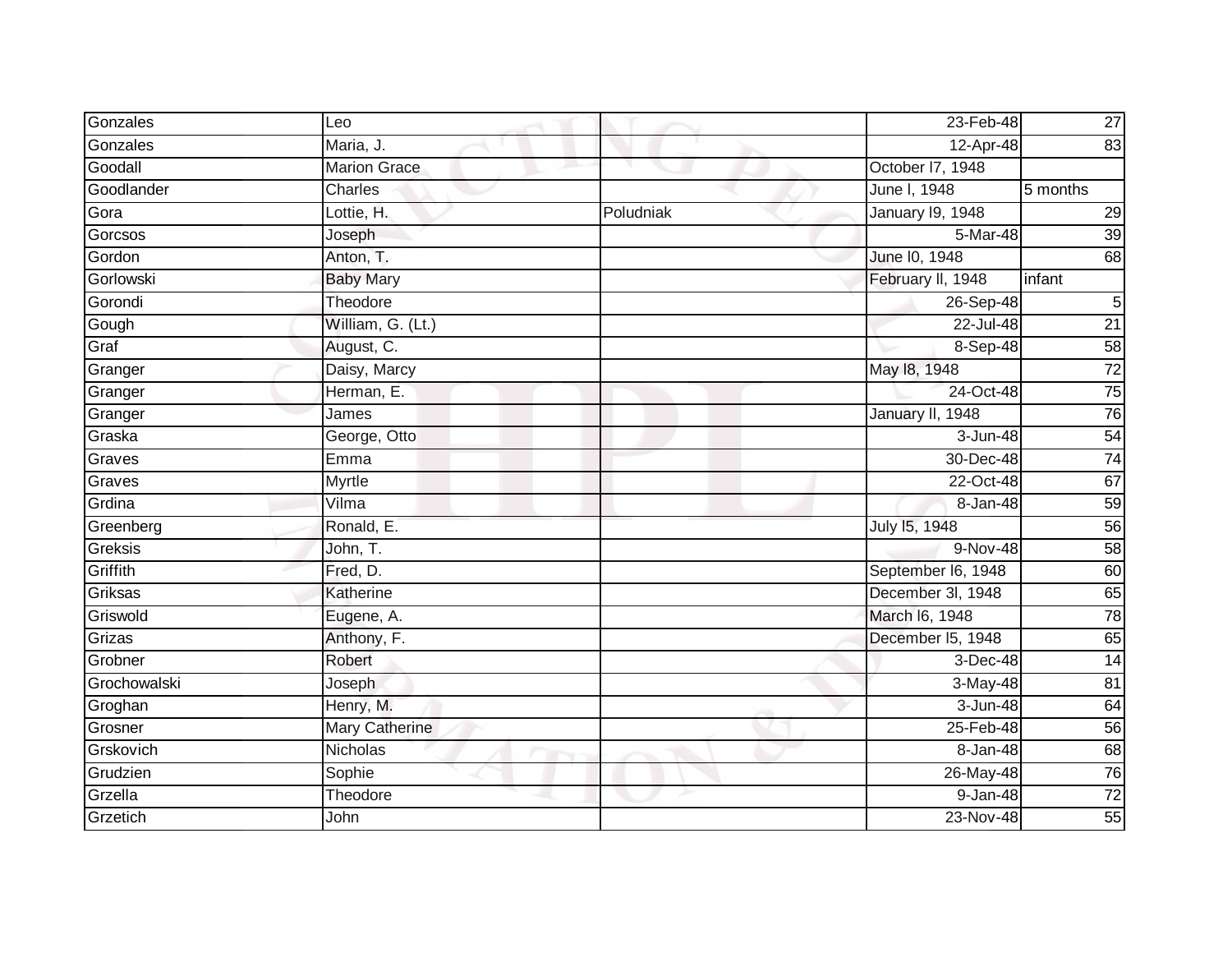| Gonzales | Leo | | 23-Feb-48 | 27 |
|---|---|---|---|---|
| Gonzales | Maria, J. | | 12-Apr-48 | 83 |
| Goodall | Marion Grace | | October l7, 1948 | |
| Goodlander | Charles | | June l, 1948 | 5 months |
| Gora | Lottie, H. | Poludniak | January l9, 1948 | 29 |
| Gorcsos | Joseph | | 5-Mar-48 | 39 |
| Gordon | Anton, T. | | June l0, 1948 | 68 |
| Gorlowski | Baby Mary | | February ll, 1948 | infant |
| Gorondi | Theodore | | 26-Sep-48 | 5 |
| Gough | William, G. (Lt.) | | 22-Jul-48 | 21 |
| Graf | August, C. | | 8-Sep-48 | 58 |
| Granger | Daisy, Marcy | | May l8, 1948 | 72 |
| Granger | Herman, E. | | 24-Oct-48 | 75 |
| Granger | James | | January ll, 1948 | 76 |
| Graska | George, Otto | | 3-Jun-48 | 54 |
| Graves | Emma | | 30-Dec-48 | 74 |
| Graves | Myrtle | | 22-Oct-48 | 67 |
| Grdina | Vilma | | 8-Jan-48 | 59 |
| Greenberg | Ronald, E. | | July l5, 1948 | 56 |
| Greksis | John, T. | | 9-Nov-48 | 58 |
| Griffith | Fred, D. | | September l6, 1948 | 60 |
| Griksas | Katherine | | December 3l, 1948 | 65 |
| Griswold | Eugene, A. | | March l6, 1948 | 78 |
| Grizas | Anthony, F. | | December l5, 1948 | 65 |
| Grobner | Robert | | 3-Dec-48 | 14 |
| Grochowalski | Joseph | | 3-May-48 | 81 |
| Groghan | Henry, M. | | 3-Jun-48 | 64 |
| Grosner | Mary Catherine | | 25-Feb-48 | 56 |
| Grskovich | Nicholas | | 8-Jan-48 | 68 |
| Grudzien | Sophie | | 26-May-48 | 76 |
| Grzella | Theodore | | 9-Jan-48 | 72 |
| Grzetich | John | | 23-Nov-48 | 55 |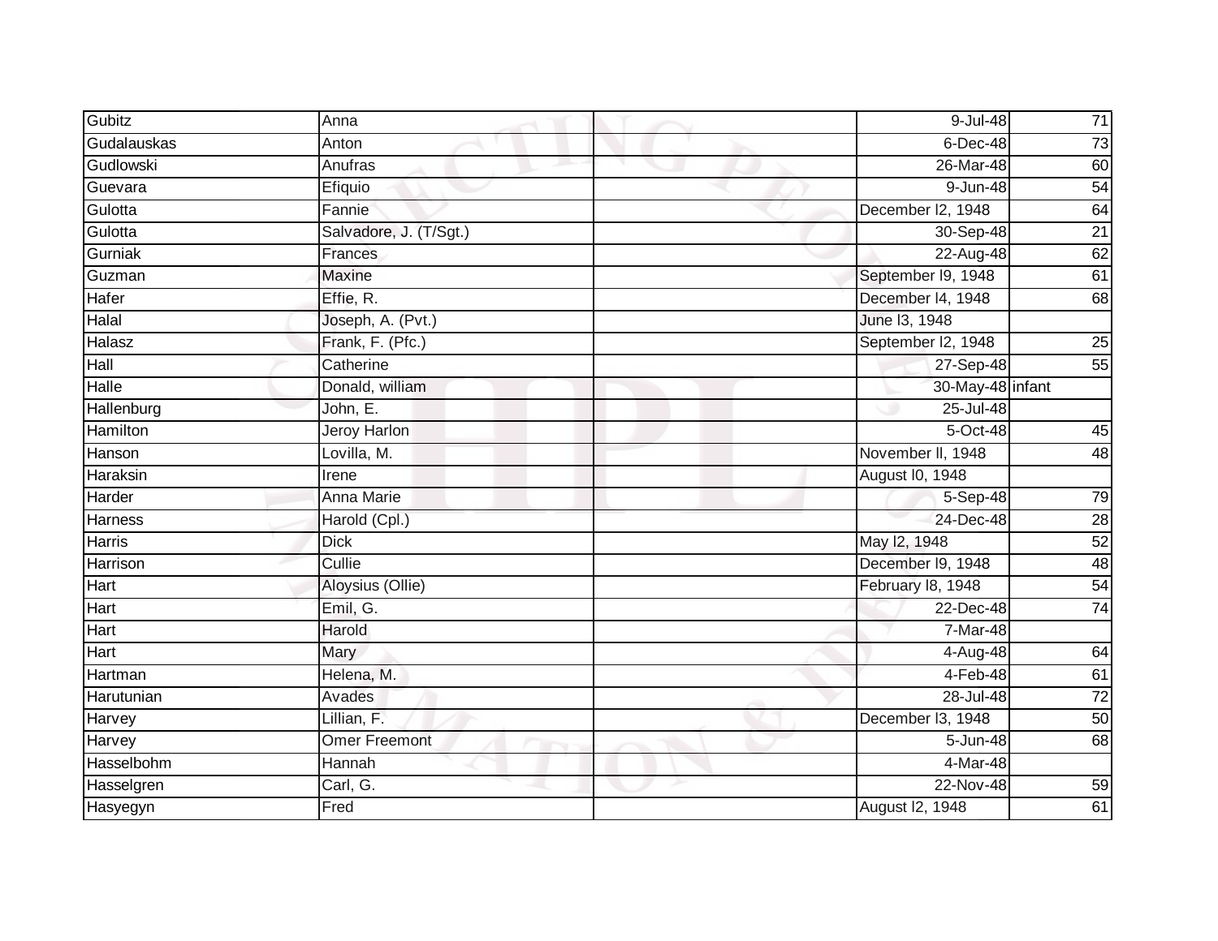| Gubitz | Anna | | 9-Jul-48 | 71 |
|---|---|---|---|---|
| Gudalauskas | Anton | | 6-Dec-48 | 73 |
| Gudlowski | Anufras | | 26-Mar-48 | 60 |
| Guevara | Efiquio | | 9-Jun-48 | 54 |
| Gulotta | Fannie | | December l2, 1948 | 64 |
| Gulotta | Salvadore, J. (T/Sgt.) | | 30-Sep-48 | 21 |
| Gurniak | Frances | | 22-Aug-48 | 62 |
| Guzman | Maxine | | September l9, 1948 | 61 |
| Hafer | Effie, R. | | December l4, 1948 | 68 |
| Halal | Joseph, A. (Pvt.) | | June l3, 1948 | |
| Halasz | Frank, F. (Pfc.) | | September l2, 1948 | 25 |
| Hall | Catherine | | 27-Sep-48 | 55 |
| Halle | Donald, william | | 30-May-48 | infant |
| Hallenburg | John, E. | | 25-Jul-48 | |
| Hamilton | Jeroy Harlon | | 5-Oct-48 | 45 |
| Hanson | Lovilla, M. | | November ll, 1948 | 48 |
| Haraksin | Irene | | August l0, 1948 | |
| Harder | Anna Marie | | 5-Sep-48 | 79 |
| Harness | Harold (Cpl.) | | 24-Dec-48 | 28 |
| Harris | Dick | | May l2, 1948 | 52 |
| Harrison | Cullie | | December l9, 1948 | 48 |
| Hart | Aloysius (Ollie) | | February l8, 1948 | 54 |
| Hart | Emil, G. | | 22-Dec-48 | 74 |
| Hart | Harold | | 7-Mar-48 | |
| Hart | Mary | | 4-Aug-48 | 64 |
| Hartman | Helena, M. | | 4-Feb-48 | 61 |
| Harutunian | Avades | | 28-Jul-48 | 72 |
| Harvey | Lillian, F. | | December l3, 1948 | 50 |
| Harvey | Omer Freemont | | 5-Jun-48 | 68 |
| Hasselbohm | Hannah | | 4-Mar-48 | |
| Hasselgren | Carl, G. | | 22-Nov-48 | 59 |
| Hasyegyn | Fred | | August l2, 1948 | 61 |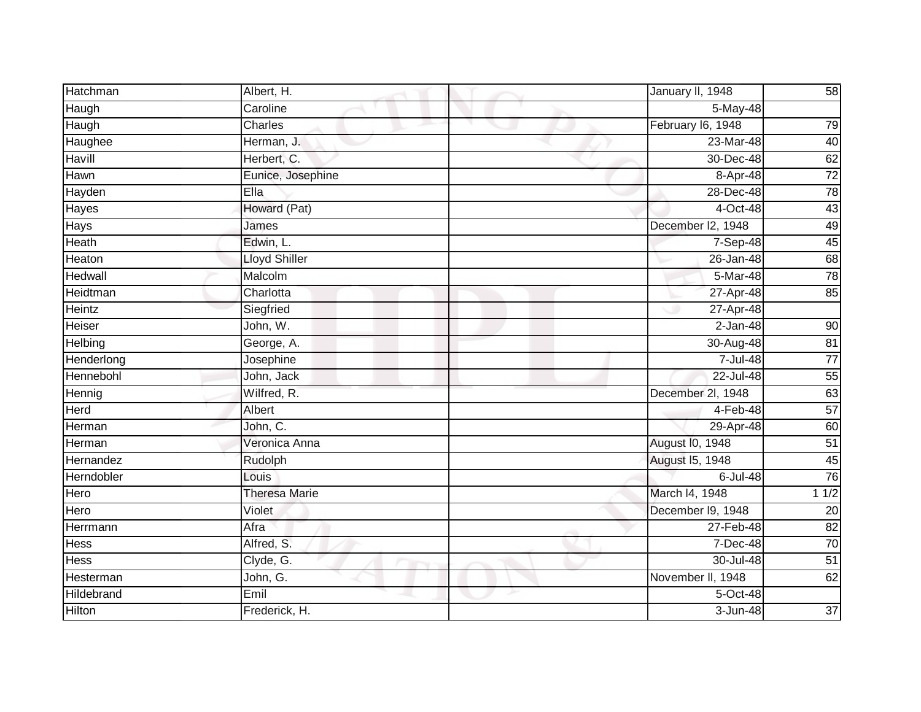| | | | | |
|---|---|---|---|---|
| Hatchman | Albert, H. | | January ll, 1948 | 58 |
| Haugh | Caroline | | 5-May-48 | |
| Haugh | Charles | | February l6, 1948 | 79 |
| Haughee | Herman, J. | | 23-Mar-48 | 40 |
| Havill | Herbert, C. | | 30-Dec-48 | 62 |
| Hawn | Eunice, Josephine | | 8-Apr-48 | 72 |
| Hayden | Ella | | 28-Dec-48 | 78 |
| Hayes | Howard (Pat) | | 4-Oct-48 | 43 |
| Hays | James | | December l2, 1948 | 49 |
| Heath | Edwin, L. | | 7-Sep-48 | 45 |
| Heaton | Lloyd Shiller | | 26-Jan-48 | 68 |
| Hedwall | Malcolm | | 5-Mar-48 | 78 |
| Heidtman | Charlotta | | 27-Apr-48 | 85 |
| Heintz | Siegfried | | 27-Apr-48 | |
| Heiser | John, W. | | 2-Jan-48 | 90 |
| Helbing | George, A. | | 30-Aug-48 | 81 |
| Henderlong | Josephine | | 7-Jul-48 | 77 |
| Hennebohl | John, Jack | | 22-Jul-48 | 55 |
| Hennig | Wilfred, R. | | December 2l, 1948 | 63 |
| Herd | Albert | | 4-Feb-48 | 57 |
| Herman | John, C. | | 29-Apr-48 | 60 |
| Herman | Veronica Anna | | August l0, 1948 | 51 |
| Hernandez | Rudolph | | August l5, 1948 | 45 |
| Herndobler | Louis | | 6-Jul-48 | 76 |
| Hero | Theresa Marie | | March l4, 1948 | 1 1/2 |
| Hero | Violet | | December l9, 1948 | 20 |
| Herrmann | Afra | | 27-Feb-48 | 82 |
| Hess | Alfred, S. | | 7-Dec-48 | 70 |
| Hess | Clyde, G. | | 30-Jul-48 | 51 |
| Hesterman | John, G. | | November ll, 1948 | 62 |
| Hildebrand | Emil | | 5-Oct-48 | |
| Hilton | Frederick, H. | | 3-Jun-48 | 37 |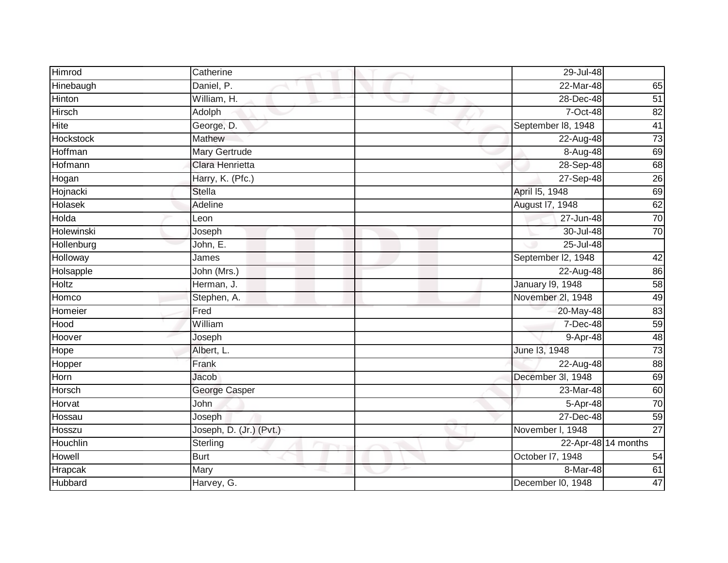| Himrod | Catherine | | 29-Jul-48 | |
|---|---|---|---|---|
| Hinebaugh | Daniel, P. | | 22-Mar-48 | 65 |
| Hinton | William, H. | | 28-Dec-48 | 51 |
| Hirsch | Adolph | | 7-Oct-48 | 82 |
| Hite | George, D. | | September l8, 1948 | 41 |
| Hockstock | Mathew | | 22-Aug-48 | 73 |
| Hoffman | Mary Gertrude | | 8-Aug-48 | 69 |
| Hofmann | Clara Henrietta | | 28-Sep-48 | 68 |
| Hogan | Harry, K. (Pfc.) | | 27-Sep-48 | 26 |
| Hojnacki | Stella | | April l5, 1948 | 69 |
| Holasek | Adeline | | August l7, 1948 | 62 |
| Holda | Leon | | 27-Jun-48 | 70 |
| Holewinski | Joseph | | 30-Jul-48 | 70 |
| Hollenburg | John, E. | | 25-Jul-48 | |
| Holloway | James | | September l2, 1948 | 42 |
| Holsapple | John (Mrs.) | | 22-Aug-48 | 86 |
| Holtz | Herman, J. | | January l9, 1948 | 58 |
| Homco | Stephen, A. | | November 2l, 1948 | 49 |
| Homeier | Fred | | 20-May-48 | 83 |
| Hood | William | | 7-Dec-48 | 59 |
| Hoover | Joseph | | 9-Apr-48 | 48 |
| Hope | Albert, L. | | June l3, 1948 | 73 |
| Hopper | Frank | | 22-Aug-48 | 88 |
| Horn | Jacob | | December 3l, 1948 | 69 |
| Horsch | George Casper | | 23-Mar-48 | 60 |
| Horvat | John | | 5-Apr-48 | 70 |
| Hossau | Joseph | | 27-Dec-48 | 59 |
| Hosszu | Joseph, D. (Jr.) (Pvt.) | | November l, 1948 | 27 |
| Houchlin | Sterling | | 22-Apr-48 | 14 months |
| Howell | Burt | | October l7, 1948 | 54 |
| Hrapcak | Mary | | 8-Mar-48 | 61 |
| Hubbard | Harvey, G. | | December l0, 1948 | 47 |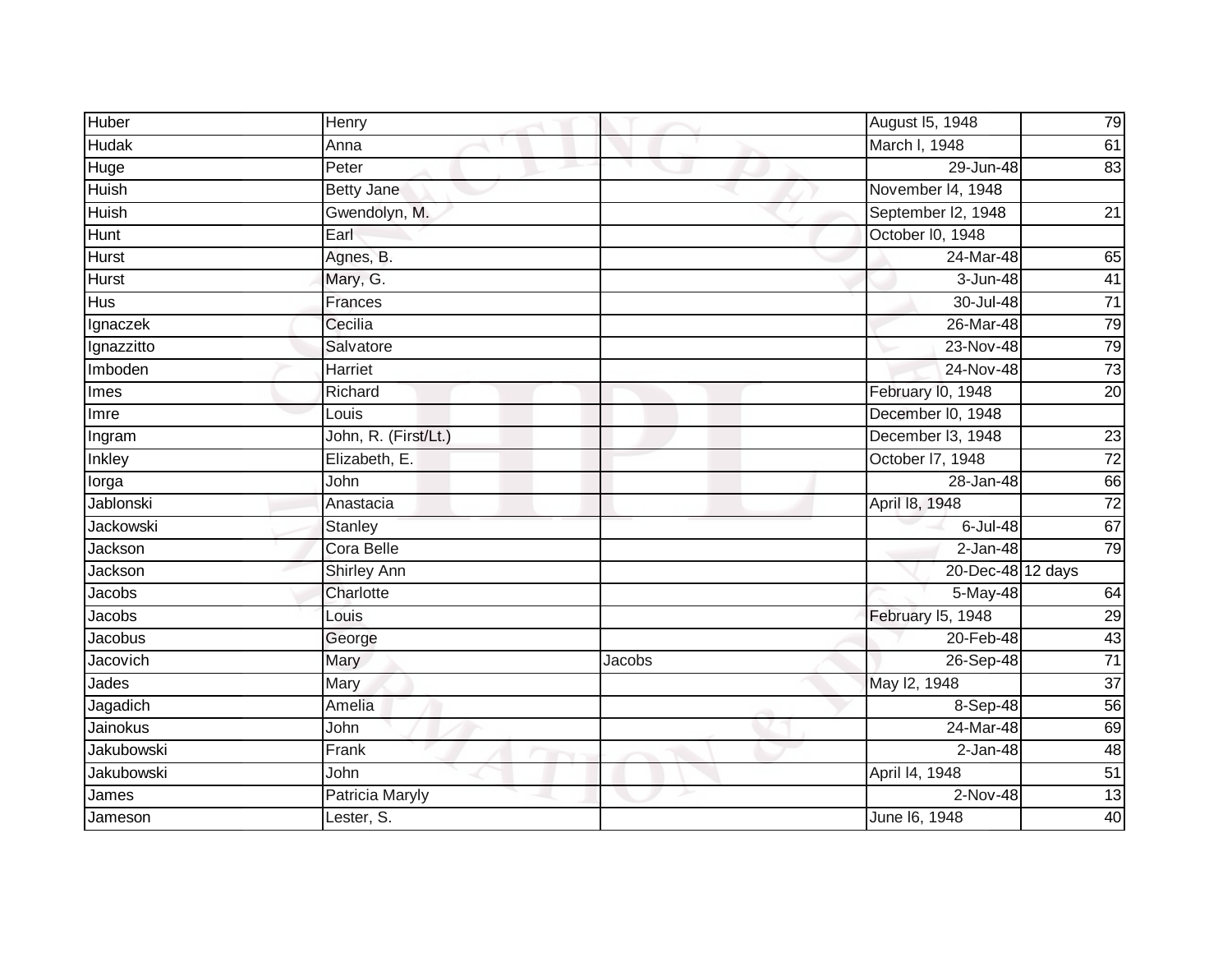| | | | | |
|---|---|---|---|---|
| Huber | Henry | | August l5, 1948 | 79 |
| Hudak | Anna | | March l, 1948 | 61 |
| Huge | Peter | | 29-Jun-48 | 83 |
| Huish | Betty Jane | | November l4, 1948 | |
| Huish | Gwendolyn, M. | | September l2, 1948 | 21 |
| Hunt | Earl | | October l0, 1948 | |
| Hurst | Agnes, B. | | 24-Mar-48 | 65 |
| Hurst | Mary, G. | | 3-Jun-48 | 41 |
| Hus | Frances | | 30-Jul-48 | 71 |
| Ignaczek | Cecilia | | 26-Mar-48 | 79 |
| Ignazzitto | Salvatore | | 23-Nov-48 | 79 |
| Imboden | Harriet | | 24-Nov-48 | 73 |
| Imes | Richard | | February l0, 1948 | 20 |
| Imre | Louis | | December l0, 1948 | |
| Ingram | John, R. (First/Lt.) | | December l3, 1948 | 23 |
| Inkley | Elizabeth, E. | | October l7, 1948 | 72 |
| Iorga | John | | 28-Jan-48 | 66 |
| Jablonski | Anastacia | | April l8, 1948 | 72 |
| Jackowski | Stanley | | 6-Jul-48 | 67 |
| Jackson | Cora Belle | | 2-Jan-48 | 79 |
| Jackson | Shirley Ann | | 20-Dec-48 | 12 days |
| Jacobs | Charlotte | | 5-May-48 | 64 |
| Jacobs | Louis | | February l5, 1948 | 29 |
| Jacobus | George | | 20-Feb-48 | 43 |
| Jacovich | Mary | Jacobs | 26-Sep-48 | 71 |
| Jades | Mary | | May l2, 1948 | 37 |
| Jagadich | Amelia | | 8-Sep-48 | 56 |
| Jainokus | John | | 24-Mar-48 | 69 |
| Jakubowski | Frank | | 2-Jan-48 | 48 |
| Jakubowski | John | | April l4, 1948 | 51 |
| James | Patricia Maryly | | 2-Nov-48 | 13 |
| Jameson | Lester, S. | | June l6, 1948 | 40 |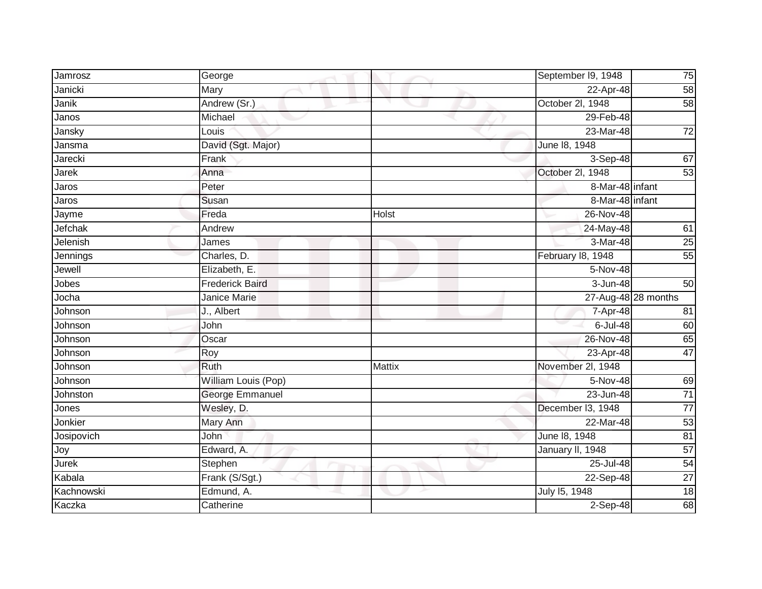| | | | | |
|---|---|---|---|---|
| Jamrosz | George | | September l9, 1948 | 75 |
| Janicki | Mary | | 22-Apr-48 | 58 |
| Janik | Andrew (Sr.) | | October 2l, 1948 | 58 |
| Janos | Michael | | 29-Feb-48 | |
| Jansky | Louis | | 23-Mar-48 | 72 |
| Jansma | David (Sgt. Major) | | June l8, 1948 | |
| Jarecki | Frank | | 3-Sep-48 | 67 |
| Jarek | Anna | | October 2l, 1948 | 53 |
| Jaros | Peter | | 8-Mar-48 | infant |
| Jaros | Susan | | 8-Mar-48 | infant |
| Jayme | Freda | Holst | 26-Nov-48 | |
| Jefchak | Andrew | | 24-May-48 | 61 |
| Jelenish | James | | 3-Mar-48 | 25 |
| Jennings | Charles, D. | | February l8, 1948 | 55 |
| Jewell | Elizabeth, E. | | 5-Nov-48 | |
| Jobes | Frederick Baird | | 3-Jun-48 | 50 |
| Jocha | Janice Marie | | 27-Aug-48 | 28 months |
| Johnson | J., Albert | | 7-Apr-48 | 81 |
| Johnson | John | | 6-Jul-48 | 60 |
| Johnson | Oscar | | 26-Nov-48 | 65 |
| Johnson | Roy | | 23-Apr-48 | 47 |
| Johnson | Ruth | Mattix | November 2l, 1948 | |
| Johnson | William Louis (Pop) | | 5-Nov-48 | 69 |
| Johnston | George Emmanuel | | 23-Jun-48 | 71 |
| Jones | Wesley, D. | | December l3, 1948 | 77 |
| Jonkier | Mary Ann | | 22-Mar-48 | 53 |
| Josipovich | John | | June l8, 1948 | 81 |
| Joy | Edward, A. | | January ll, 1948 | 57 |
| Jurek | Stephen | | 25-Jul-48 | 54 |
| Kabala | Frank (S/Sgt.) | | 22-Sep-48 | 27 |
| Kachnowski | Edmund, A. | | July l5, 1948 | 18 |
| Kaczka | Catherine | | 2-Sep-48 | 68 |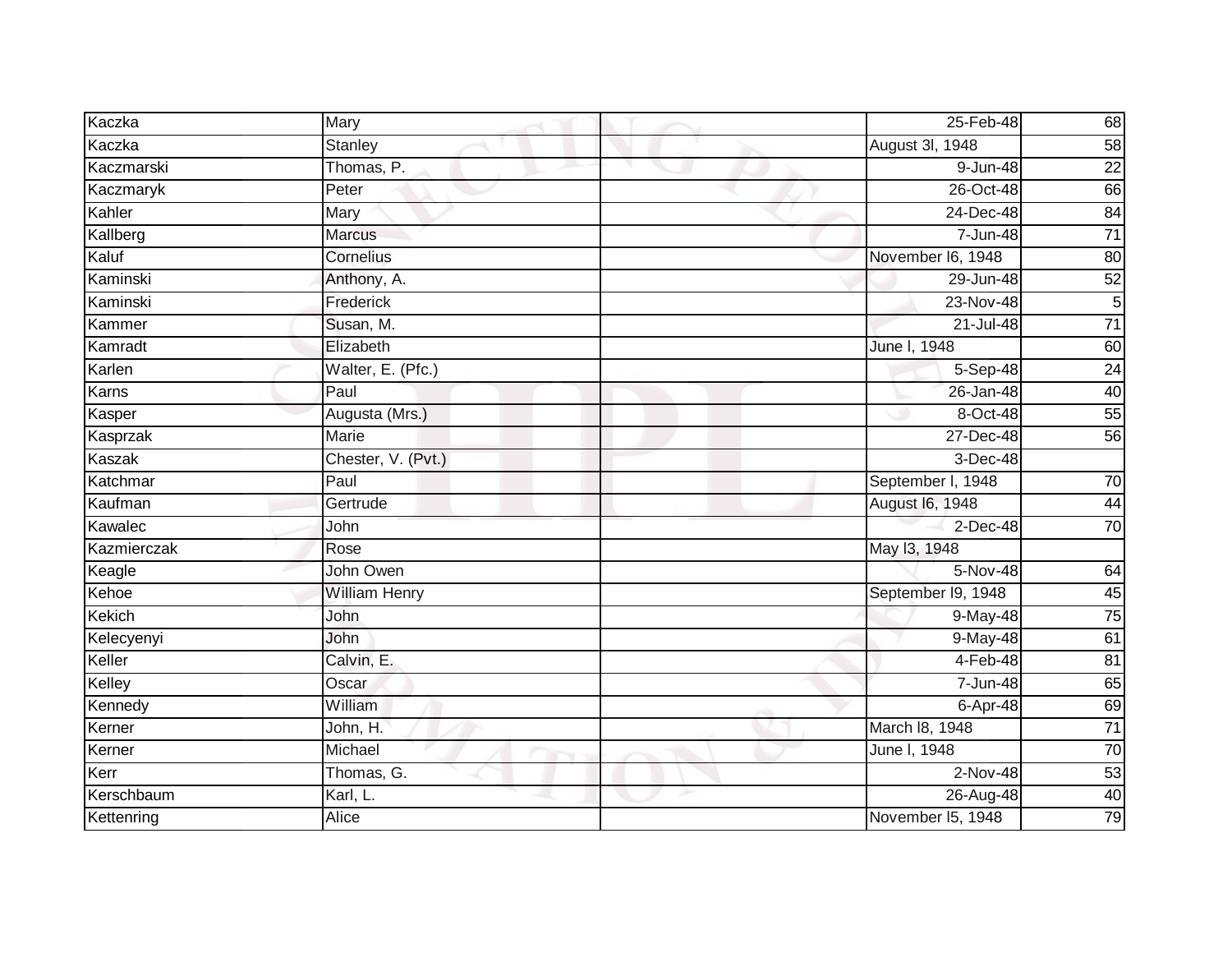| | | | | |
|---|---|---|---|---|
| Kaczka | Mary | | 25-Feb-48 | 68 |
| Kaczka | Stanley | | August 3l, 1948 | 58 |
| Kaczmarski | Thomas, P. | | 9-Jun-48 | 22 |
| Kaczmaryk | Peter | | 26-Oct-48 | 66 |
| Kahler | Mary | | 24-Dec-48 | 84 |
| Kallberg | Marcus | | 7-Jun-48 | 71 |
| Kaluf | Cornelius | | November l6, 1948 | 80 |
| Kaminski | Anthony, A. | | 29-Jun-48 | 52 |
| Kaminski | Frederick | | 23-Nov-48 | 5 |
| Kammer | Susan, M. | | 21-Jul-48 | 71 |
| Kamradt | Elizabeth | | June l, 1948 | 60 |
| Karlen | Walter, E. (Pfc.) | | 5-Sep-48 | 24 |
| Karns | Paul | | 26-Jan-48 | 40 |
| Kasper | Augusta (Mrs.) | | 8-Oct-48 | 55 |
| Kasprzak | Marie | | 27-Dec-48 | 56 |
| Kaszak | Chester, V. (Pvt.) | | 3-Dec-48 | |
| Katchmar | Paul | | September l, 1948 | 70 |
| Kaufman | Gertrude | | August l6, 1948 | 44 |
| Kawalec | John | | 2-Dec-48 | 70 |
| Kazmierczak | Rose | | May l3, 1948 | |
| Keagle | John Owen | | 5-Nov-48 | 64 |
| Kehoe | William Henry | | September l9, 1948 | 45 |
| Kekich | John | | 9-May-48 | 75 |
| Kelecyenyi | John | | 9-May-48 | 61 |
| Keller | Calvin, E. | | 4-Feb-48 | 81 |
| Kelley | Oscar | | 7-Jun-48 | 65 |
| Kennedy | William | | 6-Apr-48 | 69 |
| Kerner | John, H. | | March l8, 1948 | 71 |
| Kerner | Michael | | June l, 1948 | 70 |
| Kerr | Thomas, G. | | 2-Nov-48 | 53 |
| Kerschbaum | Karl, L. | | 26-Aug-48 | 40 |
| Kettenring | Alice | | November l5, 1948 | 79 |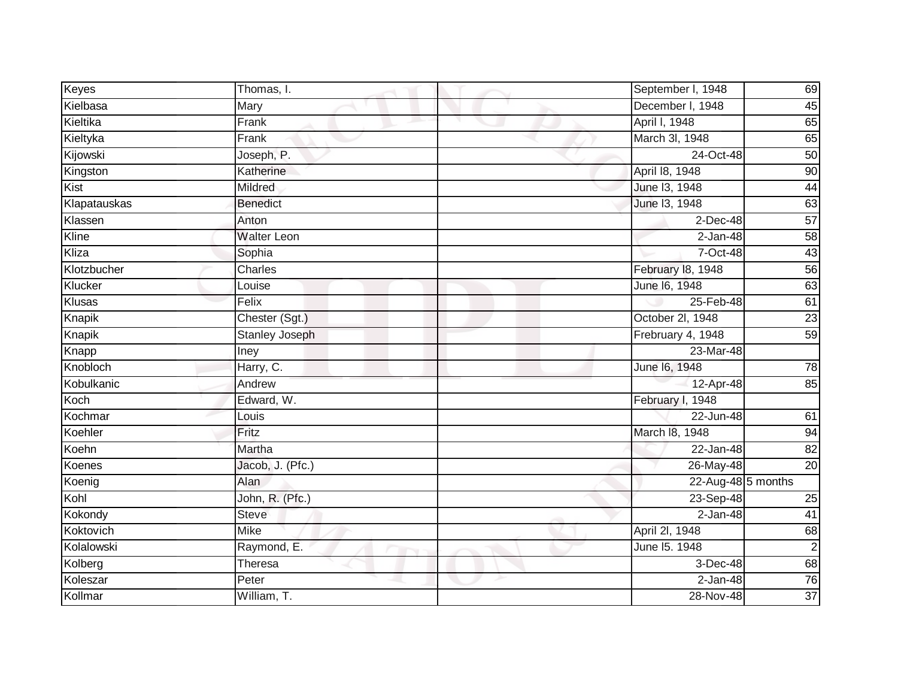| Keyes | Thomas, I. | | September l, 1948 | 69 |
|---|---|---|---|---|
| Kielbasa | Mary | | December l, 1948 | 45 |
| Kieltika | Frank | | April l, 1948 | 65 |
| Kieltyka | Frank | | March 3l, 1948 | 65 |
| Kijowski | Joseph, P. | | 24-Oct-48 | 50 |
| Kingston | Katherine | | April l8, 1948 | 90 |
| Kist | Mildred | | June l3, 1948 | 44 |
| Klapatauskas | Benedict | | June l3, 1948 | 63 |
| Klassen | Anton | | 2-Dec-48 | 57 |
| Kline | Walter Leon | | 2-Jan-48 | 58 |
| Kliza | Sophia | | 7-Oct-48 | 43 |
| Klotzbucher | Charles | | February l8, 1948 | 56 |
| Klucker | Louise | | June l6, 1948 | 63 |
| Klusas | Felix | | 25-Feb-48 | 61 |
| Knapik | Chester (Sgt.) | | October 2l, 1948 | 23 |
| Knapik | Stanley Joseph | | Frebruary 4, 1948 | 59 |
| Knapp | Iney | | 23-Mar-48 | |
| Knobloch | Harry, C. | | June l6, 1948 | 78 |
| Kobulkanic | Andrew | | 12-Apr-48 | 85 |
| Koch | Edward, W. | | February l, 1948 | |
| Kochmar | Louis | | 22-Jun-48 | 61 |
| Koehler | Fritz | | March l8, 1948 | 94 |
| Koehn | Martha | | 22-Jan-48 | 82 |
| Koenes | Jacob, J. (Pfc.) | | 26-May-48 | 20 |
| Koenig | Alan | | 22-Aug-48 | 5 months |
| Kohl | John, R. (Pfc.) | | 23-Sep-48 | 25 |
| Kokondy | Steve | | 2-Jan-48 | 41 |
| Koktovich | Mike | | April 2l, 1948 | 68 |
| Kolalowski | Raymond, E. | | June l5. 1948 | 2 |
| Kolberg | Theresa | | 3-Dec-48 | 68 |
| Koleszar | Peter | | 2-Jan-48 | 76 |
| Kollmar | William, T. | | 28-Nov-48 | 37 |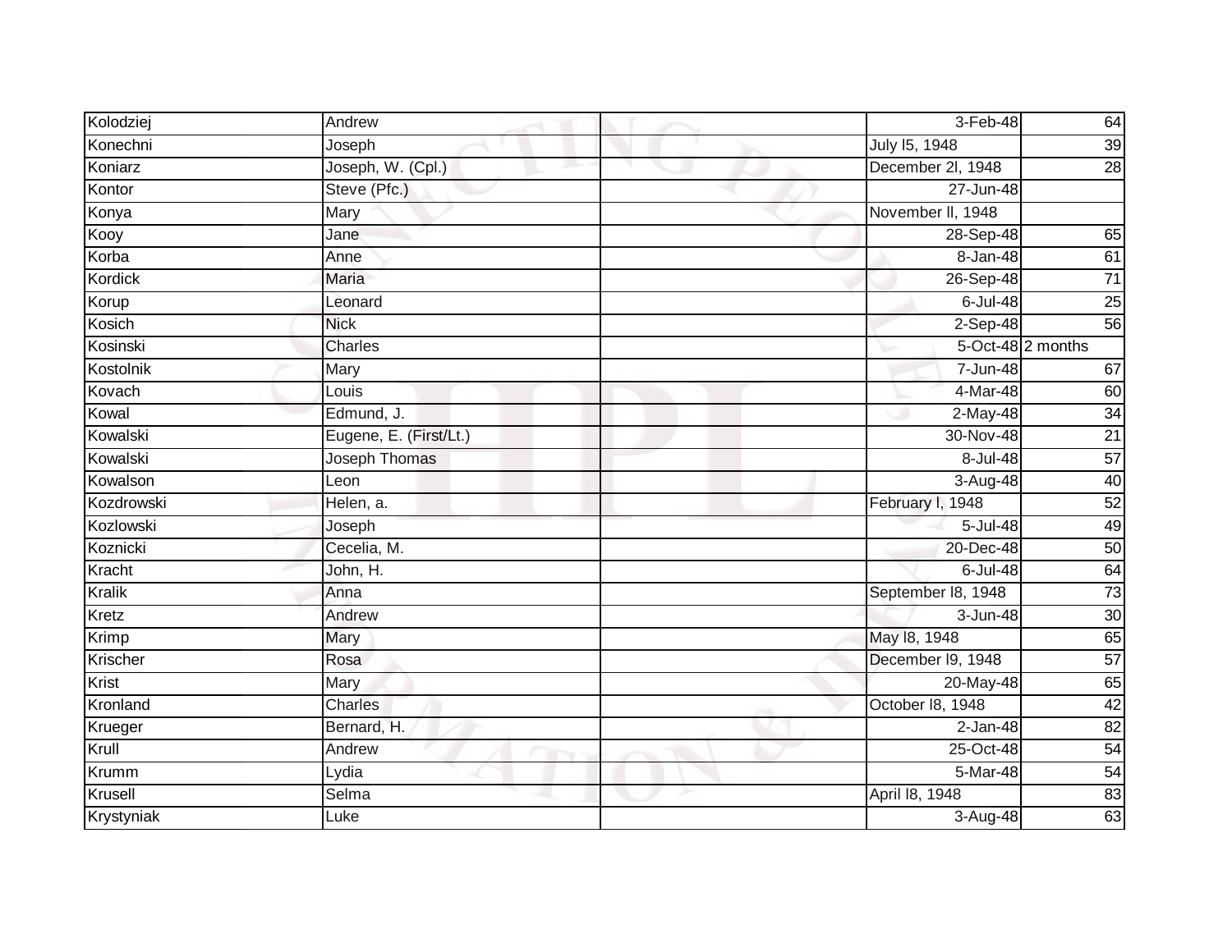| | | | | |
|---|---|---|---|---|
| Kolodziej | Andrew | | 3-Feb-48 | 64 |
| Konechni | Joseph | | July l5, 1948 | 39 |
| Koniarz | Joseph, W. (Cpl.) | | December 2l, 1948 | 28 |
| Kontor | Steve (Pfc.) | | 27-Jun-48 | |
| Konya | Mary | | November ll, 1948 | |
| Kooy | Jane | | 28-Sep-48 | 65 |
| Korba | Anne | | 8-Jan-48 | 61 |
| Kordick | Maria | | 26-Sep-48 | 71 |
| Korup | Leonard | | 6-Jul-48 | 25 |
| Kosich | Nick | | 2-Sep-48 | 56 |
| Kosinski | Charles | | 5-Oct-48 | 2 months |
| Kostolnik | Mary | | 7-Jun-48 | 67 |
| Kovach | Louis | | 4-Mar-48 | 60 |
| Kowal | Edmund, J. | | 2-May-48 | 34 |
| Kowalski | Eugene, E. (First/Lt.) | | 30-Nov-48 | 21 |
| Kowalski | Joseph Thomas | | 8-Jul-48 | 57 |
| Kowalson | Leon | | 3-Aug-48 | 40 |
| Kozdrowski | Helen, a. | | February l, 1948 | 52 |
| Kozlowski | Joseph | | 5-Jul-48 | 49 |
| Koznicki | Cecelia, M. | | 20-Dec-48 | 50 |
| Kracht | John, H. | | 6-Jul-48 | 64 |
| Kralik | Anna | | September l8, 1948 | 73 |
| Kretz | Andrew | | 3-Jun-48 | 30 |
| Krimp | Mary | | May l8, 1948 | 65 |
| Krischer | Rosa | | December l9, 1948 | 57 |
| Krist | Mary | | 20-May-48 | 65 |
| Kronland | Charles | | October l8, 1948 | 42 |
| Krueger | Bernard, H. | | 2-Jan-48 | 82 |
| Krull | Andrew | | 25-Oct-48 | 54 |
| Krumm | Lydia | | 5-Mar-48 | 54 |
| Krusell | Selma | | April l8, 1948 | 83 |
| Krystyniak | Luke | | 3-Aug-48 | 63 |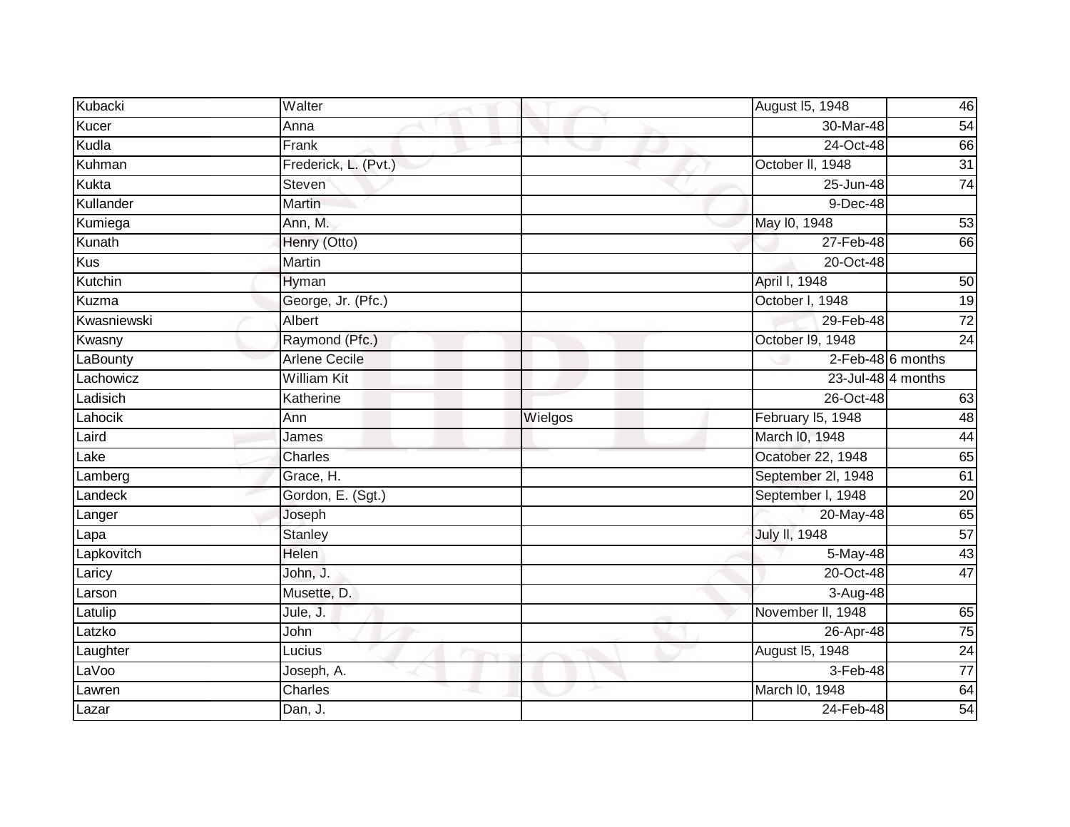| | | | | |
|---|---|---|---|---|
| Kubacki | Walter | | August l5, 1948 | 46 |
| Kucer | Anna | | 30-Mar-48 | 54 |
| Kudla | Frank | | 24-Oct-48 | 66 |
| Kuhman | Frederick, L. (Pvt.) | | October ll, 1948 | 31 |
| Kukta | Steven | | 25-Jun-48 | 74 |
| Kullander | Martin | | 9-Dec-48 | |
| Kumiega | Ann, M. | | May l0, 1948 | 53 |
| Kunath | Henry (Otto) | | 27-Feb-48 | 66 |
| Kus | Martin | | 20-Oct-48 | |
| Kutchin | Hyman | | April l, 1948 | 50 |
| Kuzma | George, Jr. (Pfc.) | | October l, 1948 | 19 |
| Kwasniewski | Albert | | 29-Feb-48 | 72 |
| Kwasny | Raymond (Pfc.) | | October l9, 1948 | 24 |
| LaBounty | Arlene Cecile | | 2-Feb-48 | 6 months |
| Lachowicz | William Kit | | 23-Jul-48 | 4 months |
| Ladisich | Katherine | | 26-Oct-48 | 63 |
| Lahocik | Ann | Wielgos | February l5, 1948 | 48 |
| Laird | James | | March l0, 1948 | 44 |
| Lake | Charles | | Ocatober 22, 1948 | 65 |
| Lamberg | Grace, H. | | September 2l, 1948 | 61 |
| Landeck | Gordon, E. (Sgt.) | | September l, 1948 | 20 |
| Langer | Joseph | | 20-May-48 | 65 |
| Lapa | Stanley | | July ll, 1948 | 57 |
| Lapkovitch | Helen | | 5-May-48 | 43 |
| Laricy | John, J. | | 20-Oct-48 | 47 |
| Larson | Musette, D. | | 3-Aug-48 | |
| Latulip | Jule, J. | | November ll, 1948 | 65 |
| Latzko | John | | 26-Apr-48 | 75 |
| Laughter | Lucius | | August l5, 1948 | 24 |
| LaVoo | Joseph, A. | | 3-Feb-48 | 77 |
| Lawren | Charles | | March l0, 1948 | 64 |
| Lazar | Dan, J. | | 24-Feb-48 | 54 |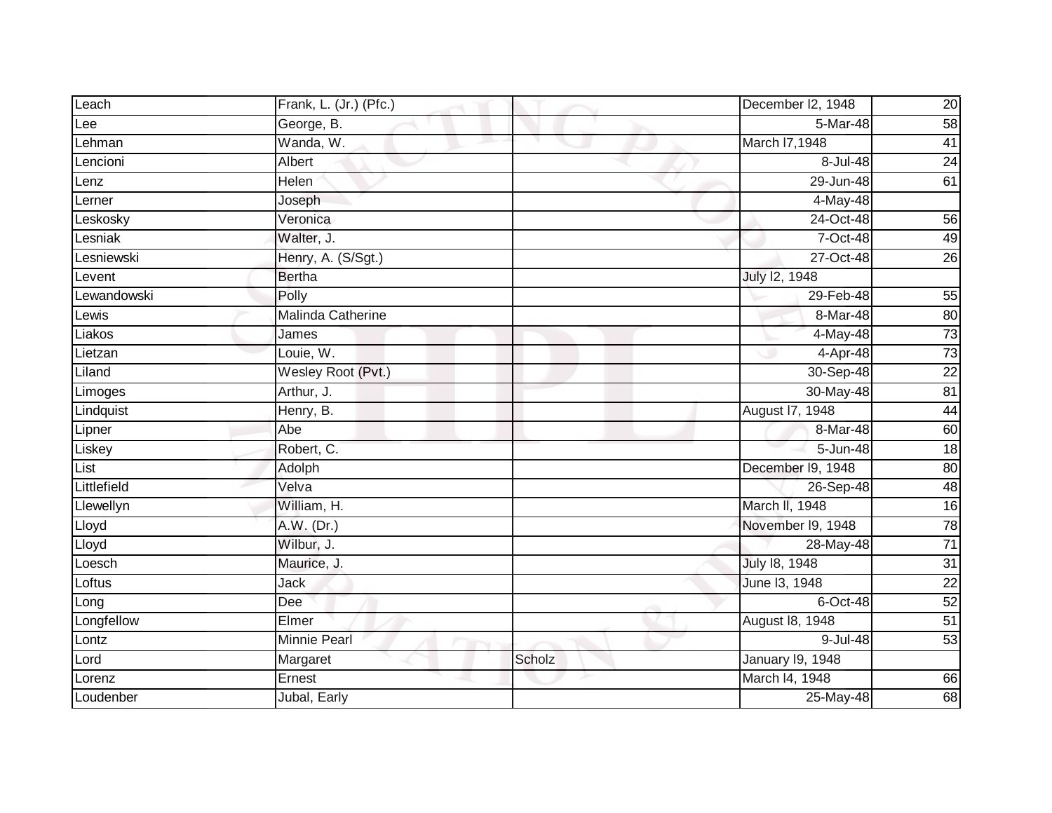| | | | | |
|---|---|---|---|---|
| Leach | Frank, L. (Jr.) (Pfc.) | | December l2, 1948 | 20 |
| Lee | George, B. | | 5-Mar-48 | 58 |
| Lehman | Wanda, W. | | March l7,1948 | 41 |
| Lencioni | Albert | | 8-Jul-48 | 24 |
| Lenz | Helen | | 29-Jun-48 | 61 |
| Lerner | Joseph | | 4-May-48 | |
| Leskosky | Veronica | | 24-Oct-48 | 56 |
| Lesniak | Walter, J. | | 7-Oct-48 | 49 |
| Lesniewski | Henry, A. (S/Sgt.) | | 27-Oct-48 | 26 |
| Levent | Bertha | | July l2, 1948 | |
| Lewandowski | Polly | | 29-Feb-48 | 55 |
| Lewis | Malinda Catherine | | 8-Mar-48 | 80 |
| Liakos | James | | 4-May-48 | 73 |
| Lietzan | Louie, W. | | 4-Apr-48 | 73 |
| Liland | Wesley Root (Pvt.) | | 30-Sep-48 | 22 |
| Limoges | Arthur, J. | | 30-May-48 | 81 |
| Lindquist | Henry, B. | | August l7, 1948 | 44 |
| Lipner | Abe | | 8-Mar-48 | 60 |
| Liskey | Robert, C. | | 5-Jun-48 | 18 |
| List | Adolph | | December l9, 1948 | 80 |
| Littlefield | Velva | | 26-Sep-48 | 48 |
| Llewellyn | William, H. | | March ll, 1948 | 16 |
| Lloyd | A.W. (Dr.) | | November l9, 1948 | 78 |
| Lloyd | Wilbur, J. | | 28-May-48 | 71 |
| Loesch | Maurice, J. | | July l8, 1948 | 31 |
| Loftus | Jack | | June l3, 1948 | 22 |
| Long | Dee | | 6-Oct-48 | 52 |
| Longfellow | Elmer | | August l8, 1948 | 51 |
| Lontz | Minnie Pearl | | 9-Jul-48 | 53 |
| Lord | Margaret | Scholz | January l9, 1948 | |
| Lorenz | Ernest | | March l4, 1948 | 66 |
| Loudenber | Jubal, Early | | 25-May-48 | 68 |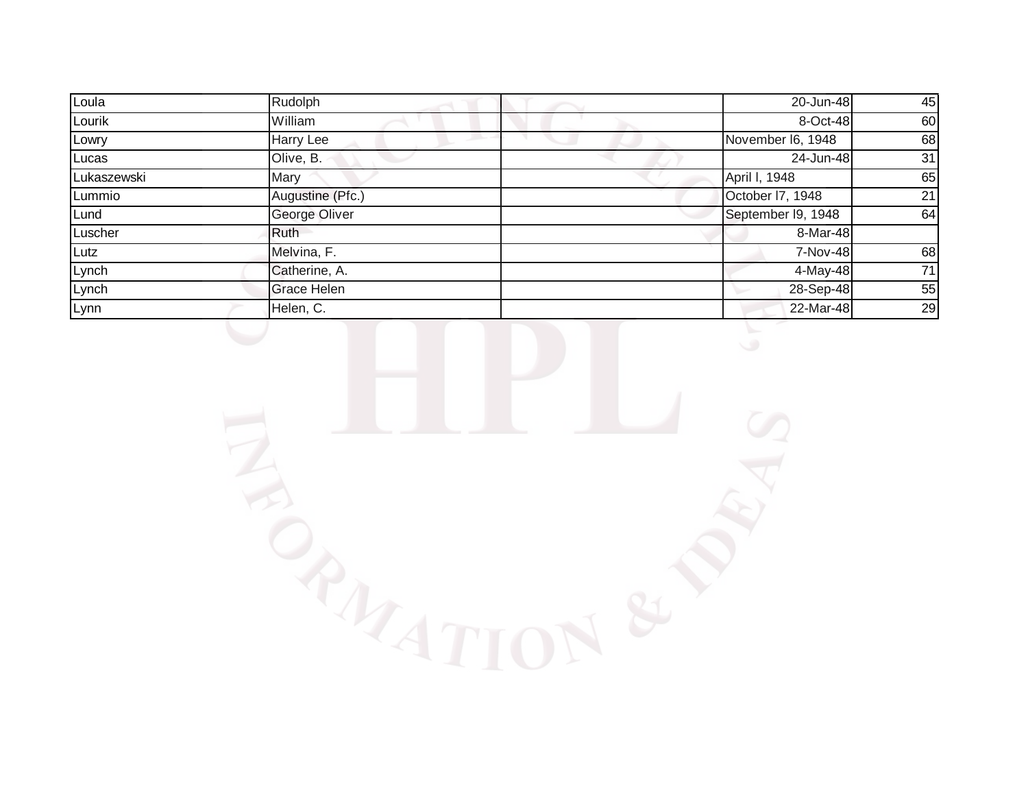| | | | | |
|---|---|---|---|---|
| Loula | Rudolph | | 20-Jun-48 | 45 |
| Lourik | William | | 8-Oct-48 | 60 |
| Lowry | Harry Lee | | November l6, 1948 | 68 |
| Lucas | Olive, B. | | 24-Jun-48 | 31 |
| Lukaszewski | Mary | | April l, 1948 | 65 |
| Lummio | Augustine (Pfc.) | | October l7, 1948 | 21 |
| Lund | George Oliver | | September l9, 1948 | 64 |
| Luscher | Ruth | | 8-Mar-48 | |
| Lutz | Melvina, F. | | 7-Nov-48 | 68 |
| Lynch | Catherine, A. | | 4-May-48 | 71 |
| Lynch | Grace Helen | | 28-Sep-48 | 55 |
| Lynn | Helen, C. | | 22-Mar-48 | 29 |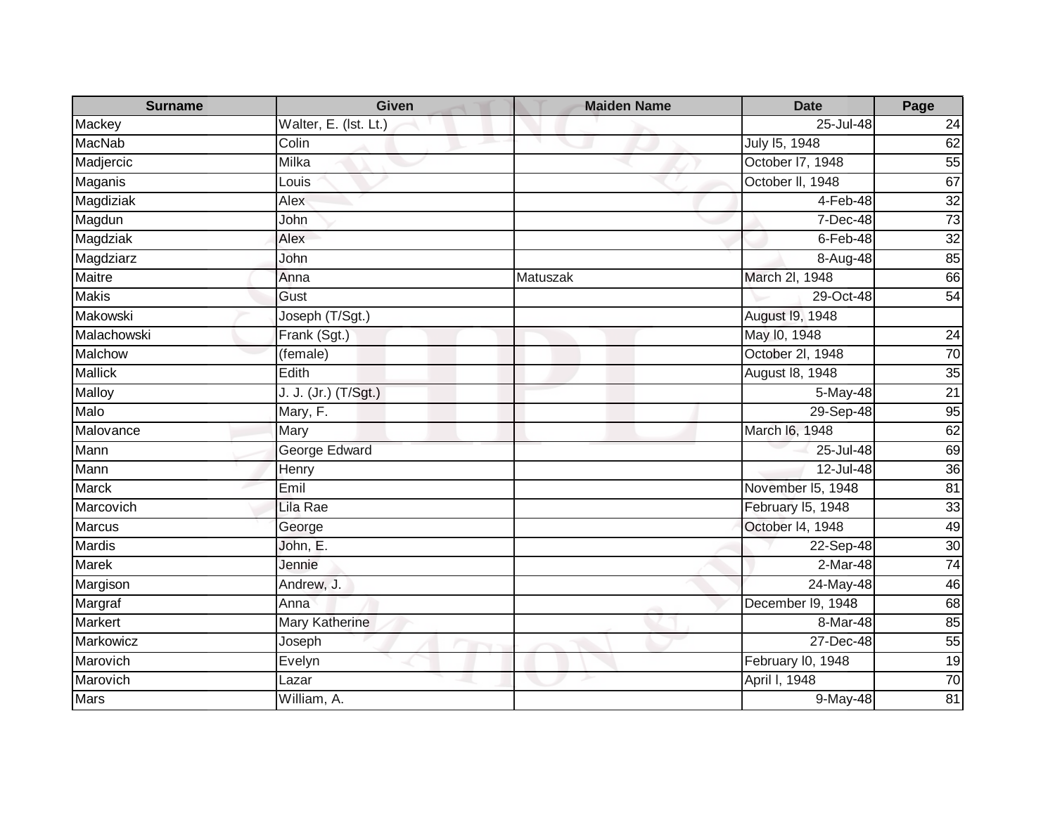| Surname | Given | Maiden Name | Date | Page |
|---|---|---|---|---|
| Mackey | Walter, E. (lst. Lt.) | | 25-Jul-48 | 24 |
| MacNab | Colin | | July l5, 1948 | 62 |
| Madjercic | Milka | | October l7, 1948 | 55 |
| Maganis | Louis | | October ll, 1948 | 67 |
| Magdiziak | Alex | | 4-Feb-48 | 32 |
| Magdun | John | | 7-Dec-48 | 73 |
| Magdziak | Alex | | 6-Feb-48 | 32 |
| Magdziarz | John | | 8-Aug-48 | 85 |
| Maitre | Anna | Matuszak | March 2l, 1948 | 66 |
| Makis | Gust | | 29-Oct-48 | 54 |
| Makowski | Joseph (T/Sgt.) | | August l9, 1948 | |
| Malachowski | Frank (Sgt.) | | May l0, 1948 | 24 |
| Malchow | (female) | | October 2l, 1948 | 70 |
| Mallick | Edith | | August l8, 1948 | 35 |
| Malloy | J. J. (Jr.) (T/Sgt.) | | 5-May-48 | 21 |
| Malo | Mary, F. | | 29-Sep-48 | 95 |
| Malovance | Mary | | March l6, 1948 | 62 |
| Mann | George Edward | | 25-Jul-48 | 69 |
| Mann | Henry | | 12-Jul-48 | 36 |
| Marck | Emil | | November l5, 1948 | 81 |
| Marcovich | Lila Rae | | February l5, 1948 | 33 |
| Marcus | George | | October l4, 1948 | 49 |
| Mardis | John, E. | | 22-Sep-48 | 30 |
| Marek | Jennie | | 2-Mar-48 | 74 |
| Margison | Andrew, J. | | 24-May-48 | 46 |
| Margraf | Anna | | December l9, 1948 | 68 |
| Markert | Mary Katherine | | 8-Mar-48 | 85 |
| Markowicz | Joseph | | 27-Dec-48 | 55 |
| Marovich | Evelyn | | February l0, 1948 | 19 |
| Marovich | Lazar | | April l, 1948 | 70 |
| Mars | William, A. | | 9-May-48 | 81 |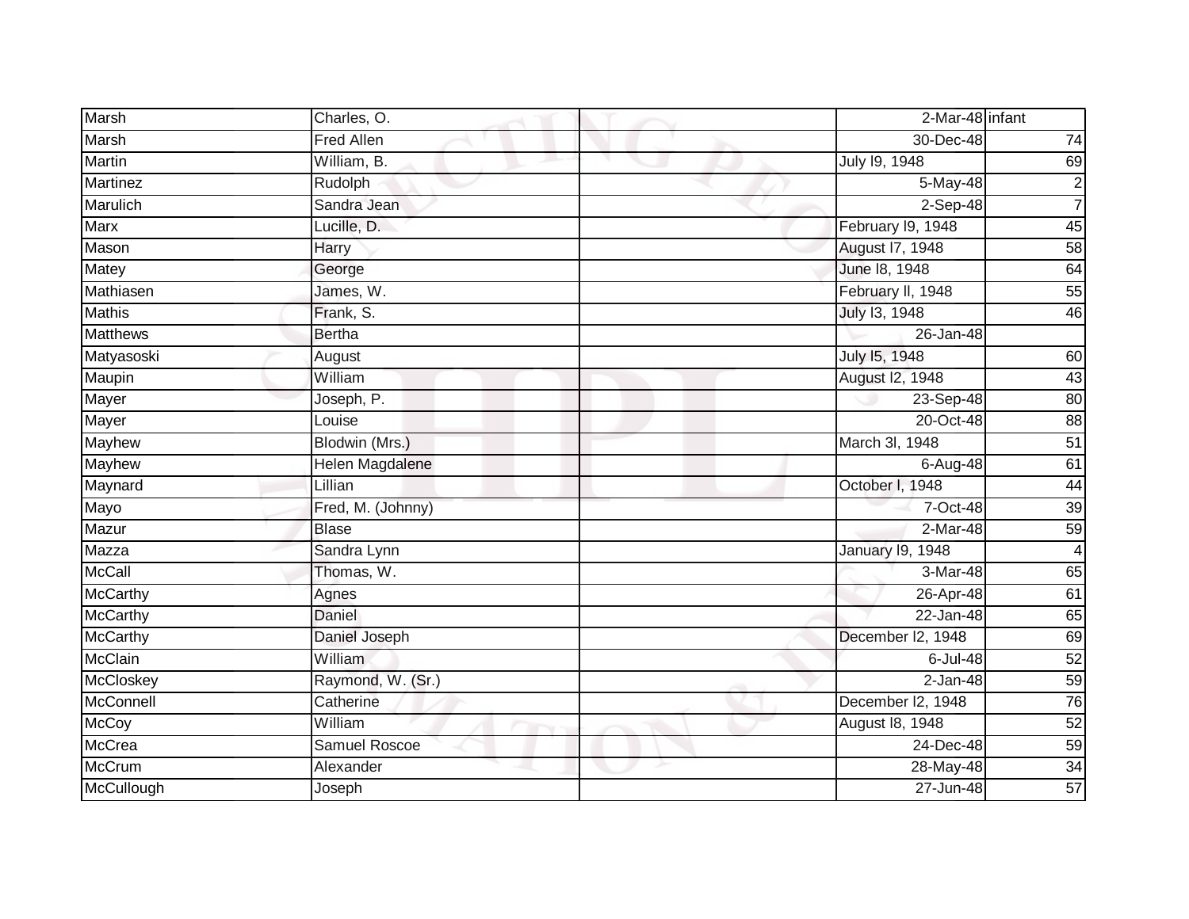| | | | | |
|---|---|---|---|---|
| Marsh | Charles, O. | | 2-Mar-48 | infant |
| Marsh | Fred Allen | | 30-Dec-48 | 74 |
| Martin | William, B. | | July l9, 1948 | 69 |
| Martinez | Rudolph | | 5-May-48 | 2 |
| Marulich | Sandra Jean | | 2-Sep-48 | 7 |
| Marx | Lucille, D. | | February l9, 1948 | 45 |
| Mason | Harry | | August l7, 1948 | 58 |
| Matey | George | | June l8, 1948 | 64 |
| Mathiasen | James, W. | | February ll, 1948 | 55 |
| Mathis | Frank, S. | | July l3, 1948 | 46 |
| Matthews | Bertha | | 26-Jan-48 | |
| Matyasoski | August | | July l5, 1948 | 60 |
| Maupin | William | | August l2, 1948 | 43 |
| Mayer | Joseph, P. | | 23-Sep-48 | 80 |
| Mayer | Louise | | 20-Oct-48 | 88 |
| Mayhew | Blodwin (Mrs.) | | March 3l, 1948 | 51 |
| Mayhew | Helen Magdalene | | 6-Aug-48 | 61 |
| Maynard | Lillian | | October l, 1948 | 44 |
| Mayo | Fred, M. (Johnny) | | 7-Oct-48 | 39 |
| Mazur | Blase | | 2-Mar-48 | 59 |
| Mazza | Sandra Lynn | | January l9, 1948 | 4 |
| McCall | Thomas, W. | | 3-Mar-48 | 65 |
| McCarthy | Agnes | | 26-Apr-48 | 61 |
| McCarthy | Daniel | | 22-Jan-48 | 65 |
| McCarthy | Daniel Joseph | | December l2, 1948 | 69 |
| McClain | William | | 6-Jul-48 | 52 |
| McCloskey | Raymond, W. (Sr.) | | 2-Jan-48 | 59 |
| McConnell | Catherine | | December l2, 1948 | 76 |
| McCoy | William | | August l8, 1948 | 52 |
| McCrea | Samuel Roscoe | | 24-Dec-48 | 59 |
| McCrum | Alexander | | 28-May-48 | 34 |
| McCullough | Joseph | | 27-Jun-48 | 57 |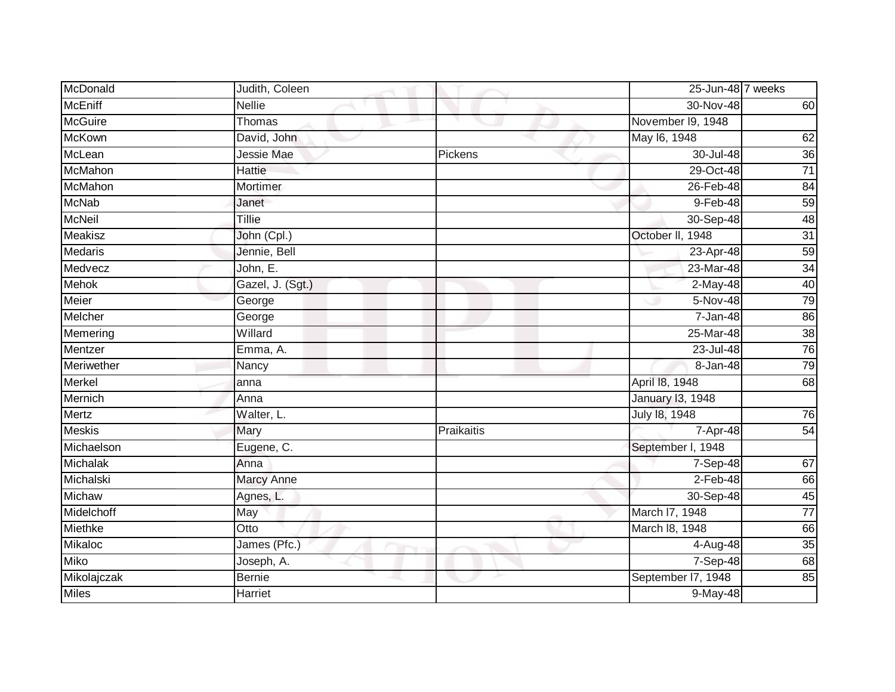| | | | | |
|---|---|---|---|---|
| McDonald | Judith, Coleen | | 25-Jun-48 | 7 weeks |
| McEniff | Nellie | | 30-Nov-48 | 60 |
| McGuire | Thomas | | November l9, 1948 | |
| McKown | David, John | | May l6, 1948 | 62 |
| McLean | Jessie Mae | Pickens | 30-Jul-48 | 36 |
| McMahon | Hattie | | 29-Oct-48 | 71 |
| McMahon | Mortimer | | 26-Feb-48 | 84 |
| McNab | Janet | | 9-Feb-48 | 59 |
| McNeil | Tillie | | 30-Sep-48 | 48 |
| Meakisz | John (Cpl.) | | October ll, 1948 | 31 |
| Medaris | Jennie, Bell | | 23-Apr-48 | 59 |
| Medvecz | John, E. | | 23-Mar-48 | 34 |
| Mehok | Gazel, J. (Sgt.) | | 2-May-48 | 40 |
| Meier | George | | 5-Nov-48 | 79 |
| Melcher | George | | 7-Jan-48 | 86 |
| Memering | Willard | | 25-Mar-48 | 38 |
| Mentzer | Emma, A. | | 23-Jul-48 | 76 |
| Meriwether | Nancy | | 8-Jan-48 | 79 |
| Merkel | anna | | April l8, 1948 | 68 |
| Mernich | Anna | | January l3, 1948 | |
| Mertz | Walter, L. | | July l8, 1948 | 76 |
| Meskis | Mary | Praikaitis | 7-Apr-48 | 54 |
| Michaelson | Eugene, C. | | September l, 1948 | |
| Michalak | Anna | | 7-Sep-48 | 67 |
| Michalski | Marcy Anne | | 2-Feb-48 | 66 |
| Michaw | Agnes, L. | | 30-Sep-48 | 45 |
| Midelchoff | May | | March l7, 1948 | 77 |
| Miethke | Otto | | March l8, 1948 | 66 |
| Mikaloc | James (Pfc.) | | 4-Aug-48 | 35 |
| Miko | Joseph, A. | | 7-Sep-48 | 68 |
| Mikolajczak | Bernie | | September l7, 1948 | 85 |
| Miles | Harriet | | 9-May-48 | |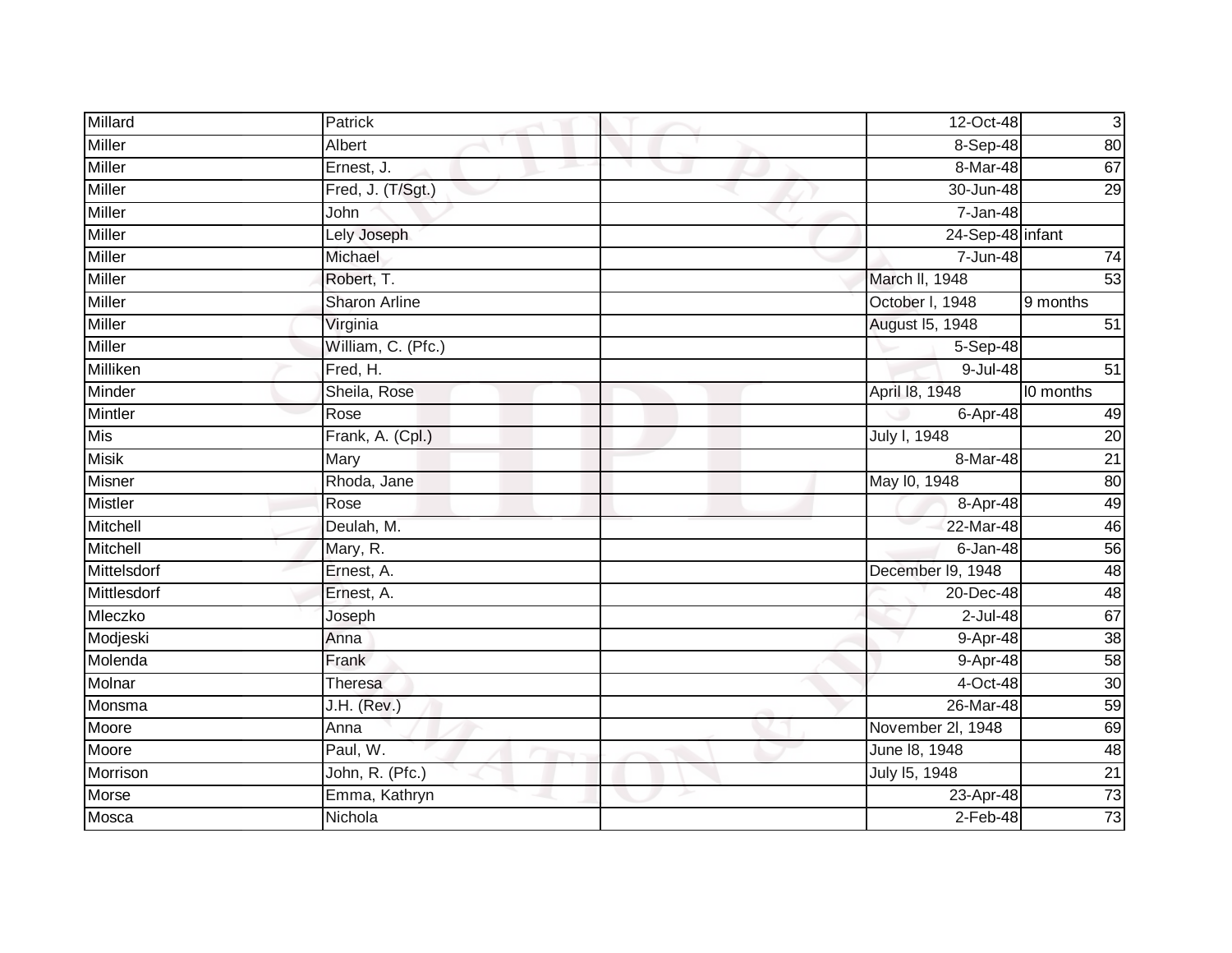| Millard | Patrick | | 12-Oct-48 | 3 |
|---|---|---|---|---|
| Miller | Albert | | 8-Sep-48 | 80 |
| Miller | Ernest, J. | | 8-Mar-48 | 67 |
| Miller | Fred, J. (T/Sgt.) | | 30-Jun-48 | 29 |
| Miller | John | | 7-Jan-48 | |
| Miller | Lely Joseph | | 24-Sep-48 | infant |
| Miller | Michael | | 7-Jun-48 | 74 |
| Miller | Robert, T. | | March ll, 1948 | 53 |
| Miller | Sharon Arline | | October l, 1948 | 9 months |
| Miller | Virginia | | August l5, 1948 | 51 |
| Miller | William, C. (Pfc.) | | 5-Sep-48 | |
| Milliken | Fred, H. | | 9-Jul-48 | 51 |
| Minder | Sheila, Rose | | April l8, 1948 | l0 months |
| Mintler | Rose | | 6-Apr-48 | 49 |
| Mis | Frank, A. (Cpl.) | | July l, 1948 | 20 |
| Misik | Mary | | 8-Mar-48 | 21 |
| Misner | Rhoda, Jane | | May l0, 1948 | 80 |
| Mistler | Rose | | 8-Apr-48 | 49 |
| Mitchell | Deulah, M. | | 22-Mar-48 | 46 |
| Mitchell | Mary, R. | | 6-Jan-48 | 56 |
| Mittelsdorf | Ernest, A. | | December l9, 1948 | 48 |
| Mittlesdorf | Ernest, A. | | 20-Dec-48 | 48 |
| Mleczko | Joseph | | 2-Jul-48 | 67 |
| Modjeski | Anna | | 9-Apr-48 | 38 |
| Molenda | Frank | | 9-Apr-48 | 58 |
| Molnar | Theresa | | 4-Oct-48 | 30 |
| Monsma | J.H. (Rev.) | | 26-Mar-48 | 59 |
| Moore | Anna | | November 2l, 1948 | 69 |
| Moore | Paul, W. | | June l8, 1948 | 48 |
| Morrison | John, R. (Pfc.) | | July l5, 1948 | 21 |
| Morse | Emma, Kathryn | | 23-Apr-48 | 73 |
| Mosca | Nichola | | 2-Feb-48 | 73 |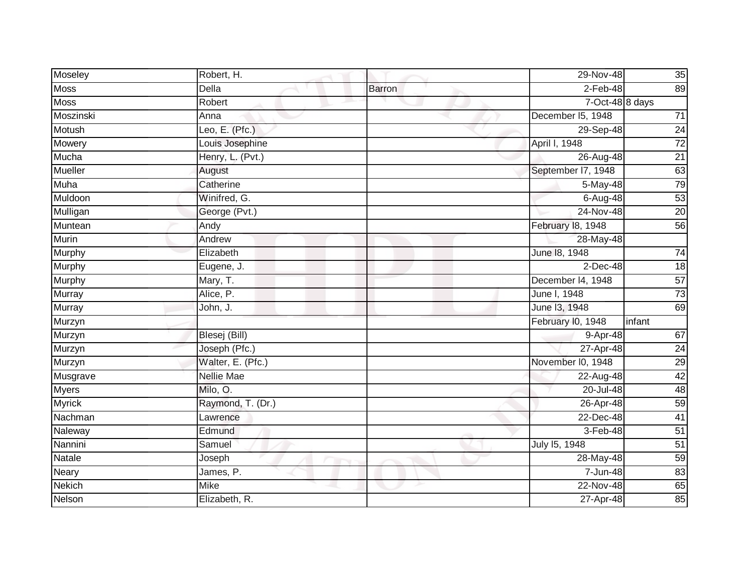| | | | | |
|---|---|---|---|---|
| Moseley | Robert, H. | | 29-Nov-48 | 35 |
| Moss | Della | Barron | 2-Feb-48 | 89 |
| Moss | Robert | | 7-Oct-48 | 8 days |
| Moszinski | Anna | | December l5, 1948 | 71 |
| Motush | Leo, E. (Pfc.) | | 29-Sep-48 | 24 |
| Mowery | Louis Josephine | | April l, 1948 | 72 |
| Mucha | Henry, L. (Pvt.) | | 26-Aug-48 | 21 |
| Mueller | August | | September l7, 1948 | 63 |
| Muha | Catherine | | 5-May-48 | 79 |
| Muldoon | Winifred, G. | | 6-Aug-48 | 53 |
| Mulligan | George (Pvt.) | | 24-Nov-48 | 20 |
| Muntean | Andy | | February l8, 1948 | 56 |
| Murin | Andrew | | 28-May-48 | |
| Murphy | Elizabeth | | June l8, 1948 | 74 |
| Murphy | Eugene, J. | | 2-Dec-48 | 18 |
| Murphy | Mary, T. | | December l4, 1948 | 57 |
| Murray | Alice, P. | | June l, 1948 | 73 |
| Murray | John, J. | | June l3, 1948 | 69 |
| Murzyn | | | February l0, 1948 | infant |
| Murzyn | Blesej (Bill) | | 9-Apr-48 | 67 |
| Murzyn | Joseph (Pfc.) | | 27-Apr-48 | 24 |
| Murzyn | Walter, E. (Pfc.) | | November l0, 1948 | 29 |
| Musgrave | Nellie Mae | | 22-Aug-48 | 42 |
| Myers | Milo, O. | | 20-Jul-48 | 48 |
| Myrick | Raymond, T. (Dr.) | | 26-Apr-48 | 59 |
| Nachman | Lawrence | | 22-Dec-48 | 41 |
| Naleway | Edmund | | 3-Feb-48 | 51 |
| Nannini | Samuel | | July l5, 1948 | 51 |
| Natale | Joseph | | 28-May-48 | 59 |
| Neary | James, P. | | 7-Jun-48 | 83 |
| Nekich | Mike | | 22-Nov-48 | 65 |
| Nelson | Elizabeth, R. | | 27-Apr-48 | 85 |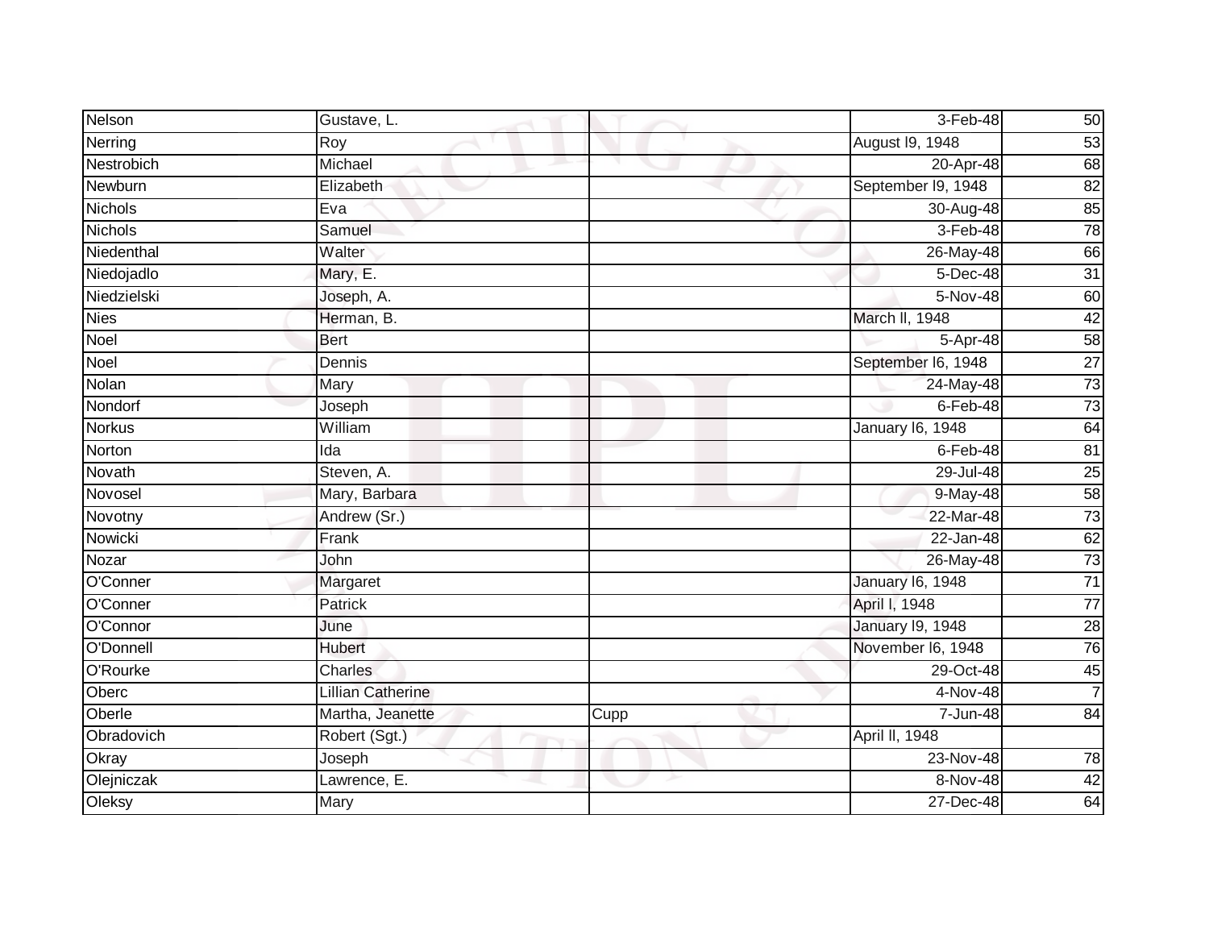| Nelson | Gustave, L. | | 3-Feb-48 | 50 |
|---|---|---|---|---|
| Nerring | Roy | | August l9, 1948 | 53 |
| Nestrobich | Michael | | 20-Apr-48 | 68 |
| Newburn | Elizabeth | | September l9, 1948 | 82 |
| Nichols | Eva | | 30-Aug-48 | 85 |
| Nichols | Samuel | | 3-Feb-48 | 78 |
| Niedenthal | Walter | | 26-May-48 | 66 |
| Niedojadlo | Mary, E. | | 5-Dec-48 | 31 |
| Niedzielski | Joseph, A. | | 5-Nov-48 | 60 |
| Nies | Herman, B. | | March ll, 1948 | 42 |
| Noel | Bert | | 5-Apr-48 | 58 |
| Noel | Dennis | | September l6, 1948 | 27 |
| Nolan | Mary | | 24-May-48 | 73 |
| Nondorf | Joseph | | 6-Feb-48 | 73 |
| Norkus | William | | January l6, 1948 | 64 |
| Norton | Ida | | 6-Feb-48 | 81 |
| Novath | Steven, A. | | 29-Jul-48 | 25 |
| Novosel | Mary, Barbara | | 9-May-48 | 58 |
| Novotny | Andrew (Sr.) | | 22-Mar-48 | 73 |
| Nowicki | Frank | | 22-Jan-48 | 62 |
| Nozar | John | | 26-May-48 | 73 |
| O'Conner | Margaret | | January l6, 1948 | 71 |
| O'Conner | Patrick | | April l, 1948 | 77 |
| O'Connor | June | | January l9, 1948 | 28 |
| O'Donnell | Hubert | | November l6, 1948 | 76 |
| O'Rourke | Charles | | 29-Oct-48 | 45 |
| Oberc | Lillian Catherine | | 4-Nov-48 | 7 |
| Oberle | Martha, Jeanette | Cupp | 7-Jun-48 | 84 |
| Obradovich | Robert (Sgt.) | | April ll, 1948 | |
| Okray | Joseph | | 23-Nov-48 | 78 |
| Olejniczak | Lawrence, E. | | 8-Nov-48 | 42 |
| Oleksy | Mary | | 27-Dec-48 | 64 |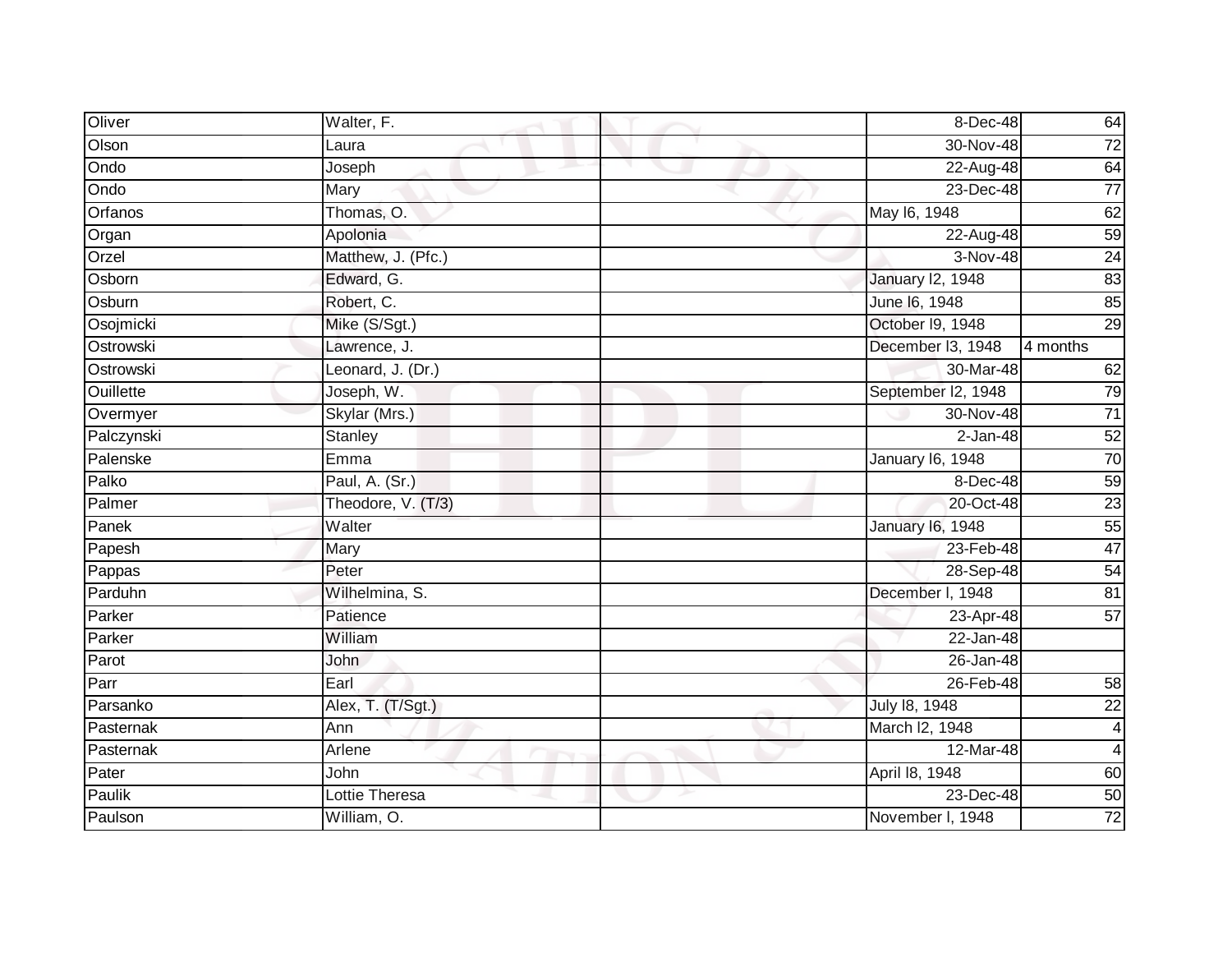| Oliver | Walter, F. | | 8-Dec-48 | 64 |
|---|---|---|---|---|
| Olson | Laura | | 30-Nov-48 | 72 |
| Ondo | Joseph | | 22-Aug-48 | 64 |
| Ondo | Mary | | 23-Dec-48 | 77 |
| Orfanos | Thomas, O. | | May l6, 1948 | 62 |
| Organ | Apolonia | | 22-Aug-48 | 59 |
| Orzel | Matthew, J. (Pfc.) | | 3-Nov-48 | 24 |
| Osborn | Edward, G. | | January l2, 1948 | 83 |
| Osburn | Robert, C. | | June l6, 1948 | 85 |
| Osojmicki | Mike (S/Sgt.) | | October l9, 1948 | 29 |
| Ostrowski | Lawrence, J. | | December l3, 1948 | 4 months |
| Ostrowski | Leonard, J. (Dr.) | | 30-Mar-48 | 62 |
| Ouillette | Joseph, W. | | September l2, 1948 | 79 |
| Overmyer | Skylar (Mrs.) | | 30-Nov-48 | 71 |
| Palczynski | Stanley | | 2-Jan-48 | 52 |
| Palenske | Emma | | January l6, 1948 | 70 |
| Palko | Paul, A. (Sr.) | | 8-Dec-48 | 59 |
| Palmer | Theodore, V. (T/3) | | 20-Oct-48 | 23 |
| Panek | Walter | | January l6, 1948 | 55 |
| Papesh | Mary | | 23-Feb-48 | 47 |
| Pappas | Peter | | 28-Sep-48 | 54 |
| Parduhn | Wilhelmina, S. | | December l, 1948 | 81 |
| Parker | Patience | | 23-Apr-48 | 57 |
| Parker | William | | 22-Jan-48 | |
| Parot | John | | 26-Jan-48 | |
| Parr | Earl | | 26-Feb-48 | 58 |
| Parsanko | Alex, T. (T/Sgt.) | | July l8, 1948 | 22 |
| Pasternak | Ann | | March l2, 1948 | 4 |
| Pasternak | Arlene | | 12-Mar-48 | 4 |
| Pater | John | | April l8, 1948 | 60 |
| Paulik | Lottie Theresa | | 23-Dec-48 | 50 |
| Paulson | William, O. | | November l, 1948 | 72 |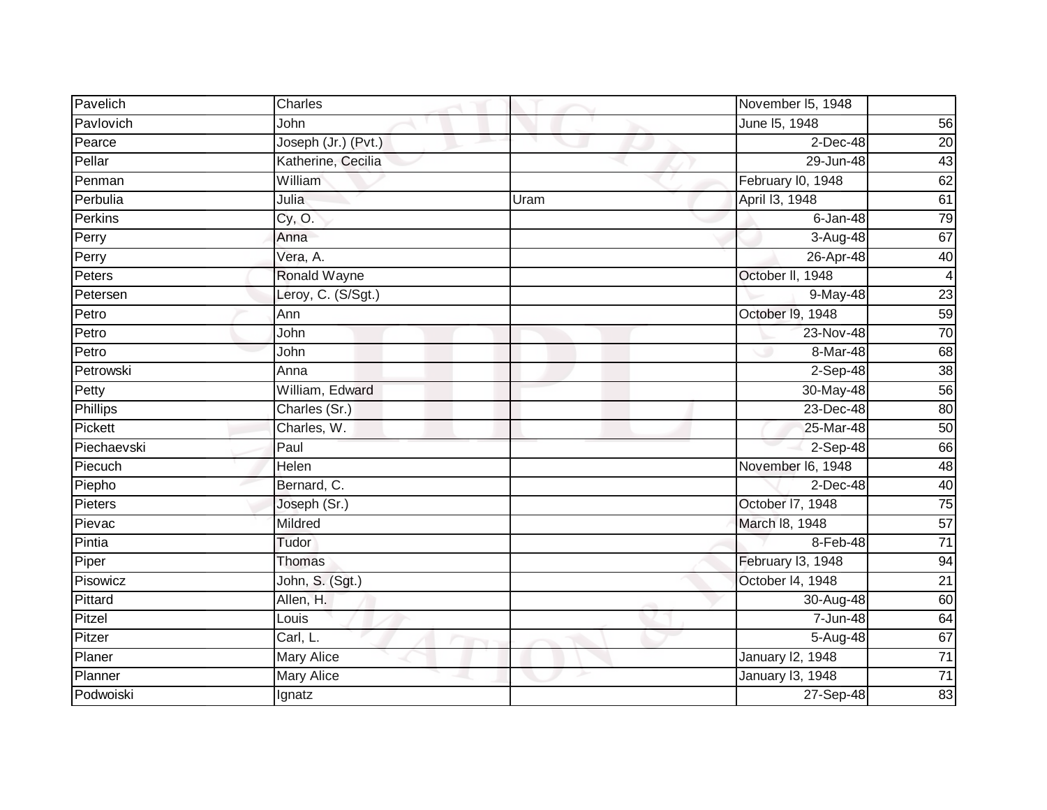| | | | | |
|---|---|---|---|---|
| Pavelich | Charles | | November l5, 1948 | |
| Pavlovich | John | | June l5, 1948 | 56 |
| Pearce | Joseph (Jr.) (Pvt.) | | 2-Dec-48 | 20 |
| Pellar | Katherine, Cecilia | | 29-Jun-48 | 43 |
| Penman | William | | February l0, 1948 | 62 |
| Perbulia | Julia | Uram | April l3, 1948 | 61 |
| Perkins | Cy, O. | | 6-Jan-48 | 79 |
| Perry | Anna | | 3-Aug-48 | 67 |
| Perry | Vera, A. | | 26-Apr-48 | 40 |
| Peters | Ronald Wayne | | October ll, 1948 | 4 |
| Petersen | Leroy, C. (S/Sgt.) | | 9-May-48 | 23 |
| Petro | Ann | | October l9, 1948 | 59 |
| Petro | John | | 23-Nov-48 | 70 |
| Petro | John | | 8-Mar-48 | 68 |
| Petrowski | Anna | | 2-Sep-48 | 38 |
| Petty | William, Edward | | 30-May-48 | 56 |
| Phillips | Charles (Sr.) | | 23-Dec-48 | 80 |
| Pickett | Charles, W. | | 25-Mar-48 | 50 |
| Piechaevski | Paul | | 2-Sep-48 | 66 |
| Piecuch | Helen | | November l6, 1948 | 48 |
| Piepho | Bernard, C. | | 2-Dec-48 | 40 |
| Pieters | Joseph (Sr.) | | October l7, 1948 | 75 |
| Pievac | Mildred | | March l8, 1948 | 57 |
| Pintia | Tudor | | 8-Feb-48 | 71 |
| Piper | Thomas | | February l3, 1948 | 94 |
| Pisowicz | John, S. (Sgt.) | | October l4, 1948 | 21 |
| Pittard | Allen, H. | | 30-Aug-48 | 60 |
| Pitzel | Louis | | 7-Jun-48 | 64 |
| Pitzer | Carl, L. | | 5-Aug-48 | 67 |
| Planer | Mary Alice | | January l2, 1948 | 71 |
| Planner | Mary Alice | | January l3, 1948 | 71 |
| Podwoiski | Ignatz | | 27-Sep-48 | 83 |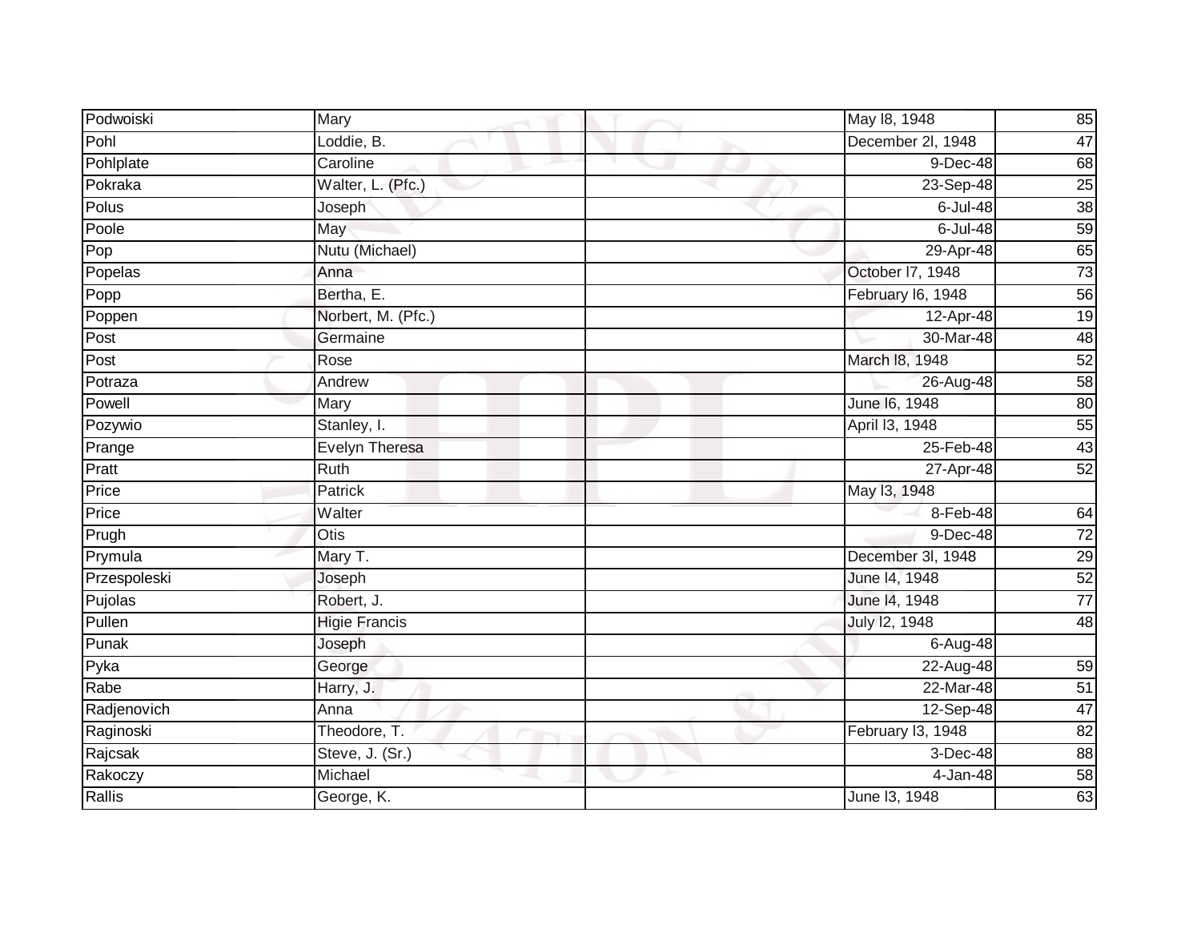| | | | | |
|---|---|---|---|---|
| Podwoiski | Mary | | May l8, 1948 | 85 |
| Pohl | Loddie, B. | | December 2l, 1948 | 47 |
| Pohlplate | Caroline | | 9-Dec-48 | 68 |
| Pokraka | Walter, L. (Pfc.) | | 23-Sep-48 | 25 |
| Polus | Joseph | | 6-Jul-48 | 38 |
| Poole | May | | 6-Jul-48 | 59 |
| Pop | Nutu (Michael) | | 29-Apr-48 | 65 |
| Popelas | Anna | | October l7, 1948 | 73 |
| Popp | Bertha, E. | | February l6, 1948 | 56 |
| Poppen | Norbert, M. (Pfc.) | | 12-Apr-48 | 19 |
| Post | Germaine | | 30-Mar-48 | 48 |
| Post | Rose | | March l8, 1948 | 52 |
| Potraza | Andrew | | 26-Aug-48 | 58 |
| Powell | Mary | | June l6, 1948 | 80 |
| Pozywio | Stanley, I. | | April l3, 1948 | 55 |
| Prange | Evelyn Theresa | | 25-Feb-48 | 43 |
| Pratt | Ruth | | 27-Apr-48 | 52 |
| Price | Patrick | | May l3, 1948 | |
| Price | Walter | | 8-Feb-48 | 64 |
| Prugh | Otis | | 9-Dec-48 | 72 |
| Prymula | Mary T. | | December 3l, 1948 | 29 |
| Przespoleski | Joseph | | June l4, 1948 | 52 |
| Pujolas | Robert, J. | | June l4, 1948 | 77 |
| Pullen | Higie Francis | | July l2, 1948 | 48 |
| Punak | Joseph | | 6-Aug-48 | |
| Pyka | George | | 22-Aug-48 | 59 |
| Rabe | Harry, J. | | 22-Mar-48 | 51 |
| Radjenovich | Anna | | 12-Sep-48 | 47 |
| Raginoski | Theodore, T. | | February l3, 1948 | 82 |
| Rajcsak | Steve, J. (Sr.) | | 3-Dec-48 | 88 |
| Rakoczy | Michael | | 4-Jan-48 | 58 |
| Rallis | George, K. | | June l3, 1948 | 63 |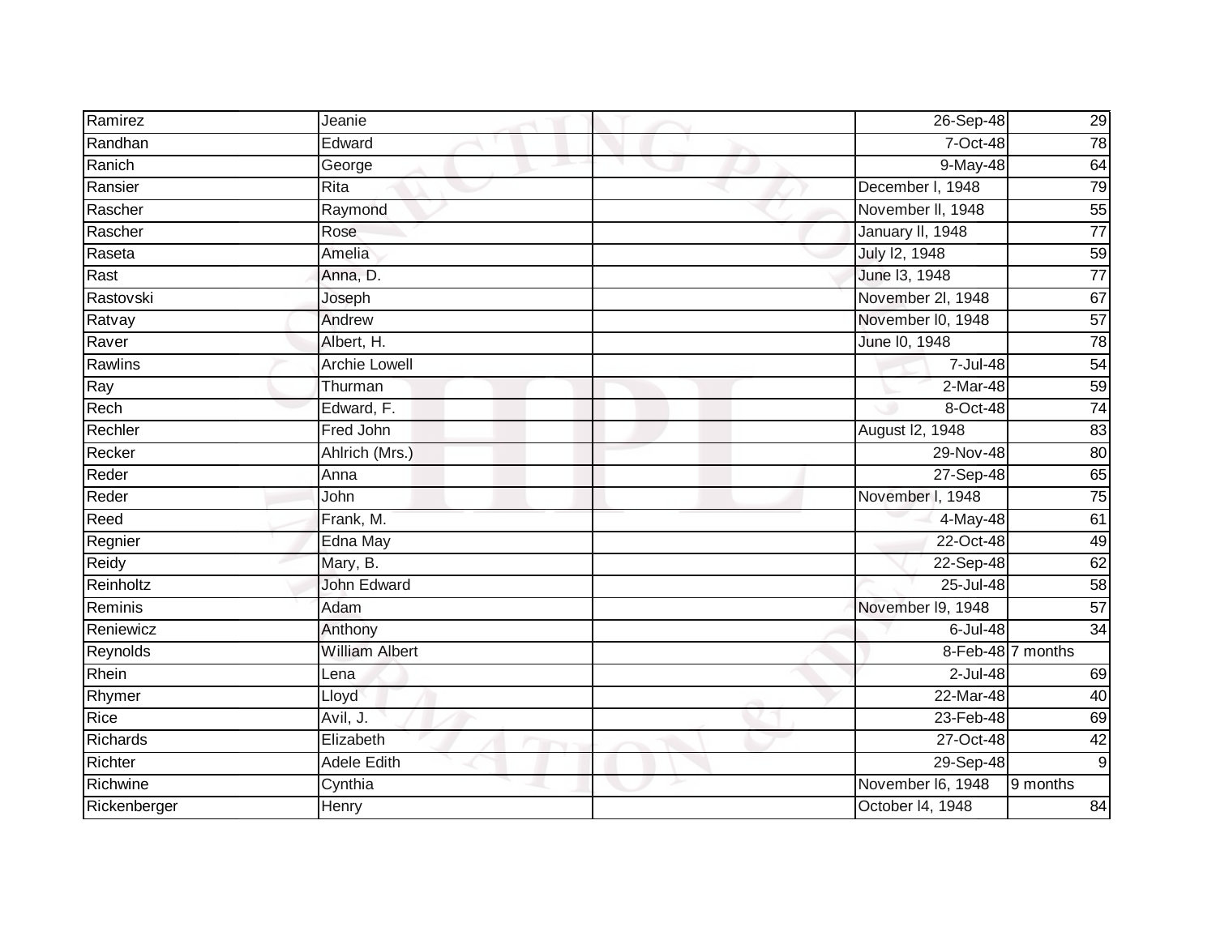| | | | | |
|---|---|---|---|---|
| Ramirez | Jeanie | | 26-Sep-48 | 29 |
| Randhan | Edward | | 7-Oct-48 | 78 |
| Ranich | George | | 9-May-48 | 64 |
| Ransier | Rita | | December l, 1948 | 79 |
| Rascher | Raymond | | November ll, 1948 | 55 |
| Rascher | Rose | | January ll, 1948 | 77 |
| Raseta | Amelia | | July l2, 1948 | 59 |
| Rast | Anna, D. | | June l3, 1948 | 77 |
| Rastovski | Joseph | | November 2l, 1948 | 67 |
| Ratvay | Andrew | | November l0, 1948 | 57 |
| Raver | Albert, H. | | June l0, 1948 | 78 |
| Rawlins | Archie Lowell | | 7-Jul-48 | 54 |
| Ray | Thurman | | 2-Mar-48 | 59 |
| Rech | Edward, F. | | 8-Oct-48 | 74 |
| Rechler | Fred John | | August l2, 1948 | 83 |
| Recker | Ahlrich (Mrs.) | | 29-Nov-48 | 80 |
| Reder | Anna | | 27-Sep-48 | 65 |
| Reder | John | | November l, 1948 | 75 |
| Reed | Frank, M. | | 4-May-48 | 61 |
| Regnier | Edna May | | 22-Oct-48 | 49 |
| Reidy | Mary, B. | | 22-Sep-48 | 62 |
| Reinholtz | John Edward | | 25-Jul-48 | 58 |
| Reminis | Adam | | November l9, 1948 | 57 |
| Reniewicz | Anthony | | 6-Jul-48 | 34 |
| Reynolds | William Albert | | 8-Feb-48 | 7 months |
| Rhein | Lena | | 2-Jul-48 | 69 |
| Rhymer | Lloyd | | 22-Mar-48 | 40 |
| Rice | Avil, J. | | 23-Feb-48 | 69 |
| Richards | Elizabeth | | 27-Oct-48 | 42 |
| Richter | Adele Edith | | 29-Sep-48 | 9 |
| Richwine | Cynthia | | November l6, 1948 | 9 months |
| Rickenberger | Henry | | October l4, 1948 | 84 |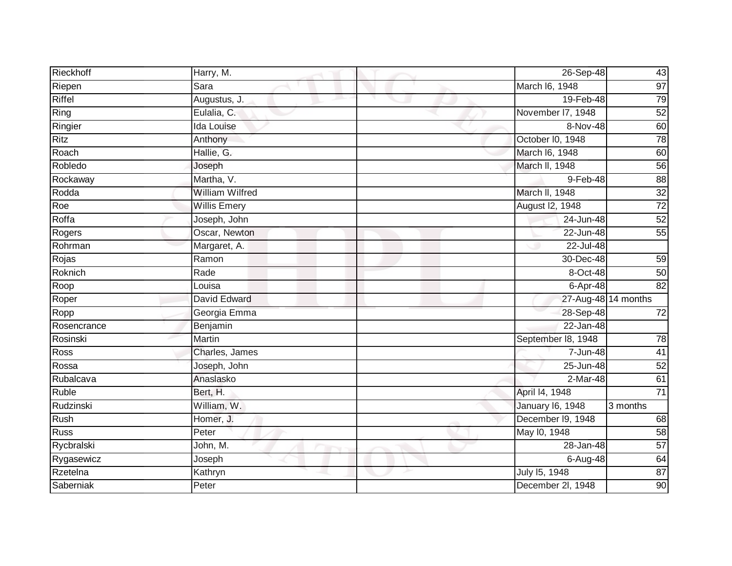| Rieckhoff | Harry, M. | | 26-Sep-48 | 43 |
|---|---|---|---|---|
| Riepen | Sara | | March l6, 1948 | 97 |
| Riffel | Augustus, J. | | 19-Feb-48 | 79 |
| Ring | Eulalia, C. | | November l7, 1948 | 52 |
| Ringier | Ida Louise | | 8-Nov-48 | 60 |
| Ritz | Anthony | | October l0, 1948 | 78 |
| Roach | Hallie, G. | | March l6, 1948 | 60 |
| Robledo | Joseph | | March ll, 1948 | 56 |
| Rockaway | Martha, V. | | 9-Feb-48 | 88 |
| Rodda | William Wilfred | | March ll, 1948 | 32 |
| Roe | Willis Emery | | August l2, 1948 | 72 |
| Roffa | Joseph, John | | 24-Jun-48 | 52 |
| Rogers | Oscar, Newton | | 22-Jun-48 | 55 |
| Rohrman | Margaret, A. | | 22-Jul-48 | |
| Rojas | Ramon | | 30-Dec-48 | 59 |
| Roknich | Rade | | 8-Oct-48 | 50 |
| Roop | Louisa | | 6-Apr-48 | 82 |
| Roper | David Edward | | 27-Aug-48 | 14 months |
| Ropp | Georgia Emma | | 28-Sep-48 | 72 |
| Rosencrance | Benjamin | | 22-Jan-48 | |
| Rosinski | Martin | | September l8, 1948 | 78 |
| Ross | Charles, James | | 7-Jun-48 | 41 |
| Rossa | Joseph, John | | 25-Jun-48 | 52 |
| Rubalcava | Anaslasko | | 2-Mar-48 | 61 |
| Ruble | Bert, H. | | April l4, 1948 | 71 |
| Rudzinski | William, W. | | January l6, 1948 | 3 months |
| Rush | Homer, J. | | December l9, 1948 | 68 |
| Russ | Peter | | May l0, 1948 | 58 |
| Rycbralski | John, M. | | 28-Jan-48 | 57 |
| Rygasewicz | Joseph | | 6-Aug-48 | 64 |
| Rzetelna | Kathryn | | July l5, 1948 | 87 |
| Saberniak | Peter | | December 2l, 1948 | 90 |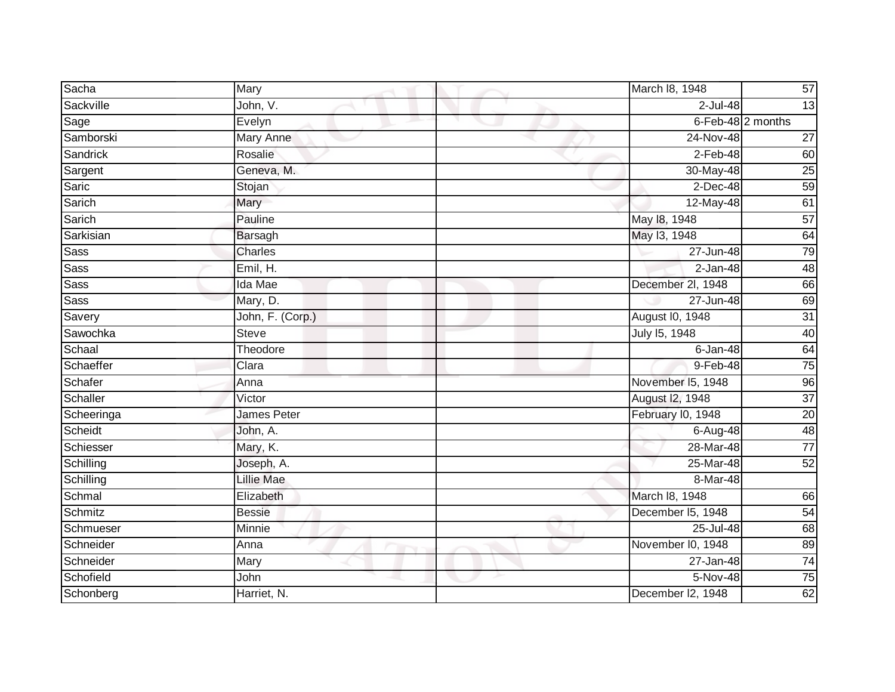| Sacha | Mary | | March l8, 1948 | 57 |
|---|---|---|---|---|
| Sackville | John, V. | | 2-Jul-48 | 13 |
| Sage | Evelyn | | 6-Feb-48 | 2 months |
| Samborski | Mary Anne | | 24-Nov-48 | 27 |
| Sandrick | Rosalie | | 2-Feb-48 | 60 |
| Sargent | Geneva, M. | | 30-May-48 | 25 |
| Saric | Stojan | | 2-Dec-48 | 59 |
| Sarich | Mary | | 12-May-48 | 61 |
| Sarich | Pauline | | May l8, 1948 | 57 |
| Sarkisian | Barsagh | | May l3, 1948 | 64 |
| Sass | Charles | | 27-Jun-48 | 79 |
| Sass | Emil, H. | | 2-Jan-48 | 48 |
| Sass | Ida Mae | | December 2l, 1948 | 66 |
| Sass | Mary, D. | | 27-Jun-48 | 69 |
| Savery | John, F. (Corp.) | | August l0, 1948 | 31 |
| Sawochka | Steve | | July l5, 1948 | 40 |
| Schaal | Theodore | | 6-Jan-48 | 64 |
| Schaeffer | Clara | | 9-Feb-48 | 75 |
| Schafer | Anna | | November l5, 1948 | 96 |
| Schaller | Victor | | August l2, 1948 | 37 |
| Scheeringa | James Peter | | February l0, 1948 | 20 |
| Scheidt | John, A. | | 6-Aug-48 | 48 |
| Schiesser | Mary, K. | | 28-Mar-48 | 77 |
| Schilling | Joseph, A. | | 25-Mar-48 | 52 |
| Schilling | Lillie Mae | | 8-Mar-48 | |
| Schmal | Elizabeth | | March l8, 1948 | 66 |
| Schmitz | Bessie | | December l5, 1948 | 54 |
| Schmueser | Minnie | | 25-Jul-48 | 68 |
| Schneider | Anna | | November l0, 1948 | 89 |
| Schneider | Mary | | 27-Jan-48 | 74 |
| Schofield | John | | 5-Nov-48 | 75 |
| Schonberg | Harriet, N. | | December l2, 1948 | 62 |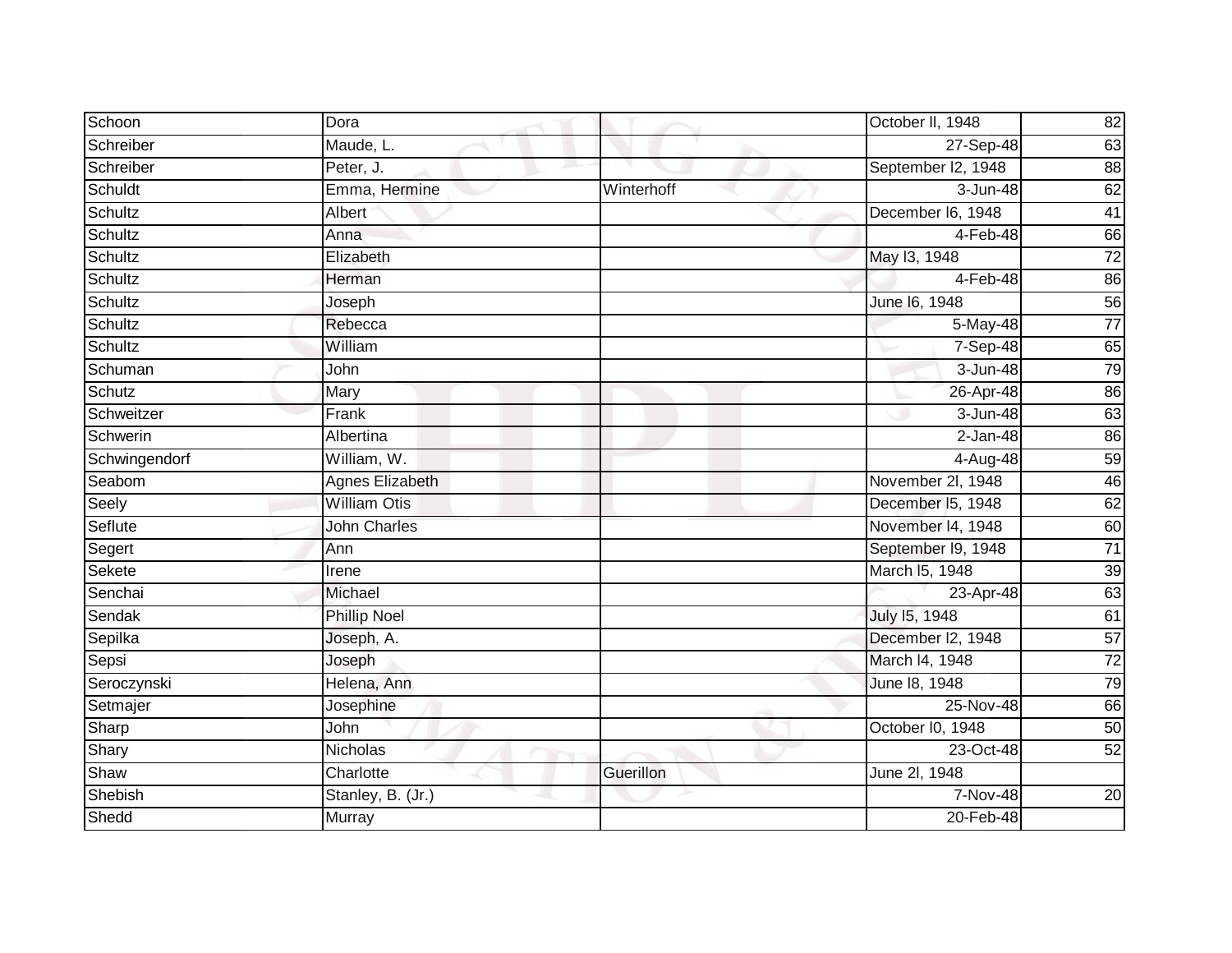| | | | | |
|---|---|---|---|---|
| Schoon | Dora | | October ll, 1948 | 82 |
| Schreiber | Maude, L. | | 27-Sep-48 | 63 |
| Schreiber | Peter, J. | | September l2, 1948 | 88 |
| Schuldt | Emma, Hermine | Winterhoff | 3-Jun-48 | 62 |
| Schultz | Albert | | December l6, 1948 | 41 |
| Schultz | Anna | | 4-Feb-48 | 66 |
| Schultz | Elizabeth | | May l3, 1948 | 72 |
| Schultz | Herman | | 4-Feb-48 | 86 |
| Schultz | Joseph | | June l6, 1948 | 56 |
| Schultz | Rebecca | | 5-May-48 | 77 |
| Schultz | William | | 7-Sep-48 | 65 |
| Schuman | John | | 3-Jun-48 | 79 |
| Schutz | Mary | | 26-Apr-48 | 86 |
| Schweitzer | Frank | | 3-Jun-48 | 63 |
| Schwerin | Albertina | | 2-Jan-48 | 86 |
| Schwingendorf | William, W. | | 4-Aug-48 | 59 |
| Seabom | Agnes Elizabeth | | November 2l, 1948 | 46 |
| Seely | William Otis | | December l5, 1948 | 62 |
| Seflute | John Charles | | November l4, 1948 | 60 |
| Segert | Ann | | September l9, 1948 | 71 |
| Sekete | Irene | | March l5, 1948 | 39 |
| Senchai | Michael | | 23-Apr-48 | 63 |
| Sendak | Phillip Noel | | July l5, 1948 | 61 |
| Sepilka | Joseph, A. | | December l2, 1948 | 57 |
| Sepsi | Joseph | | March l4, 1948 | 72 |
| Seroczynski | Helena, Ann | | June l8, 1948 | 79 |
| Setmajer | Josephine | | 25-Nov-48 | 66 |
| Sharp | John | | October l0, 1948 | 50 |
| Shary | Nicholas | | 23-Oct-48 | 52 |
| Shaw | Charlotte | Guerillon | June 2l, 1948 | |
| Shebish | Stanley, B. (Jr.) | | 7-Nov-48 | 20 |
| Shedd | Murray | | 20-Feb-48 | |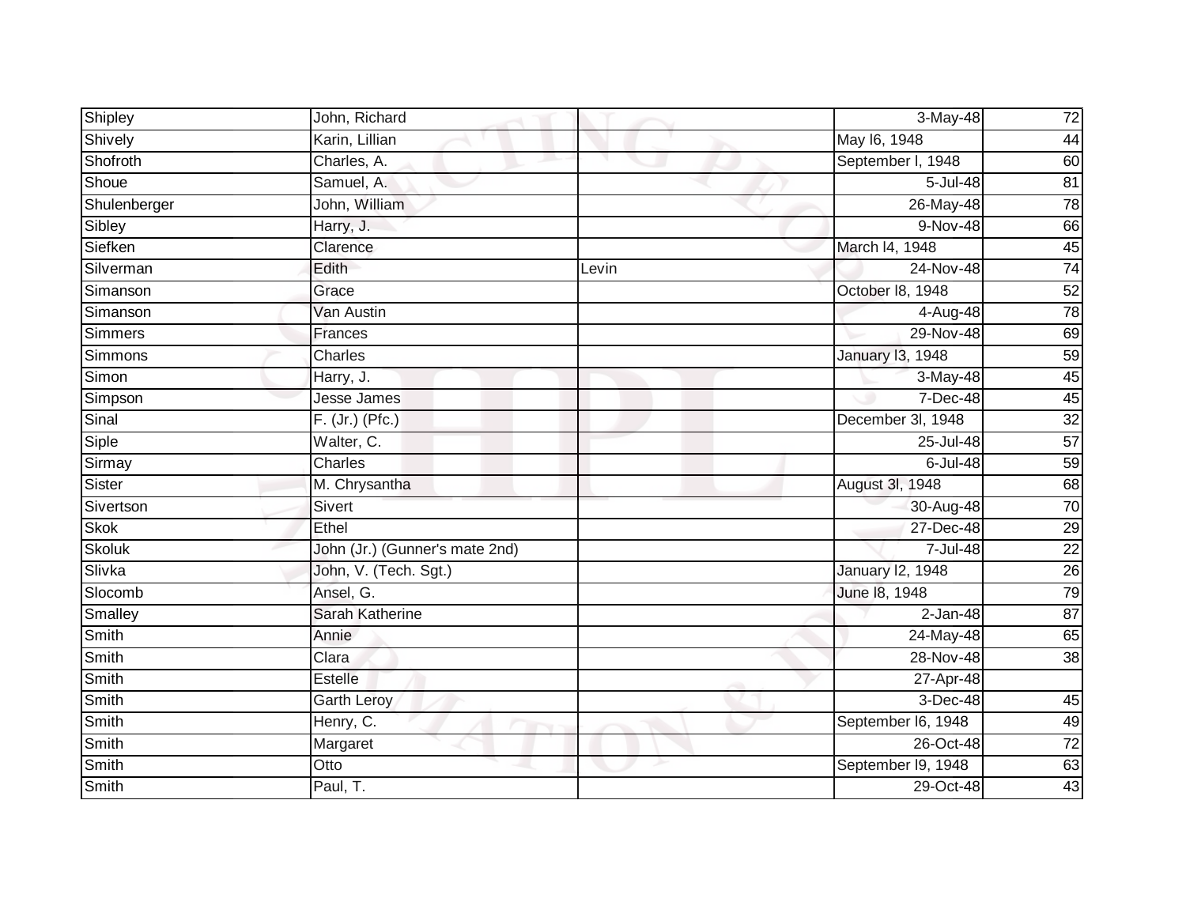| | | | | |
|---|---|---|---|---|
| Shipley | John, Richard | | 3-May-48 | 72 |
| Shively | Karin, Lillian | | May l6, 1948 | 44 |
| Shofroth | Charles, A. | | September l, 1948 | 60 |
| Shoue | Samuel, A. | | 5-Jul-48 | 81 |
| Shulenberger | John, William | | 26-May-48 | 78 |
| Sibley | Harry, J. | | 9-Nov-48 | 66 |
| Siefken | Clarence | | March l4, 1948 | 45 |
| Silverman | Edith | Levin | 24-Nov-48 | 74 |
| Simanson | Grace | | October l8, 1948 | 52 |
| Simanson | Van Austin | | 4-Aug-48 | 78 |
| Simmers | Frances | | 29-Nov-48 | 69 |
| Simmons | Charles | | January l3, 1948 | 59 |
| Simon | Harry, J. | | 3-May-48 | 45 |
| Simpson | Jesse James | | 7-Dec-48 | 45 |
| Sinal | F. (Jr.) (Pfc.) | | December 3l, 1948 | 32 |
| Siple | Walter, C. | | 25-Jul-48 | 57 |
| Sirmay | Charles | | 6-Jul-48 | 59 |
| Sister | M. Chrysantha | | August 3l, 1948 | 68 |
| Sivertson | Sivert | | 30-Aug-48 | 70 |
| Skok | Ethel | | 27-Dec-48 | 29 |
| Skoluk | John (Jr.) (Gunner's mate 2nd) | | 7-Jul-48 | 22 |
| Slivka | John, V. (Tech. Sgt.) | | January l2, 1948 | 26 |
| Slocomb | Ansel, G. | | June l8, 1948 | 79 |
| Smalley | Sarah Katherine | | 2-Jan-48 | 87 |
| Smith | Annie | | 24-May-48 | 65 |
| Smith | Clara | | 28-Nov-48 | 38 |
| Smith | Estelle | | 27-Apr-48 | |
| Smith | Garth Leroy | | 3-Dec-48 | 45 |
| Smith | Henry, C. | | September l6, 1948 | 49 |
| Smith | Margaret | | 26-Oct-48 | 72 |
| Smith | Otto | | September l9, 1948 | 63 |
| Smith | Paul, T. | | 29-Oct-48 | 43 |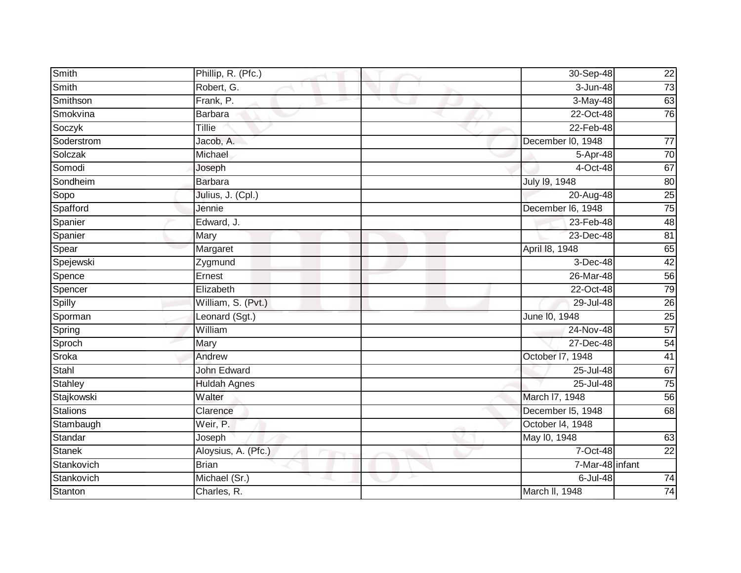| Smith | Phillip, R. (Pfc.) | | 30-Sep-48 | 22 |
|---|---|---|---|---|
| Smith | Robert, G. | | 3-Jun-48 | 73 |
| Smithson | Frank, P. | | 3-May-48 | 63 |
| Smokvina | Barbara | | 22-Oct-48 | 76 |
| Soczyk | Tillie | | 22-Feb-48 | |
| Soderstrom | Jacob, A. | | December l0, 1948 | 77 |
| Solczak | Michael | | 5-Apr-48 | 70 |
| Somodi | Joseph | | 4-Oct-48 | 67 |
| Sondheim | Barbara | | July l9, 1948 | 80 |
| Sopo | Julius, J. (Cpl.) | | 20-Aug-48 | 25 |
| Spafford | Jennie | | December l6, 1948 | 75 |
| Spanier | Edward, J. | | 23-Feb-48 | 48 |
| Spanier | Mary | | 23-Dec-48 | 81 |
| Spear | Margaret | | April l8, 1948 | 65 |
| Spejewski | Zygmund | | 3-Dec-48 | 42 |
| Spence | Ernest | | 26-Mar-48 | 56 |
| Spencer | Elizabeth | | 22-Oct-48 | 79 |
| Spilly | William, S. (Pvt.) | | 29-Jul-48 | 26 |
| Sporman | Leonard (Sgt.) | | June l0, 1948 | 25 |
| Spring | William | | 24-Nov-48 | 57 |
| Sproch | Mary | | 27-Dec-48 | 54 |
| Sroka | Andrew | | October l7, 1948 | 41 |
| Stahl | John Edward | | 25-Jul-48 | 67 |
| Stahley | Huldah Agnes | | 25-Jul-48 | 75 |
| Stajkowski | Walter | | March l7, 1948 | 56 |
| Stalions | Clarence | | December l5, 1948 | 68 |
| Stambaugh | Weir, P. | | October l4, 1948 | |
| Standar | Joseph | | May l0, 1948 | 63 |
| Stanek | Aloysius, A. (Pfc.) | | 7-Oct-48 | 22 |
| Stankovich | Brian | | 7-Mar-48 | infant |
| Stankovich | Michael (Sr.) | | 6-Jul-48 | 74 |
| Stanton | Charles, R. | | March ll, 1948 | 74 |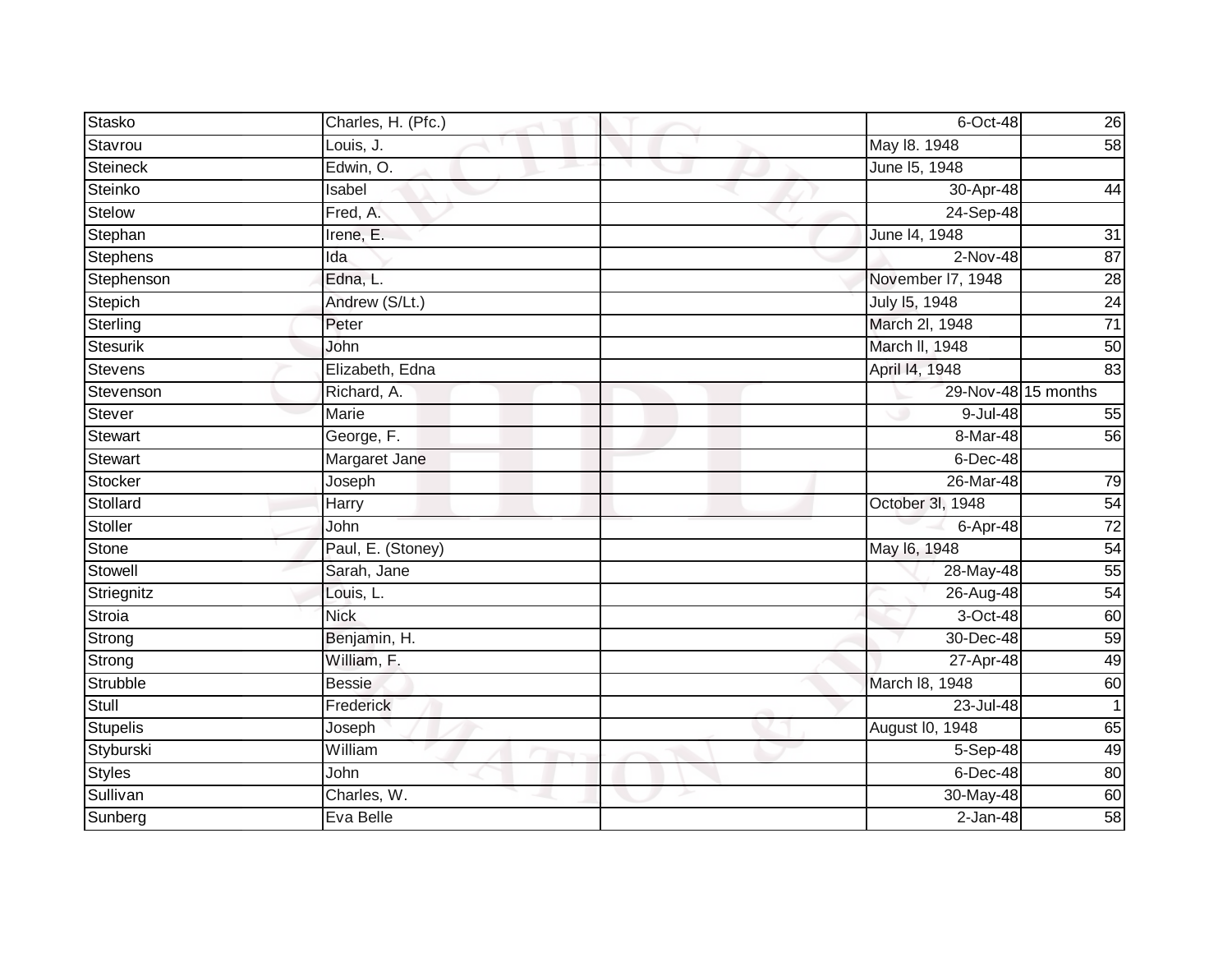| | | | | |
|---|---|---|---|---|
| Stasko | Charles, H. (Pfc.) | | 6-Oct-48 | 26 |
| Stavrou | Louis, J. | | May l8. 1948 | 58 |
| Steineck | Edwin, O. | | June l5, 1948 | |
| Steinko | Isabel | | 30-Apr-48 | 44 |
| Stelow | Fred, A. | | 24-Sep-48 | |
| Stephan | Irene, E. | | June l4, 1948 | 31 |
| Stephens | Ida | | 2-Nov-48 | 87 |
| Stephenson | Edna, L. | | November l7, 1948 | 28 |
| Stepich | Andrew (S/Lt.) | | July l5, 1948 | 24 |
| Sterling | Peter | | March 2l, 1948 | 71 |
| Stesurik | John | | March ll, 1948 | 50 |
| Stevens | Elizabeth, Edna | | April l4, 1948 | 83 |
| Stevenson | Richard, A. | | 29-Nov-48 | 15 months |
| Stever | Marie | | 9-Jul-48 | 55 |
| Stewart | George, F. | | 8-Mar-48 | 56 |
| Stewart | Margaret Jane | | 6-Dec-48 | |
| Stocker | Joseph | | 26-Mar-48 | 79 |
| Stollard | Harry | | October 3l, 1948 | 54 |
| Stoller | John | | 6-Apr-48 | 72 |
| Stone | Paul, E. (Stoney) | | May l6, 1948 | 54 |
| Stowell | Sarah, Jane | | 28-May-48 | 55 |
| Striegnitz | Louis, L. | | 26-Aug-48 | 54 |
| Stroia | Nick | | 3-Oct-48 | 60 |
| Strong | Benjamin, H. | | 30-Dec-48 | 59 |
| Strong | William, F. | | 27-Apr-48 | 49 |
| Strubble | Bessie | | March l8, 1948 | 60 |
| Stull | Frederick | | 23-Jul-48 | 1 |
| Stupelis | Joseph | | August l0, 1948 | 65 |
| Styburski | William | | 5-Sep-48 | 49 |
| Styles | John | | 6-Dec-48 | 80 |
| Sullivan | Charles, W. | | 30-May-48 | 60 |
| Sunberg | Eva Belle | | 2-Jan-48 | 58 |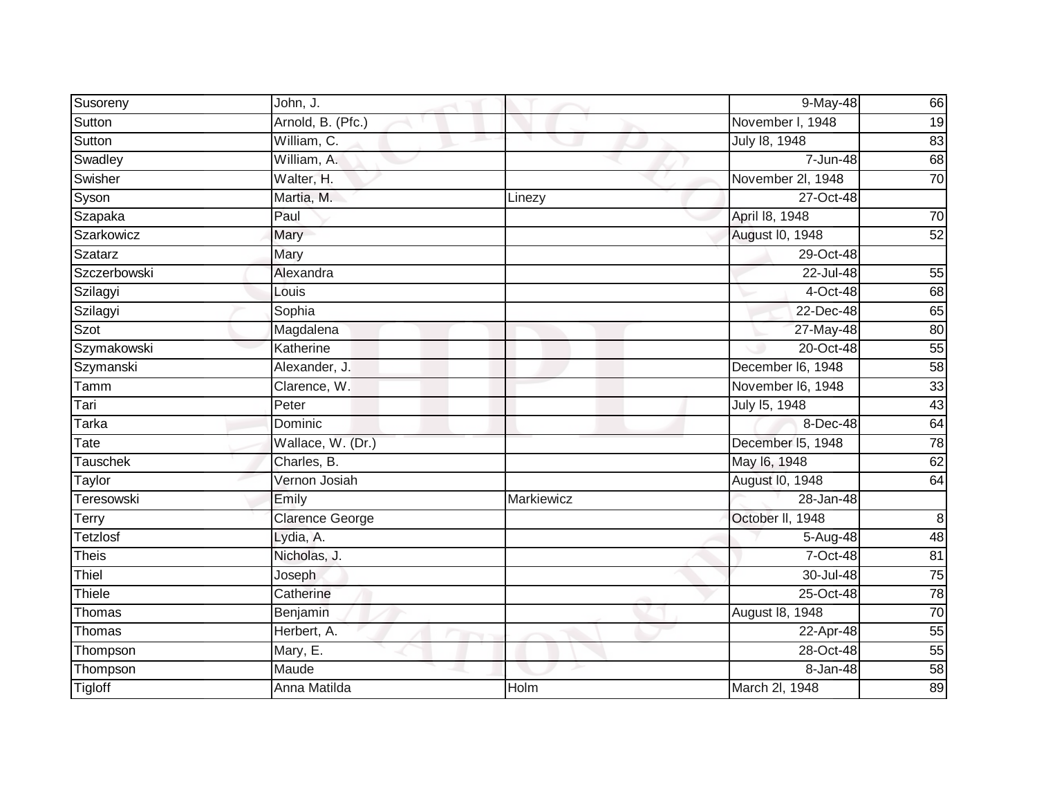| | | | | |
|---|---|---|---|---|
| Susoreny | John, J. | | 9-May-48 | 66 |
| Sutton | Arnold, B. (Pfc.) | | November l, 1948 | 19 |
| Sutton | William, C. | | July l8, 1948 | 83 |
| Swadley | William, A. | | 7-Jun-48 | 68 |
| Swisher | Walter, H. | | November 2l, 1948 | 70 |
| Syson | Martia, M. | Linezy | 27-Oct-48 | |
| Szapaka | Paul | | April l8, 1948 | 70 |
| Szarkowicz | Mary | | August l0, 1948 | 52 |
| Szatarz | Mary | | 29-Oct-48 | |
| Szczerbowski | Alexandra | | 22-Jul-48 | 55 |
| Szilagyi | Louis | | 4-Oct-48 | 68 |
| Szilagyi | Sophia | | 22-Dec-48 | 65 |
| Szot | Magdalena | | 27-May-48 | 80 |
| Szymakowski | Katherine | | 20-Oct-48 | 55 |
| Szymanski | Alexander, J. | | December l6, 1948 | 58 |
| Tamm | Clarence, W. | | November l6, 1948 | 33 |
| Tari | Peter | | July l5, 1948 | 43 |
| Tarka | Dominic | | 8-Dec-48 | 64 |
| Tate | Wallace, W. (Dr.) | | December l5, 1948 | 78 |
| Tauschek | Charles, B. | | May l6, 1948 | 62 |
| Taylor | Vernon Josiah | | August l0, 1948 | 64 |
| Teresowski | Emily | Markiewicz | 28-Jan-48 | |
| Terry | Clarence George | | October ll, 1948 | 8 |
| Tetzlosf | Lydia, A. | | 5-Aug-48 | 48 |
| Theis | Nicholas, J. | | 7-Oct-48 | 81 |
| Thiel | Joseph | | 30-Jul-48 | 75 |
| Thiele | Catherine | | 25-Oct-48 | 78 |
| Thomas | Benjamin | | August l8, 1948 | 70 |
| Thomas | Herbert, A. | | 22-Apr-48 | 55 |
| Thompson | Mary, E. | | 28-Oct-48 | 55 |
| Thompson | Maude | | 8-Jan-48 | 58 |
| Tigloff | Anna Matilda | Holm | March 2l, 1948 | 89 |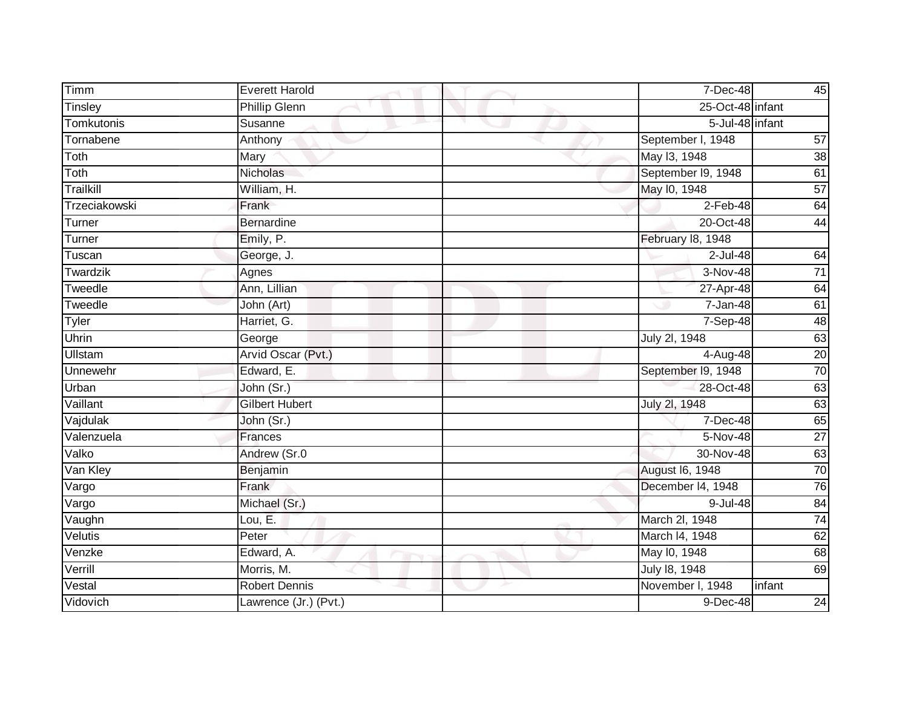| Timm | Everett Harold | | 7-Dec-48 | 45 |
|---|---|---|---|---|
| Tinsley | Phillip Glenn | | 25-Oct-48 | infant |
| Tomkutonis | Susanne | | 5-Jul-48 | infant |
| Tornabene | Anthony | | September l, 1948 | 57 |
| Toth | Mary | | May l3, 1948 | 38 |
| Toth | Nicholas | | September l9, 1948 | 61 |
| Trailkill | William, H. | | May l0, 1948 | 57 |
| Trzeciakowski | Frank | | 2-Feb-48 | 64 |
| Turner | Bernardine | | 20-Oct-48 | 44 |
| Turner | Emily, P. | | February l8, 1948 | |
| Tuscan | George, J. | | 2-Jul-48 | 64 |
| Twardzik | Agnes | | 3-Nov-48 | 71 |
| Tweedle | Ann, Lillian | | 27-Apr-48 | 64 |
| Tweedle | John (Art) | | 7-Jan-48 | 61 |
| Tyler | Harriet, G. | | 7-Sep-48 | 48 |
| Uhrin | George | | July 2l, 1948 | 63 |
| Ullstam | Arvid Oscar (Pvt.) | | 4-Aug-48 | 20 |
| Unnewehr | Edward, E. | | September l9, 1948 | 70 |
| Urban | John (Sr.) | | 28-Oct-48 | 63 |
| Vaillant | Gilbert Hubert | | July 2l, 1948 | 63 |
| Vajdulak | John (Sr.) | | 7-Dec-48 | 65 |
| Valenzuela | Frances | | 5-Nov-48 | 27 |
| Valko | Andrew (Sr.0 | | 30-Nov-48 | 63 |
| Van Kley | Benjamin | | August l6, 1948 | 70 |
| Vargo | Frank | | December l4, 1948 | 76 |
| Vargo | Michael (Sr.) | | 9-Jul-48 | 84 |
| Vaughn | Lou, E. | | March 2l, 1948 | 74 |
| Velutis | Peter | | March l4, 1948 | 62 |
| Venzke | Edward, A. | | May l0, 1948 | 68 |
| Verrill | Morris, M. | | July l8, 1948 | 69 |
| Vestal | Robert Dennis | | November l, 1948 | infant |
| Vidovich | Lawrence (Jr.) (Pvt.) | | 9-Dec-48 | 24 |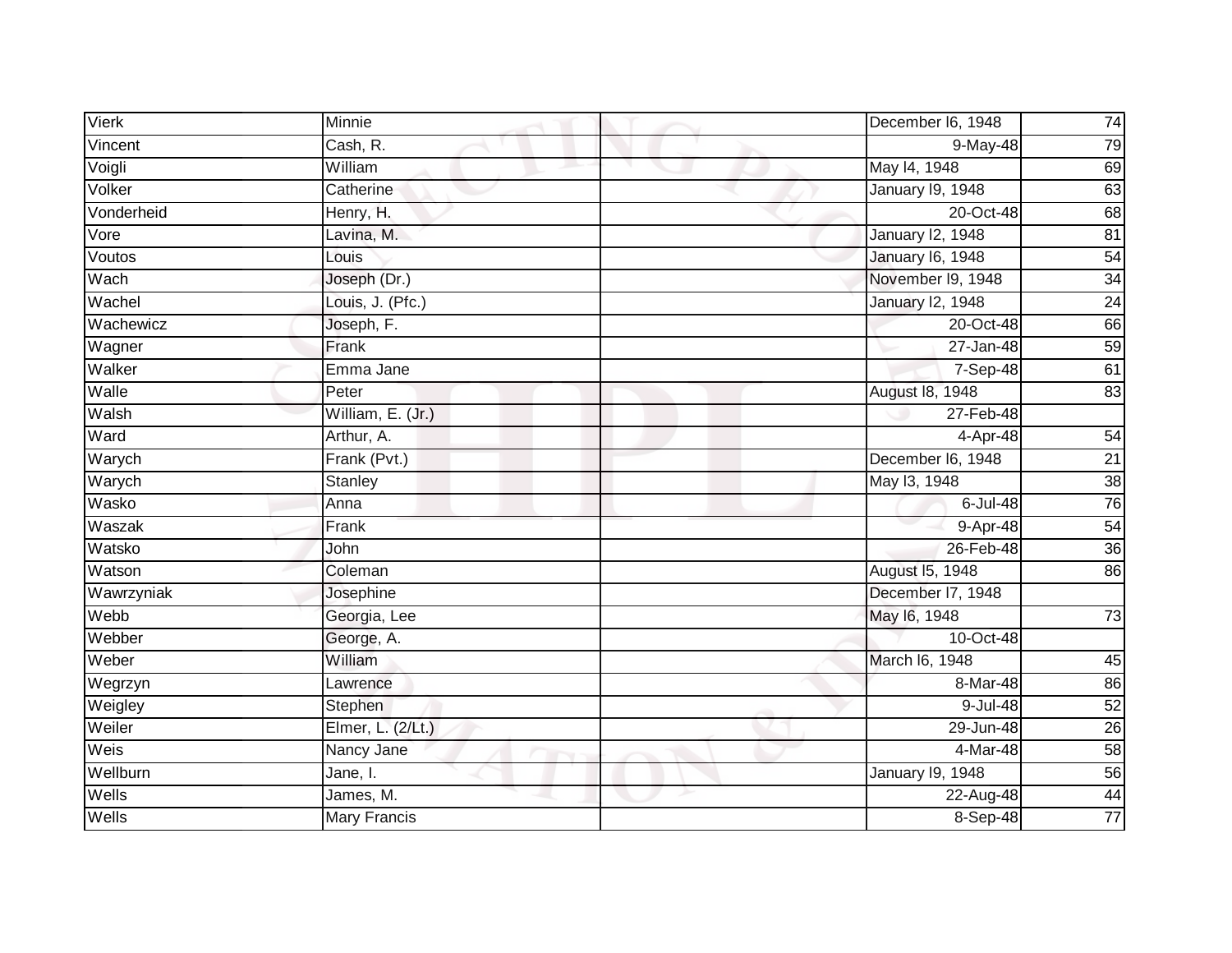| | | | | |
|---|---|---|---|---|
| Vierk | Minnie | | December l6, 1948 | 74 |
| Vincent | Cash, R. | | 9-May-48 | 79 |
| Voigli | William | | May l4, 1948 | 69 |
| Volker | Catherine | | January l9, 1948 | 63 |
| Vonderheid | Henry, H. | | 20-Oct-48 | 68 |
| Vore | Lavina, M. | | January l2, 1948 | 81 |
| Voutos | Louis | | January l6, 1948 | 54 |
| Wach | Joseph (Dr.) | | November l9, 1948 | 34 |
| Wachel | Louis, J. (Pfc.) | | January l2, 1948 | 24 |
| Wachewicz | Joseph, F. | | 20-Oct-48 | 66 |
| Wagner | Frank | | 27-Jan-48 | 59 |
| Walker | Emma Jane | | 7-Sep-48 | 61 |
| Walle | Peter | | August l8, 1948 | 83 |
| Walsh | William, E. (Jr.) | | 27-Feb-48 | |
| Ward | Arthur, A. | | 4-Apr-48 | 54 |
| Warych | Frank (Pvt.) | | December l6, 1948 | 21 |
| Warych | Stanley | | May l3, 1948 | 38 |
| Wasko | Anna | | 6-Jul-48 | 76 |
| Waszak | Frank | | 9-Apr-48 | 54 |
| Watsko | John | | 26-Feb-48 | 36 |
| Watson | Coleman | | August l5, 1948 | 86 |
| Wawrzyniak | Josephine | | December l7, 1948 | |
| Webb | Georgia, Lee | | May l6, 1948 | 73 |
| Webber | George, A. | | 10-Oct-48 | |
| Weber | William | | March l6, 1948 | 45 |
| Wegrzyn | Lawrence | | 8-Mar-48 | 86 |
| Weigley | Stephen | | 9-Jul-48 | 52 |
| Weiler | Elmer, L. (2/Lt.) | | 29-Jun-48 | 26 |
| Weis | Nancy Jane | | 4-Mar-48 | 58 |
| Wellburn | Jane, I. | | January l9, 1948 | 56 |
| Wells | James, M. | | 22-Aug-48 | 44 |
| Wells | Mary Francis | | 8-Sep-48 | 77 |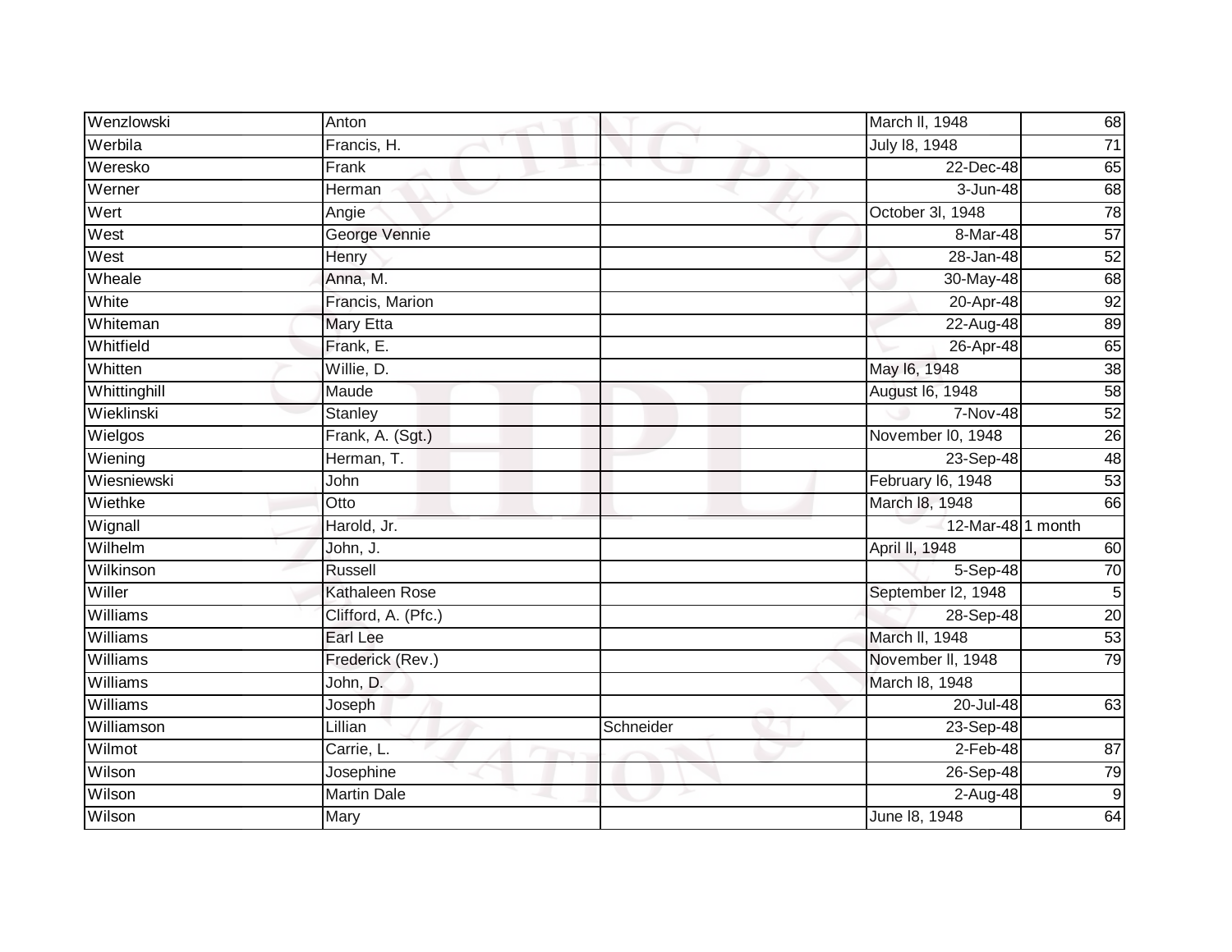| | | | | |
|---|---|---|---|---|
| Wenzlowski | Anton | | March ll, 1948 | 68 |
| Werbila | Francis, H. | | July l8, 1948 | 71 |
| Weresko | Frank | | 22-Dec-48 | 65 |
| Werner | Herman | | 3-Jun-48 | 68 |
| Wert | Angie | | October 3l, 1948 | 78 |
| West | George Vennie | | 8-Mar-48 | 57 |
| West | Henry | | 28-Jan-48 | 52 |
| Wheale | Anna, M. | | 30-May-48 | 68 |
| White | Francis, Marion | | 20-Apr-48 | 92 |
| Whiteman | Mary Etta | | 22-Aug-48 | 89 |
| Whitfield | Frank, E. | | 26-Apr-48 | 65 |
| Whitten | Willie, D. | | May l6, 1948 | 38 |
| Whittinghill | Maude | | August l6, 1948 | 58 |
| Wieklinski | Stanley | | 7-Nov-48 | 52 |
| Wielgos | Frank, A. (Sgt.) | | November l0, 1948 | 26 |
| Wiening | Herman, T. | | 23-Sep-48 | 48 |
| Wiesniewski | John | | February l6, 1948 | 53 |
| Wiethke | Otto | | March l8, 1948 | 66 |
| Wignall | Harold, Jr. | | 12-Mar-48 | 1 month |
| Wilhelm | John, J. | | April ll, 1948 | 60 |
| Wilkinson | Russell | | 5-Sep-48 | 70 |
| Willer | Kathaleen Rose | | September l2, 1948 | 5 |
| Williams | Clifford, A. (Pfc.) | | 28-Sep-48 | 20 |
| Williams | Earl Lee | | March ll, 1948 | 53 |
| Williams | Frederick (Rev.) | | November ll, 1948 | 79 |
| Williams | John, D. | | March l8, 1948 | |
| Williams | Joseph | | 20-Jul-48 | 63 |
| Williamson | Lillian | Schneider | 23-Sep-48 | |
| Wilmot | Carrie, L. | | 2-Feb-48 | 87 |
| Wilson | Josephine | | 26-Sep-48 | 79 |
| Wilson | Martin Dale | | 2-Aug-48 | 9 |
| Wilson | Mary | | June l8, 1948 | 64 |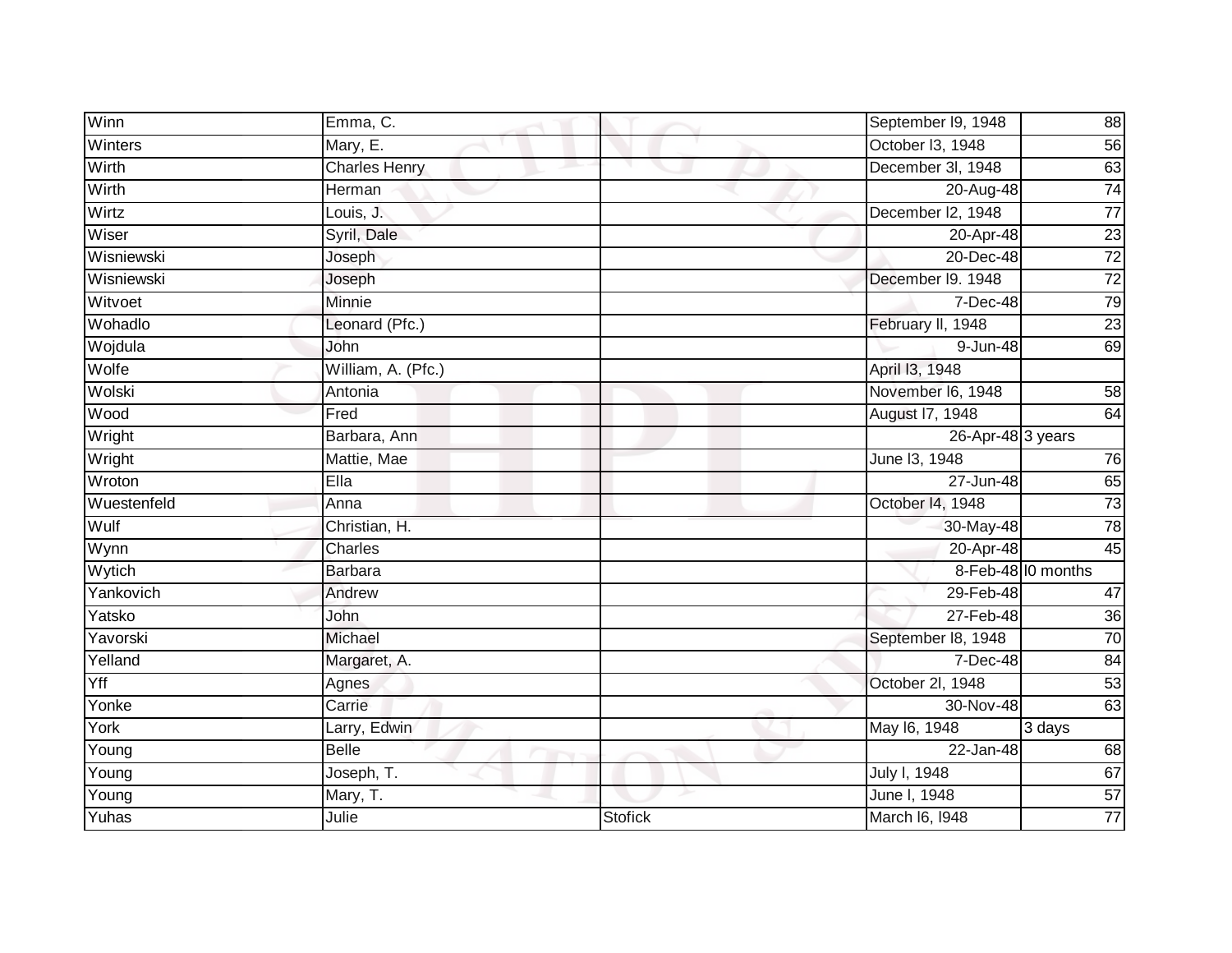| Winn | Emma, C. | | September l9, 1948 | 88 |
|---|---|---|---|---|
| Winters | Mary, E. | | October l3, 1948 | 56 |
| Wirth | Charles Henry | | December 3l, 1948 | 63 |
| Wirth | Herman | | 20-Aug-48 | 74 |
| Wirtz | Louis, J. | | December l2, 1948 | 77 |
| Wiser | Syril, Dale | | 20-Apr-48 | 23 |
| Wisniewski | Joseph | | 20-Dec-48 | 72 |
| Wisniewski | Joseph | | December l9. 1948 | 72 |
| Witvoet | Minnie | | 7-Dec-48 | 79 |
| Wohadlo | Leonard (Pfc.) | | February ll, 1948 | 23 |
| Wojdula | John | | 9-Jun-48 | 69 |
| Wolfe | William, A. (Pfc.) | | April l3, 1948 | |
| Wolski | Antonia | | November l6, 1948 | 58 |
| Wood | Fred | | August l7, 1948 | 64 |
| Wright | Barbara, Ann | | 26-Apr-48 | 3 years |
| Wright | Mattie, Mae | | June l3, 1948 | 76 |
| Wroton | Ella | | 27-Jun-48 | 65 |
| Wuestenfeld | Anna | | October l4, 1948 | 73 |
| Wulf | Christian, H. | | 30-May-48 | 78 |
| Wynn | Charles | | 20-Apr-48 | 45 |
| Wytich | Barbara | | 8-Feb-48 | l0 months |
| Yankovich | Andrew | | 29-Feb-48 | 47 |
| Yatsko | John | | 27-Feb-48 | 36 |
| Yavorski | Michael | | September l8, 1948 | 70 |
| Yelland | Margaret, A. | | 7-Dec-48 | 84 |
| Yff | Agnes | | October 2l, 1948 | 53 |
| Yonke | Carrie | | 30-Nov-48 | 63 |
| York | Larry, Edwin | | May l6, 1948 | 3 days |
| Young | Belle | | 22-Jan-48 | 68 |
| Young | Joseph, T. | | July l, 1948 | 67 |
| Young | Mary, T. | | June l, 1948 | 57 |
| Yuhas | Julie | Stofick | March l6, l948 | 77 |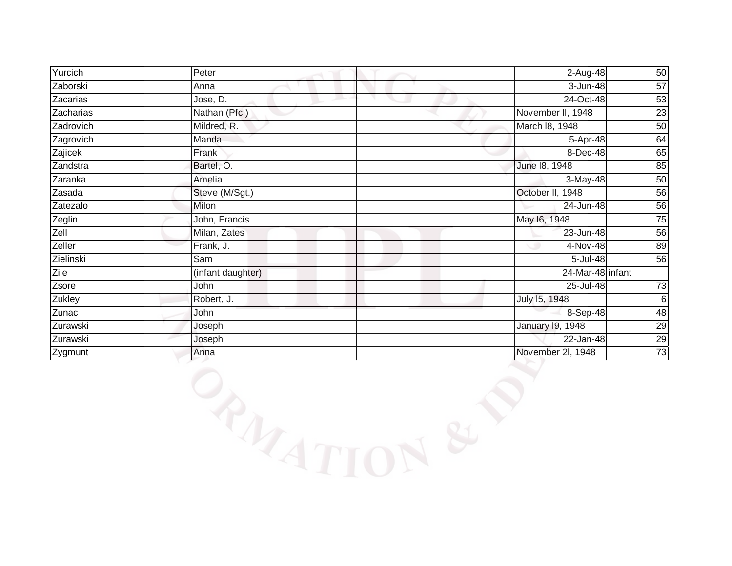| | | | | |
|---|---|---|---|---|
| Yurcich | Peter | | 2-Aug-48 | 50 |
| Zaborski | Anna | | 3-Jun-48 | 57 |
| Zacarias | Jose, D. | | 24-Oct-48 | 53 |
| Zacharias | Nathan (Pfc.) | | November ll, 1948 | 23 |
| Zadrovich | Mildred, R. | | March l8, 1948 | 50 |
| Zagrovich | Manda | | 5-Apr-48 | 64 |
| Zajicek | Frank | | 8-Dec-48 | 65 |
| Zandstra | Bartel, O. | | June l8, 1948 | 85 |
| Zaranka | Amelia | | 3-May-48 | 50 |
| Zasada | Steve (M/Sgt.) | | October ll, 1948 | 56 |
| Zatezalo | Milon | | 24-Jun-48 | 56 |
| Zeglin | John, Francis | | May l6, 1948 | 75 |
| Zell | Milan, Zates | | 23-Jun-48 | 56 |
| Zeller | Frank, J. | | 4-Nov-48 | 89 |
| Zielinski | Sam | | 5-Jul-48 | 56 |
| Zile | (infant daughter) | | 24-Mar-48 | infant |
| Zsore | John | | 25-Jul-48 | 73 |
| Zukley | Robert, J. | | July l5, 1948 | 6 |
| Zunac | John | | 8-Sep-48 | 48 |
| Zurawski | Joseph | | January l9, 1948 | 29 |
| Zurawski | Joseph | | 22-Jan-48 | 29 |
| Zygmunt | Anna | | November 2l, 1948 | 73 |